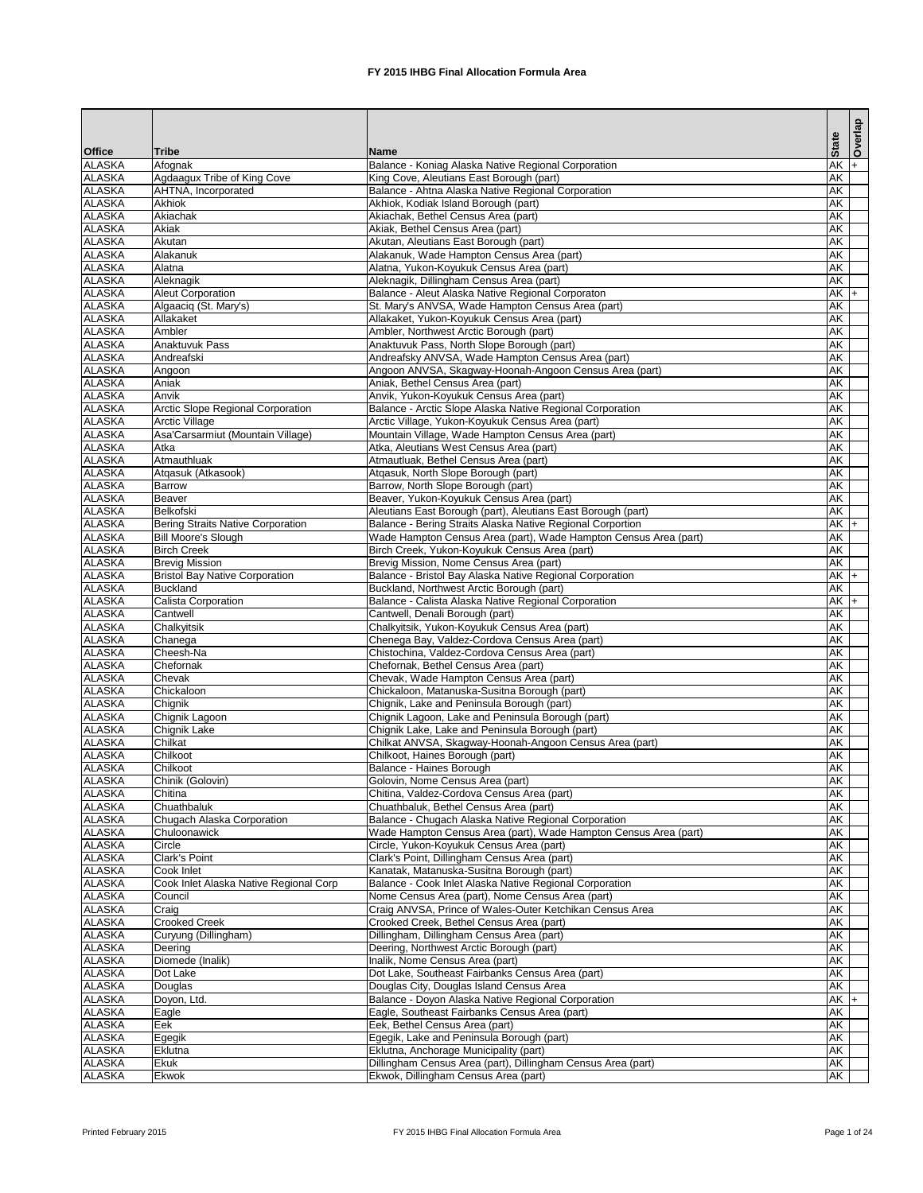# FY 2015 IHBG Final Allocation Formula Area

| Office | Tribe | Name | State | Overlap |
|---|---|---|---|---|
| ALASKA | Afognak | Balance - Koniag Alaska Native Regional Corporation | AK | + |
| ALASKA | Agdaagux Tribe of King Cove | King Cove, Aleutians East Borough (part) | AK | |
| ALASKA | AHTNA, Incorporated | Balance - Ahtna Alaska Native Regional Corporation | AK | |
| ALASKA | Akhiok | Akhiok, Kodiak Island Borough (part) | AK | |
| ALASKA | Akiachak | Akiachak, Bethel Census Area (part) | AK | |
| ALASKA | Akiak | Akiak, Bethel Census Area (part) | AK | |
| ALASKA | Akutan | Akutan, Aleutians East Borough (part) | AK | |
| ALASKA | Alakanuk | Alakanuk, Wade Hampton Census Area (part) | AK | |
| ALASKA | Alatna | Alatna, Yukon-Koyukuk Census Area (part) | AK | |
| ALASKA | Aleknagik | Aleknagik, Dillingham Census Area (part) | AK | |
| ALASKA | Aleut Corporation | Balance - Aleut Alaska Native Regional Corporaton | AK | + |
| ALASKA | Algaaciq (St. Mary's) | St. Mary's ANVSA, Wade Hampton Census Area (part) | AK | |
| ALASKA | Allakaket | Allakaket, Yukon-Koyukuk Census Area (part) | AK | |
| ALASKA | Ambler | Ambler, Northwest Arctic Borough (part) | AK | |
| ALASKA | Anaktuvuk Pass | Anaktuvuk Pass, North Slope Borough (part) | AK | |
| ALASKA | Andreafski | Andreafsky ANVSA, Wade Hampton Census Area (part) | AK | |
| ALASKA | Angoon | Angoon ANVSA, Skagway-Hoonah-Angoon Census Area (part) | AK | |
| ALASKA | Aniak | Aniak, Bethel Census Area (part) | AK | |
| ALASKA | Anvik | Anvik, Yukon-Koyukuk Census Area (part) | AK | |
| ALASKA | Arctic Slope Regional Corporation | Balance - Arctic Slope Alaska Native Regional Corporation | AK | |
| ALASKA | Arctic Village | Arctic Village, Yukon-Koyukuk Census Area (part) | AK | |
| ALASKA | Asa'Carsarmiut (Mountain Village) | Mountain Village, Wade Hampton Census Area (part) | AK | |
| ALASKA | Atka | Atka, Aleutians West Census Area (part) | AK | |
| ALASKA | Atmauthluak | Atmautluak, Bethel Census Area (part) | AK | |
| ALASKA | Atqasuk (Atkasook) | Atqasuk, North Slope Borough (part) | AK | |
| ALASKA | Barrow | Barrow, North Slope Borough (part) | AK | |
| ALASKA | Beaver | Beaver, Yukon-Koyukuk Census Area (part) | AK | |
| ALASKA | Belkofski | Aleutians East Borough (part), Aleutians East Borough (part) | AK | |
| ALASKA | Bering Straits Native Corporation | Balance - Bering Straits Alaska Native Regional Corportion | AK | + |
| ALASKA | Bill Moore's Slough | Wade Hampton Census Area (part), Wade Hampton Census Area (part) | AK | |
| ALASKA | Birch Creek | Birch Creek, Yukon-Koyukuk Census Area (part) | AK | |
| ALASKA | Brevig Mission | Brevig Mission, Nome Census Area (part) | AK | |
| ALASKA | Bristol Bay Native Corporation | Balance - Bristol Bay Alaska Native Regional Corporation | AK | + |
| ALASKA | Buckland | Buckland, Northwest Arctic Borough (part) | AK | |
| ALASKA | Calista Corporation | Balance - Calista Alaska Native Regional Corporation | AK | + |
| ALASKA | Cantwell | Cantwell, Denali Borough (part) | AK | |
| ALASKA | Chalkyitsik | Chalkyitsik, Yukon-Koyukuk Census Area (part) | AK | |
| ALASKA | Chanega | Chenega Bay, Valdez-Cordova Census Area (part) | AK | |
| ALASKA | Cheesh-Na | Chistochina, Valdez-Cordova Census Area (part) | AK | |
| ALASKA | Chefornak | Chefornak, Bethel Census Area (part) | AK | |
| ALASKA | Chevak | Chevak, Wade Hampton Census Area (part) | AK | |
| ALASKA | Chickaloon | Chickaloon, Matanuska-Susitna Borough (part) | AK | |
| ALASKA | Chignik | Chignik, Lake and Peninsula Borough (part) | AK | |
| ALASKA | Chignik Lagoon | Chignik Lagoon, Lake and Peninsula Borough (part) | AK | |
| ALASKA | Chignik Lake | Chignik Lake, Lake and Peninsula Borough (part) | AK | |
| ALASKA | Chilkat | Chilkat ANVSA, Skagway-Hoonah-Angoon Census Area (part) | AK | |
| ALASKA | Chilkoot | Chilkoot, Haines Borough (part) | AK | |
| ALASKA | Chilkoot | Balance - Haines Borough | AK | |
| ALASKA | Chinik (Golovin) | Golovin, Nome Census Area (part) | AK | |
| ALASKA | Chitina | Chitina, Valdez-Cordova Census Area (part) | AK | |
| ALASKA | Chuathbaluk | Chuathbaluk, Bethel Census Area (part) | AK | |
| ALASKA | Chugach Alaska Corporation | Balance - Chugach Alaska Native Regional Corporation | AK | |
| ALASKA | Chuloonawick | Wade Hampton Census Area (part), Wade Hampton Census Area (part) | AK | |
| ALASKA | Circle | Circle, Yukon-Koyukuk Census Area (part) | AK | |
| ALASKA | Clark's Point | Clark's Point, Dillingham Census Area (part) | AK | |
| ALASKA | Cook Inlet | Kanatak, Matanuska-Susitna Borough (part) | AK | |
| ALASKA | Cook Inlet Alaska Native Regional Corp | Balance - Cook Inlet Alaska Native Regional Corporation | AK | |
| ALASKA | Council | Nome Census Area (part), Nome Census Area (part) | AK | |
| ALASKA | Craig | Craig ANVSA, Prince of Wales-Outer Ketchikan Census Area | AK | |
| ALASKA | Crooked Creek | Crooked Creek, Bethel Census Area (part) | AK | |
| ALASKA | Curyung (Dillingham) | Dillingham, Dillingham Census Area (part) | AK | |
| ALASKA | Deering | Deering, Northwest Arctic Borough (part) | AK | |
| ALASKA | Diomede (Inalik) | Inalik, Nome Census Area (part) | AK | |
| ALASKA | Dot Lake | Dot Lake, Southeast Fairbanks Census Area (part) | AK | |
| ALASKA | Douglas | Douglas City, Douglas Island Census Area | AK | |
| ALASKA | Doyon, Ltd. | Balance - Doyon Alaska Native Regional Corporation | AK | + |
| ALASKA | Eagle | Eagle, Southeast Fairbanks Census Area (part) | AK | |
| ALASKA | Eek | Eek, Bethel Census Area (part) | AK | |
| ALASKA | Egegik | Egegik, Lake and Peninsula Borough (part) | AK | |
| ALASKA | Eklutna | Eklutna, Anchorage Municipality (part) | AK | |
| ALASKA | Ekuk | Dillingham Census Area (part), Dillingham Census Area (part) | AK | |
| ALASKA | Ekwok | Ekwok, Dillingham Census Area (part) | AK | |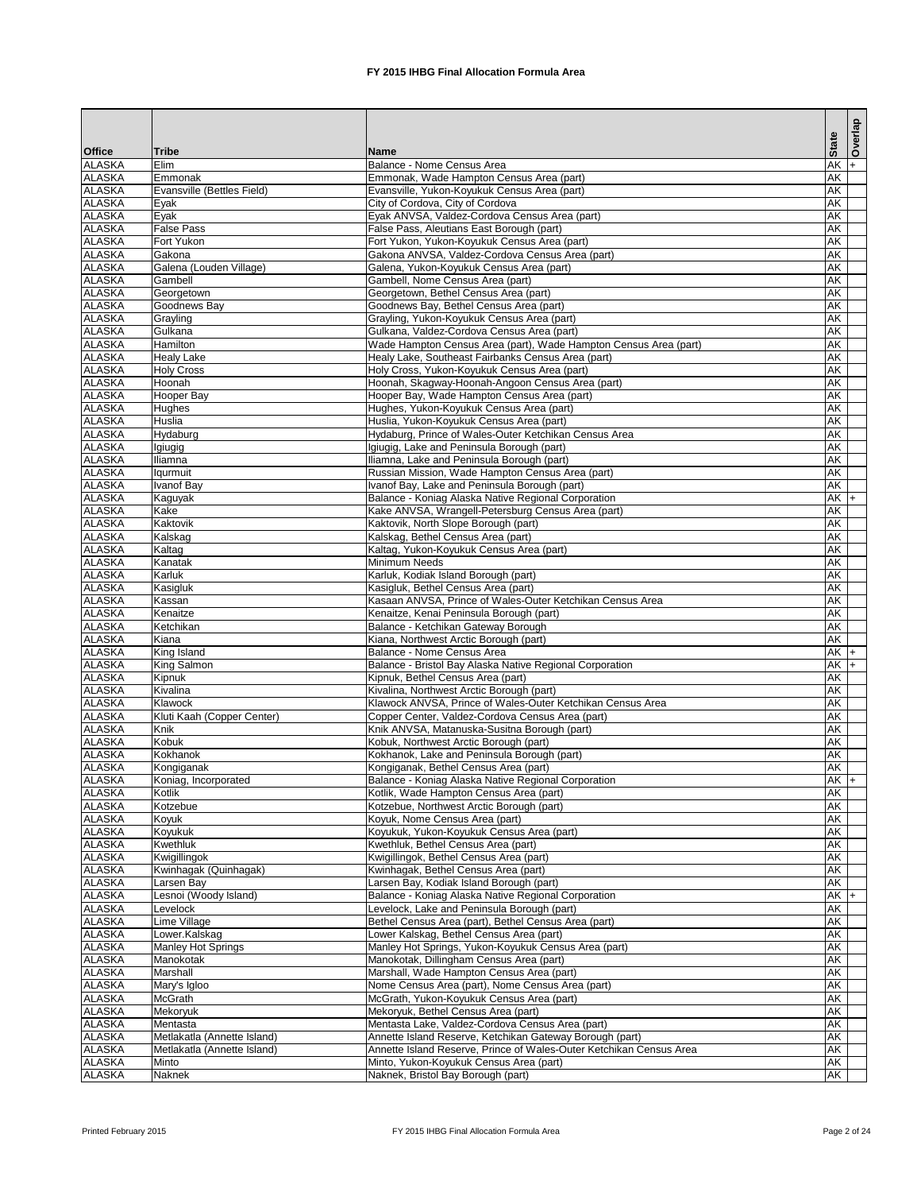# FY 2015 IHBG Final Allocation Formula Area

| Office | Tribe | Name | State | Overlap |
|---|---|---|---|---|
| ALASKA | Elim | Balance - Nome Census Area | AK | + |
| ALASKA | Emmonak | Emmonak, Wade Hampton Census Area (part) | AK | |
| ALASKA | Evansville (Bettles Field) | Evansville, Yukon-Koyukuk Census Area (part) | AK | |
| ALASKA | Eyak | City of Cordova, City of Cordova | AK | |
| ALASKA | Eyak | Eyak ANVSA, Valdez-Cordova Census Area (part) | AK | |
| ALASKA | False Pass | False Pass, Aleutians East Borough (part) | AK | |
| ALASKA | Fort Yukon | Fort Yukon, Yukon-Koyukuk Census Area (part) | AK | |
| ALASKA | Gakona | Gakona ANVSA, Valdez-Cordova Census Area (part) | AK | |
| ALASKA | Galena (Louden Village) | Galena, Yukon-Koyukuk Census Area (part) | AK | |
| ALASKA | Gambell | Gambell, Nome Census Area (part) | AK | |
| ALASKA | Georgetown | Georgetown, Bethel Census Area (part) | AK | |
| ALASKA | Goodnews Bay | Goodnews Bay, Bethel Census Area (part) | AK | |
| ALASKA | Grayling | Grayling, Yukon-Koyukuk Census Area (part) | AK | |
| ALASKA | Gulkana | Gulkana, Valdez-Cordova Census Area (part) | AK | |
| ALASKA | Hamilton | Wade Hampton Census Area (part), Wade Hampton Census Area (part) | AK | |
| ALASKA | Healy Lake | Healy Lake, Southeast Fairbanks Census Area (part) | AK | |
| ALASKA | Holy Cross | Holy Cross, Yukon-Koyukuk Census Area (part) | AK | |
| ALASKA | Hoonah | Hoonah, Skagway-Hoonah-Angoon Census Area (part) | AK | |
| ALASKA | Hooper Bay | Hooper Bay, Wade Hampton Census Area (part) | AK | |
| ALASKA | Hughes | Hughes, Yukon-Koyukuk Census Area (part) | AK | |
| ALASKA | Huslia | Huslia, Yukon-Koyukuk Census Area (part) | AK | |
| ALASKA | Hydaburg | Hydaburg, Prince of Wales-Outer Ketchikan Census Area | AK | |
| ALASKA | Igiugig | Igiugig, Lake and Peninsula Borough (part) | AK | |
| ALASKA | Iliamna | Iliamna, Lake and Peninsula Borough (part) | AK | |
| ALASKA | Iqurmuit | Russian Mission, Wade Hampton Census Area (part) | AK | |
| ALASKA | Ivanof Bay | Ivanof Bay, Lake and Peninsula Borough (part) | AK | |
| ALASKA | Kaguyak | Balance - Koniag Alaska Native Regional Corporation | AK | + |
| ALASKA | Kake | Kake ANVSA, Wrangell-Petersburg Census Area (part) | AK | |
| ALASKA | Kaktovik | Kaktovik, North Slope Borough (part) | AK | |
| ALASKA | Kalskag | Kalskag, Bethel Census Area (part) | AK | |
| ALASKA | Kaltag | Kaltag, Yukon-Koyukuk Census Area (part) | AK | |
| ALASKA | Kanatak | Minimum Needs | AK | |
| ALASKA | Karluk | Karluk, Kodiak Island Borough (part) | AK | |
| ALASKA | Kasigluk | Kasigluk, Bethel Census Area (part) | AK | |
| ALASKA | Kassan | Kasaan ANVSA, Prince of Wales-Outer Ketchikan Census Area | AK | |
| ALASKA | Kenaitze | Kenaitze, Kenai Peninsula Borough (part) | AK | |
| ALASKA | Ketchikan | Balance - Ketchikan Gateway Borough | AK | |
| ALASKA | Kiana | Kiana, Northwest Arctic Borough (part) | AK | |
| ALASKA | King Island | Balance - Nome Census Area | AK | + |
| ALASKA | King Salmon | Balance - Bristol Bay Alaska Native Regional Corporation | AK | + |
| ALASKA | Kipnuk | Kipnuk, Bethel Census Area (part) | AK | |
| ALASKA | Kivalina | Kivalina, Northwest Arctic Borough (part) | AK | |
| ALASKA | Klawock | Klawock ANVSA, Prince of Wales-Outer Ketchikan Census Area | AK | |
| ALASKA | Kluti Kaah (Copper Center) | Copper Center, Valdez-Cordova Census Area (part) | AK | |
| ALASKA | Knik | Knik ANVSA, Matanuska-Susitna Borough (part) | AK | |
| ALASKA | Kobuk | Kobuk, Northwest Arctic Borough (part) | AK | |
| ALASKA | Kokhanok | Kokhanok, Lake and Peninsula Borough (part) | AK | |
| ALASKA | Kongiganak | Kongiganak, Bethel Census Area (part) | AK | |
| ALASKA | Koniag, Incorporated | Balance - Koniag Alaska Native Regional Corporation | AK | + |
| ALASKA | Kotlik | Kotlik, Wade Hampton Census Area (part) | AK | |
| ALASKA | Kotzebue | Kotzebue, Northwest Arctic Borough (part) | AK | |
| ALASKA | Koyuk | Koyuk, Nome Census Area (part) | AK | |
| ALASKA | Koyukuk | Koyukuk, Yukon-Koyukuk Census Area (part) | AK | |
| ALASKA | Kwethluk | Kwethluk, Bethel Census Area (part) | AK | |
| ALASKA | Kwigillingok | Kwigillingok, Bethel Census Area (part) | AK | |
| ALASKA | Kwinhagak (Quinhagak) | Kwinhagak, Bethel Census Area (part) | AK | |
| ALASKA | Larsen Bay | Larsen Bay, Kodiak Island Borough (part) | AK | |
| ALASKA | Lesnoi (Woody Island) | Balance - Koniag Alaska Native Regional Corporation | AK | + |
| ALASKA | Levelock | Levelock, Lake and Peninsula Borough (part) | AK | |
| ALASKA | Lime Village | Bethel Census Area (part), Bethel Census Area (part) | AK | |
| ALASKA | Lower.Kalskag | Lower Kalskag, Bethel Census Area (part) | AK | |
| ALASKA | Manley Hot Springs | Manley Hot Springs, Yukon-Koyukuk Census Area (part) | AK | |
| ALASKA | Manokotak | Manokotak, Dillingham Census Area (part) | AK | |
| ALASKA | Marshall | Marshall, Wade Hampton Census Area (part) | AK | |
| ALASKA | Mary's Igloo | Nome Census Area (part), Nome Census Area (part) | AK | |
| ALASKA | McGrath | McGrath, Yukon-Koyukuk Census Area (part) | AK | |
| ALASKA | Mekoryuk | Mekoryuk, Bethel Census Area (part) | AK | |
| ALASKA | Mentasta | Mentasta Lake, Valdez-Cordova Census Area (part) | AK | |
| ALASKA | Metlakatla (Annette Island) | Annette Island Reserve, Ketchikan Gateway Borough (part) | AK | |
| ALASKA | Metlakatla (Annette Island) | Annette Island Reserve, Prince of Wales-Outer Ketchikan Census Area | AK | |
| ALASKA | Minto | Minto, Yukon-Koyukuk Census Area (part) | AK | |
| ALASKA | Naknek | Naknek, Bristol Bay Borough (part) | AK | |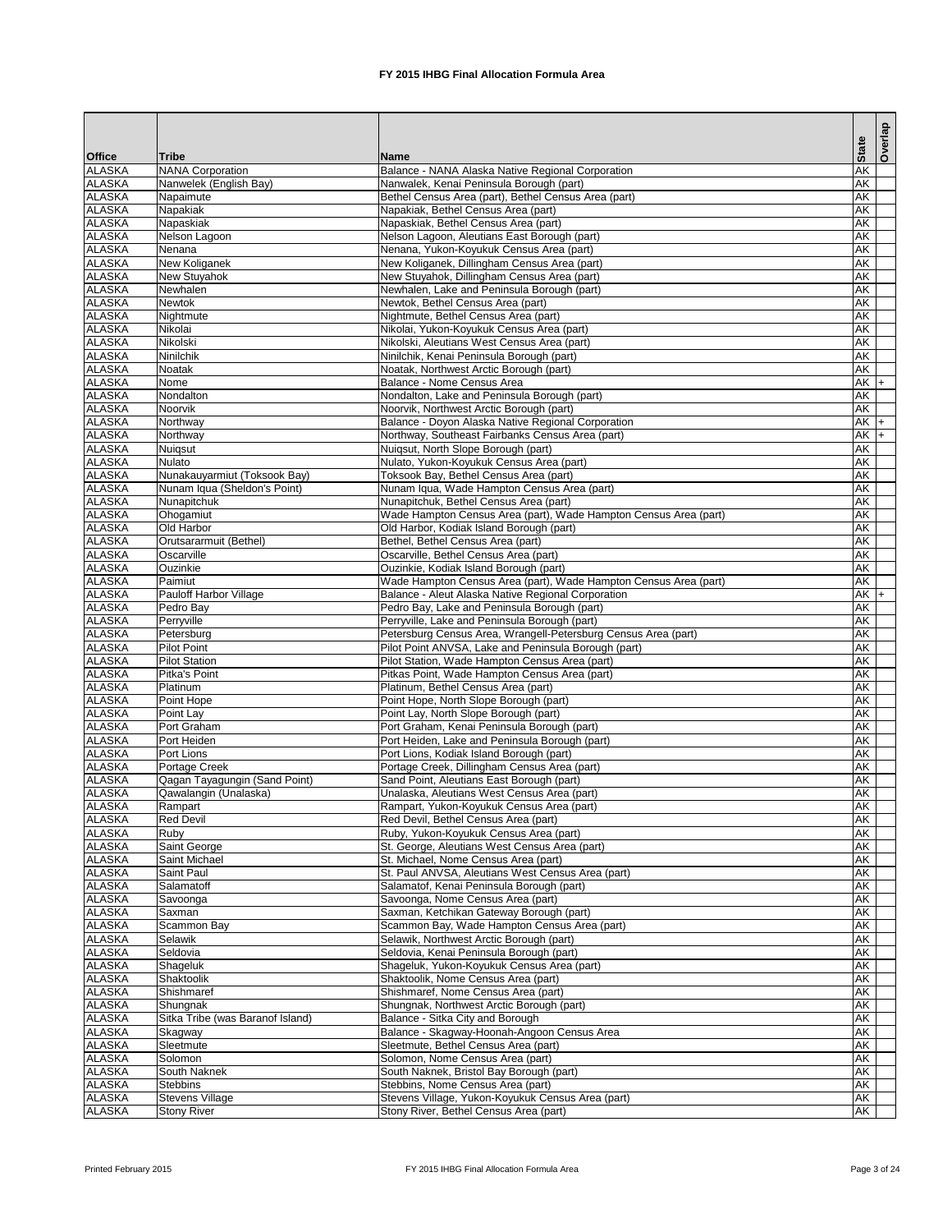# FY 2015 IHBG Final Allocation Formula Area

| Office | Tribe | Name | State | Overlap |
|---|---|---|---|---|
| ALASKA | NANA Corporation | Balance - NANA Alaska Native Regional Corporation | AK | |
| ALASKA | Nanwelek (English Bay) | Nanwalek, Kenai Peninsula Borough (part) | AK | |
| ALASKA | Napaimute | Bethel Census Area (part), Bethel Census Area (part) | AK | |
| ALASKA | Napakiak | Napakiak, Bethel Census Area (part) | AK | |
| ALASKA | Napaskiak | Napaskiak, Bethel Census Area (part) | AK | |
| ALASKA | Nelson Lagoon | Nelson Lagoon, Aleutians East Borough (part) | AK | |
| ALASKA | Nenana | Nenana, Yukon-Koyukuk Census Area (part) | AK | |
| ALASKA | New Koliganek | New Koliganek, Dillingham Census Area (part) | AK | |
| ALASKA | New Stuyahok | New Stuyahok, Dillingham Census Area (part) | AK | |
| ALASKA | Newhalen | Newhalen, Lake and Peninsula Borough (part) | AK | |
| ALASKA | Newtok | Newtok, Bethel Census Area (part) | AK | |
| ALASKA | Nightmute | Nightmute, Bethel Census Area (part) | AK | |
| ALASKA | Nikolai | Nikolai, Yukon-Koyukuk Census Area (part) | AK | |
| ALASKA | Nikolski | Nikolski, Aleutians West Census Area (part) | AK | |
| ALASKA | Ninilchik | Ninilchik, Kenai Peninsula Borough (part) | AK | |
| ALASKA | Noatak | Noatak, Northwest Arctic Borough (part) | AK | |
| ALASKA | Nome | Balance - Nome Census Area | AK | + |
| ALASKA | Nondalton | Nondalton, Lake and Peninsula Borough (part) | AK | |
| ALASKA | Noorvik | Noorvik, Northwest Arctic Borough (part) | AK | |
| ALASKA | Northway | Balance - Doyon Alaska Native Regional Corporation | AK | + |
| ALASKA | Northway | Northway, Southeast Fairbanks Census Area (part) | AK | + |
| ALASKA | Nuiqsut | Nuiqsut, North Slope Borough (part) | AK | |
| ALASKA | Nulato | Nulato, Yukon-Koyukuk Census Area (part) | AK | |
| ALASKA | Nunakauyarmiut (Toksook Bay) | Toksook Bay, Bethel Census Area (part) | AK | |
| ALASKA | Nunam Iqua (Sheldon's Point) | Nunam Iqua, Wade Hampton Census Area (part) | AK | |
| ALASKA | Nunapitchuk | Nunapitchuk, Bethel Census Area (part) | AK | |
| ALASKA | Ohogamiut | Wade Hampton Census Area (part), Wade Hampton Census Area (part) | AK | |
| ALASKA | Old Harbor | Old Harbor, Kodiak Island Borough (part) | AK | |
| ALASKA | Orutsararmuit (Bethel) | Bethel, Bethel Census Area (part) | AK | |
| ALASKA | Oscarville | Oscarville, Bethel Census Area (part) | AK | |
| ALASKA | Ouzinkie | Ouzinkie, Kodiak Island Borough (part) | AK | |
| ALASKA | Paimiut | Wade Hampton Census Area (part), Wade Hampton Census Area (part) | AK | |
| ALASKA | Pauloff Harbor Village | Balance - Aleut Alaska Native Regional Corporation | AK | + |
| ALASKA | Pedro Bay | Pedro Bay, Lake and Peninsula Borough (part) | AK | |
| ALASKA | Perryville | Perryville, Lake and Peninsula Borough (part) | AK | |
| ALASKA | Petersburg | Petersburg Census Area, Wrangell-Petersburg Census Area (part) | AK | |
| ALASKA | Pilot Point | Pilot Point ANVSA, Lake and Peninsula Borough (part) | AK | |
| ALASKA | Pilot Station | Pilot Station, Wade Hampton Census Area (part) | AK | |
| ALASKA | Pitka's Point | Pitkas Point, Wade Hampton Census Area (part) | AK | |
| ALASKA | Platinum | Platinum, Bethel Census Area (part) | AK | |
| ALASKA | Point Hope | Point Hope, North Slope Borough (part) | AK | |
| ALASKA | Point Lay | Point Lay, North Slope Borough (part) | AK | |
| ALASKA | Port Graham | Port Graham, Kenai Peninsula Borough (part) | AK | |
| ALASKA | Port Heiden | Port Heiden, Lake and Peninsula Borough (part) | AK | |
| ALASKA | Port Lions | Port Lions, Kodiak Island Borough (part) | AK | |
| ALASKA | Portage Creek | Portage Creek, Dillingham Census Area (part) | AK | |
| ALASKA | Qagan Tayagungin (Sand Point) | Sand Point, Aleutians East Borough (part) | AK | |
| ALASKA | Qawalangin (Unalaska) | Unalaska, Aleutians West Census Area (part) | AK | |
| ALASKA | Rampart | Rampart, Yukon-Koyukuk Census Area (part) | AK | |
| ALASKA | Red Devil | Red Devil, Bethel Census Area (part) | AK | |
| ALASKA | Ruby | Ruby, Yukon-Koyukuk Census Area (part) | AK | |
| ALASKA | Saint George | St. George, Aleutians West Census Area (part) | AK | |
| ALASKA | Saint Michael | St. Michael, Nome Census Area (part) | AK | |
| ALASKA | Saint Paul | St. Paul ANVSA, Aleutians West Census Area (part) | AK | |
| ALASKA | Salamatoff | Salamatof, Kenai Peninsula Borough (part) | AK | |
| ALASKA | Savoonga | Savoonga, Nome Census Area (part) | AK | |
| ALASKA | Saxman | Saxman, Ketchikan Gateway Borough (part) | AK | |
| ALASKA | Scammon Bay | Scammon Bay, Wade Hampton Census Area (part) | AK | |
| ALASKA | Selawik | Selawik, Northwest Arctic Borough (part) | AK | |
| ALASKA | Seldovia | Seldovia, Kenai Peninsula Borough (part) | AK | |
| ALASKA | Shageluk | Shageluk, Yukon-Koyukuk Census Area (part) | AK | |
| ALASKA | Shaktoolik | Shaktoolik, Nome Census Area (part) | AK | |
| ALASKA | Shishmaref | Shishmaref, Nome Census Area (part) | AK | |
| ALASKA | Shungnak | Shungnak, Northwest Arctic Borough (part) | AK | |
| ALASKA | Sitka Tribe (was Baranof Island) | Balance - Sitka City and Borough | AK | |
| ALASKA | Skagway | Balance - Skagway-Hoonah-Angoon Census Area | AK | |
| ALASKA | Sleetmute | Sleetmute, Bethel Census Area (part) | AK | |
| ALASKA | Solomon | Solomon, Nome Census Area (part) | AK | |
| ALASKA | South Naknek | South Naknek, Bristol Bay Borough (part) | AK | |
| ALASKA | Stebbins | Stebbins, Nome Census Area (part) | AK | |
| ALASKA | Stevens Village | Stevens Village, Yukon-Koyukuk Census Area (part) | AK | |
| ALASKA | Stony River | Stony River, Bethel Census Area (part) | AK | |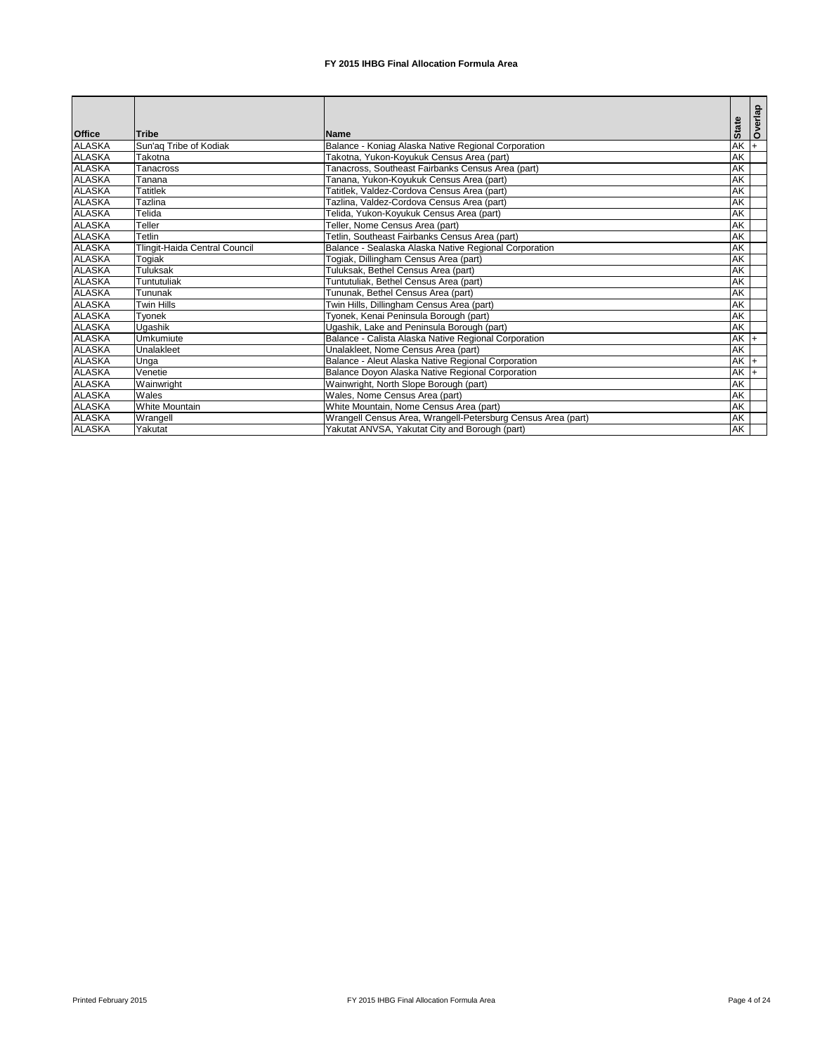## FY 2015 IHBG Final Allocation Formula Area

| Office | Tribe | Name | State | Overlap |
|---|---|---|---|---|
| ALASKA | Sun'aq Tribe of Kodiak | Balance - Koniag Alaska Native Regional Corporation | AK | + |
| ALASKA | Takotna | Takotna, Yukon-Koyukuk Census Area (part) | AK | |
| ALASKA | Tanacross | Tanacross, Southeast Fairbanks Census Area (part) | AK | |
| ALASKA | Tanana | Tanana, Yukon-Koyukuk Census Area (part) | AK | |
| ALASKA | Tatitlek | Tatitlek, Valdez-Cordova Census Area (part) | AK | |
| ALASKA | Tazlina | Tazlina, Valdez-Cordova Census Area (part) | AK | |
| ALASKA | Telida | Telida, Yukon-Koyukuk Census Area (part) | AK | |
| ALASKA | Teller | Teller, Nome Census Area (part) | AK | |
| ALASKA | Tetlin | Tetlin, Southeast Fairbanks Census Area (part) | AK | |
| ALASKA | Tlingit-Haida Central Council | Balance - Sealaska Alaska Native Regional Corporation | AK | |
| ALASKA | Togiak | Togiak, Dillingham Census Area (part) | AK | |
| ALASKA | Tuluksak | Tuluksak, Bethel Census Area (part) | AK | |
| ALASKA | Tuntutuliak | Tuntutuliak, Bethel Census Area (part) | AK | |
| ALASKA | Tununak | Tununak, Bethel Census Area (part) | AK | |
| ALASKA | Twin Hills | Twin Hills, Dillingham Census Area (part) | AK | |
| ALASKA | Tyonek | Tyonek, Kenai Peninsula Borough (part) | AK | |
| ALASKA | Ugashik | Ugashik, Lake and Peninsula Borough (part) | AK | |
| ALASKA | Umkumiute | Balance - Calista Alaska Native Regional Corporation | AK | + |
| ALASKA | Unalakleet | Unalakleet, Nome Census Area (part) | AK | |
| ALASKA | Unga | Balance - Aleut Alaska Native Regional Corporation | AK | + |
| ALASKA | Venetie | Balance Doyon Alaska Native Regional Corporation | AK | + |
| ALASKA | Wainwright | Wainwright, North Slope Borough (part) | AK | |
| ALASKA | Wales | Wales, Nome Census Area (part) | AK | |
| ALASKA | White Mountain | White Mountain, Nome Census Area (part) | AK | |
| ALASKA | Wrangell | Wrangell Census Area, Wrangell-Petersburg Census Area (part) | AK | |
| ALASKA | Yakutat | Yakutat ANVSA, Yakutat City and Borough (part) | AK | |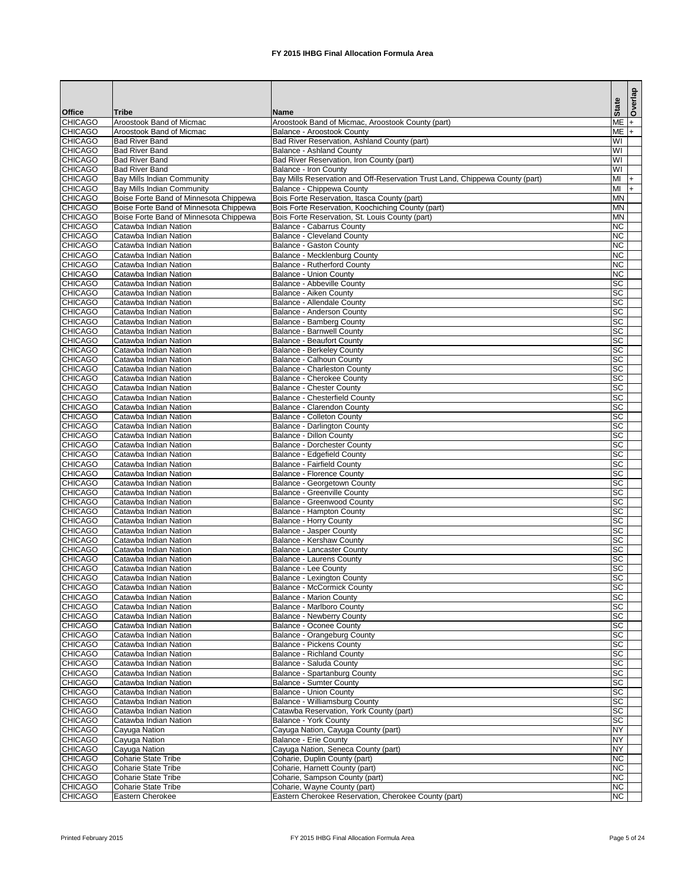# FY 2015 IHBG Final Allocation Formula Area

| Office | Tribe | Name | State | Overlap |
|---|---|---|---|---|
| CHICAGO | Aroostook Band of Micmac | Aroostook Band of Micmac, Aroostook County (part) | ME | + |
| CHICAGO | Aroostook Band of Micmac | Balance - Aroostook County | ME | + |
| CHICAGO | Bad River Band | Bad River Reservation, Ashland County (part) | WI | |
| CHICAGO | Bad River Band | Balance - Ashland County | WI | |
| CHICAGO | Bad River Band | Bad River Reservation, Iron County (part) | WI | |
| CHICAGO | Bad River Band | Balance - Iron County | WI | |
| CHICAGO | Bay Mills Indian Community | Bay Mills Reservation and Off-Reservation Trust Land, Chippewa County (part) | MI | + |
| CHICAGO | Bay Mills Indian Community | Balance - Chippewa County | MI | + |
| CHICAGO | Boise Forte Band of Minnesota Chippewa | Bois Forte Reservation, Itasca County (part) | MN | |
| CHICAGO | Boise Forte Band of Minnesota Chippewa | Bois Forte Reservation, Koochiching County (part) | MN | |
| CHICAGO | Boise Forte Band of Minnesota Chippewa | Bois Forte Reservation, St. Louis County (part) | MN | |
| CHICAGO | Catawba Indian Nation | Balance - Cabarrus County | NC | |
| CHICAGO | Catawba Indian Nation | Balance - Cleveland County | NC | |
| CHICAGO | Catawba Indian Nation | Balance - Gaston County | NC | |
| CHICAGO | Catawba Indian Nation | Balance - Mecklenburg County | NC | |
| CHICAGO | Catawba Indian Nation | Balance - Rutherford County | NC | |
| CHICAGO | Catawba Indian Nation | Balance - Union County | NC | |
| CHICAGO | Catawba Indian Nation | Balance - Abbeville County | SC | |
| CHICAGO | Catawba Indian Nation | Balance - Aiken County | SC | |
| CHICAGO | Catawba Indian Nation | Balance - Allendale County | SC | |
| CHICAGO | Catawba Indian Nation | Balance - Anderson County | SC | |
| CHICAGO | Catawba Indian Nation | Balance - Bamberg County | SC | |
| CHICAGO | Catawba Indian Nation | Balance - Barnwell County | SC | |
| CHICAGO | Catawba Indian Nation | Balance - Beaufort County | SC | |
| CHICAGO | Catawba Indian Nation | Balance - Berkeley County | SC | |
| CHICAGO | Catawba Indian Nation | Balance - Calhoun County | SC | |
| CHICAGO | Catawba Indian Nation | Balance - Charleston County | SC | |
| CHICAGO | Catawba Indian Nation | Balance - Cherokee County | SC | |
| CHICAGO | Catawba Indian Nation | Balance - Chester County | SC | |
| CHICAGO | Catawba Indian Nation | Balance - Chesterfield County | SC | |
| CHICAGO | Catawba Indian Nation | Balance - Clarendon County | SC | |
| CHICAGO | Catawba Indian Nation | Balance - Colleton County | SC | |
| CHICAGO | Catawba Indian Nation | Balance - Darlington County | SC | |
| CHICAGO | Catawba Indian Nation | Balance - Dillon County | SC | |
| CHICAGO | Catawba Indian Nation | Balance - Dorchester County | SC | |
| CHICAGO | Catawba Indian Nation | Balance - Edgefield County | SC | |
| CHICAGO | Catawba Indian Nation | Balance - Fairfield County | SC | |
| CHICAGO | Catawba Indian Nation | Balance - Florence County | SC | |
| CHICAGO | Catawba Indian Nation | Balance - Georgetown County | SC | |
| CHICAGO | Catawba Indian Nation | Balance - Greenville County | SC | |
| CHICAGO | Catawba Indian Nation | Balance - Greenwood County | SC | |
| CHICAGO | Catawba Indian Nation | Balance - Hampton County | SC | |
| CHICAGO | Catawba Indian Nation | Balance - Horry County | SC | |
| CHICAGO | Catawba Indian Nation | Balance - Jasper County | SC | |
| CHICAGO | Catawba Indian Nation | Balance - Kershaw County | SC | |
| CHICAGO | Catawba Indian Nation | Balance - Lancaster County | SC | |
| CHICAGO | Catawba Indian Nation | Balance - Laurens County | SC | |
| CHICAGO | Catawba Indian Nation | Balance - Lee County | SC | |
| CHICAGO | Catawba Indian Nation | Balance - Lexington County | SC | |
| CHICAGO | Catawba Indian Nation | Balance - McCormick County | SC | |
| CHICAGO | Catawba Indian Nation | Balance - Marion County | SC | |
| CHICAGO | Catawba Indian Nation | Balance - Marlboro County | SC | |
| CHICAGO | Catawba Indian Nation | Balance - Newberry County | SC | |
| CHICAGO | Catawba Indian Nation | Balance - Oconee County | SC | |
| CHICAGO | Catawba Indian Nation | Balance - Orangeburg County | SC | |
| CHICAGO | Catawba Indian Nation | Balance - Pickens County | SC | |
| CHICAGO | Catawba Indian Nation | Balance - Richland County | SC | |
| CHICAGO | Catawba Indian Nation | Balance - Saluda County | SC | |
| CHICAGO | Catawba Indian Nation | Balance - Spartanburg County | SC | |
| CHICAGO | Catawba Indian Nation | Balance - Sumter County | SC | |
| CHICAGO | Catawba Indian Nation | Balance - Union County | SC | |
| CHICAGO | Catawba Indian Nation | Balance - Williamsburg County | SC | |
| CHICAGO | Catawba Indian Nation | Catawba Reservation, York County (part) | SC | |
| CHICAGO | Catawba Indian Nation | Balance - York County | SC | |
| CHICAGO | Cayuga Nation | Cayuga Nation, Cayuga County (part) | NY | |
| CHICAGO | Cayuga Nation | Balance - Erie County | NY | |
| CHICAGO | Cayuga Nation | Cayuga Nation, Seneca County (part) | NY | |
| CHICAGO | Coharie State Tribe | Coharie, Duplin County (part) | NC | |
| CHICAGO | Coharie State Tribe | Coharie, Harnett County (part) | NC | |
| CHICAGO | Coharie State Tribe | Coharie, Sampson County (part) | NC | |
| CHICAGO | Coharie State Tribe | Coharie, Wayne County (part) | NC | |
| CHICAGO | Eastern Cherokee | Eastern Cherokee Reservation, Cherokee County (part) | NC | |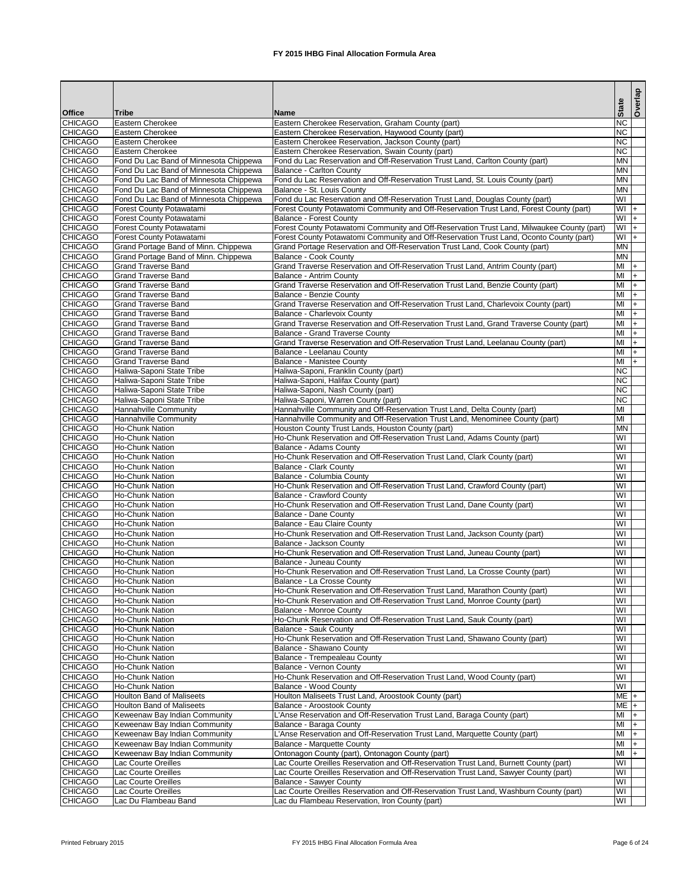# FY 2015 IHBG Final Allocation Formula Area

| Office | Tribe | Name | State | Overlap |
|---|---|---|---|---|
| CHICAGO | Eastern Cherokee | Eastern Cherokee Reservation, Graham County (part) | NC | |
| CHICAGO | Eastern Cherokee | Eastern Cherokee Reservation, Haywood County (part) | NC | |
| CHICAGO | Eastern Cherokee | Eastern Cherokee Reservation, Jackson County (part) | NC | |
| CHICAGO | Eastern Cherokee | Eastern Cherokee Reservation, Swain County (part) | NC | |
| CHICAGO | Fond Du Lac Band of Minnesota Chippewa | Fond du Lac Reservation and Off-Reservation Trust Land, Carlton County (part) | MN | |
| CHICAGO | Fond Du Lac Band of Minnesota Chippewa | Balance - Carlton County | MN | |
| CHICAGO | Fond Du Lac Band of Minnesota Chippewa | Fond du Lac Reservation and Off-Reservation Trust Land, St. Louis County (part) | MN | |
| CHICAGO | Fond Du Lac Band of Minnesota Chippewa | Balance - St. Louis County | MN | |
| CHICAGO | Fond Du Lac Band of Minnesota Chippewa | Fond du Lac Reservation and Off-Reservation Trust Land, Douglas County (part) | WI | |
| CHICAGO | Forest County Potawatami | Forest County Potawatomi Community and Off-Reservation Trust Land, Forest County (part) | WI | + |
| CHICAGO | Forest County Potawatami | Balance - Forest County | WI | + |
| CHICAGO | Forest County Potawatami | Forest County Potawatomi Community and Off-Reservation Trust Land, Milwaukee County (part) | WI | + |
| CHICAGO | Forest County Potawatami | Forest County Potawatomi Community and Off-Reservation Trust Land, Oconto County (part) | WI | + |
| CHICAGO | Grand Portage Band of Minn. Chippewa | Grand Portage Reservation and Off-Reservation Trust Land, Cook County (part) | MN | |
| CHICAGO | Grand Portage Band of Minn. Chippewa | Balance - Cook County | MN | |
| CHICAGO | Grand Traverse Band | Grand Traverse Reservation and Off-Reservation Trust Land, Antrim County (part) | MI | + |
| CHICAGO | Grand Traverse Band | Balance - Antrim County | MI | + |
| CHICAGO | Grand Traverse Band | Grand Traverse Reservation and Off-Reservation Trust Land, Benzie County (part) | MI | + |
| CHICAGO | Grand Traverse Band | Balance - Benzie County | MI | + |
| CHICAGO | Grand Traverse Band | Grand Traverse Reservation and Off-Reservation Trust Land, Charlevoix County (part) | MI | + |
| CHICAGO | Grand Traverse Band | Balance - Charlevoix County | MI | + |
| CHICAGO | Grand Traverse Band | Grand Traverse Reservation and Off-Reservation Trust Land, Grand Traverse County (part) | MI | + |
| CHICAGO | Grand Traverse Band | Balance - Grand Traverse County | MI | + |
| CHICAGO | Grand Traverse Band | Grand Traverse Reservation and Off-Reservation Trust Land, Leelanau County (part) | MI | + |
| CHICAGO | Grand Traverse Band | Balance - Leelanau County | MI | + |
| CHICAGO | Grand Traverse Band | Balance - Manistee County | MI | + |
| CHICAGO | Haliwa-Saponi State Tribe | Haliwa-Saponi, Franklin County (part) | NC | |
| CHICAGO | Haliwa-Saponi State Tribe | Haliwa-Saponi, Halifax County (part) | NC | |
| CHICAGO | Haliwa-Saponi State Tribe | Haliwa-Saponi, Nash County (part) | NC | |
| CHICAGO | Haliwa-Saponi State Tribe | Haliwa-Saponi, Warren County (part) | NC | |
| CHICAGO | Hannahville Community | Hannahville Community and Off-Reservation Trust Land, Delta County (part) | MI | |
| CHICAGO | Hannahville Community | Hannahville Community and Off-Reservation Trust Land, Menominee County (part) | MI | |
| CHICAGO | Ho-Chunk Nation | Houston County Trust Lands, Houston County (part) | MN | |
| CHICAGO | Ho-Chunk Nation | Ho-Chunk Reservation and Off-Reservation Trust Land, Adams County (part) | WI | |
| CHICAGO | Ho-Chunk Nation | Balance - Adams County | WI | |
| CHICAGO | Ho-Chunk Nation | Ho-Chunk Reservation and Off-Reservation Trust Land, Clark County (part) | WI | |
| CHICAGO | Ho-Chunk Nation | Balance - Clark County | WI | |
| CHICAGO | Ho-Chunk Nation | Balance - Columbia County | WI | |
| CHICAGO | Ho-Chunk Nation | Ho-Chunk Reservation and Off-Reservation Trust Land, Crawford County (part) | WI | |
| CHICAGO | Ho-Chunk Nation | Balance - Crawford County | WI | |
| CHICAGO | Ho-Chunk Nation | Ho-Chunk Reservation and Off-Reservation Trust Land, Dane County (part) | WI | |
| CHICAGO | Ho-Chunk Nation | Balance - Dane County | WI | |
| CHICAGO | Ho-Chunk Nation | Balance - Eau Claire County | WI | |
| CHICAGO | Ho-Chunk Nation | Ho-Chunk Reservation and Off-Reservation Trust Land, Jackson County (part) | WI | |
| CHICAGO | Ho-Chunk Nation | Balance - Jackson County | WI | |
| CHICAGO | Ho-Chunk Nation | Ho-Chunk Reservation and Off-Reservation Trust Land, Juneau County (part) | WI | |
| CHICAGO | Ho-Chunk Nation | Balance - Juneau County | WI | |
| CHICAGO | Ho-Chunk Nation | Ho-Chunk Reservation and Off-Reservation Trust Land, La Crosse County (part) | WI | |
| CHICAGO | Ho-Chunk Nation | Balance - La Crosse County | WI | |
| CHICAGO | Ho-Chunk Nation | Ho-Chunk Reservation and Off-Reservation Trust Land, Marathon County (part) | WI | |
| CHICAGO | Ho-Chunk Nation | Ho-Chunk Reservation and Off-Reservation Trust Land, Monroe County (part) | WI | |
| CHICAGO | Ho-Chunk Nation | Balance - Monroe County | WI | |
| CHICAGO | Ho-Chunk Nation | Ho-Chunk Reservation and Off-Reservation Trust Land, Sauk County (part) | WI | |
| CHICAGO | Ho-Chunk Nation | Balance - Sauk County | WI | |
| CHICAGO | Ho-Chunk Nation | Ho-Chunk Reservation and Off-Reservation Trust Land, Shawano County (part) | WI | |
| CHICAGO | Ho-Chunk Nation | Balance - Shawano County | WI | |
| CHICAGO | Ho-Chunk Nation | Balance - Trempealeau County | WI | |
| CHICAGO | Ho-Chunk Nation | Balance - Vernon County | WI | |
| CHICAGO | Ho-Chunk Nation | Ho-Chunk Reservation and Off-Reservation Trust Land, Wood County (part) | WI | |
| CHICAGO | Ho-Chunk Nation | Balance - Wood County | WI | |
| CHICAGO | Houlton Band of Maliseets | Houlton Maliseets Trust Land, Aroostook County (part) | ME | + |
| CHICAGO | Houlton Band of Maliseets | Balance - Aroostook County | ME | + |
| CHICAGO | Keweenaw Bay Indian Community | L'Anse Reservation and Off-Reservation Trust Land, Baraga County (part) | MI | + |
| CHICAGO | Keweenaw Bay Indian Community | Balance - Baraga County | MI | + |
| CHICAGO | Keweenaw Bay Indian Community | L'Anse Reservation and Off-Reservation Trust Land, Marquette County (part) | MI | + |
| CHICAGO | Keweenaw Bay Indian Community | Balance - Marquette County | MI | + |
| CHICAGO | Keweenaw Bay Indian Community | Ontonagon County (part), Ontonagon County (part) | MI | + |
| CHICAGO | Lac Courte Oreilles | Lac Courte Oreilles Reservation and Off-Reservation Trust Land, Burnett County (part) | WI | |
| CHICAGO | Lac Courte Oreilles | Lac Courte Oreilles Reservation and Off-Reservation Trust Land, Sawyer County (part) | WI | |
| CHICAGO | Lac Courte Oreilles | Balance - Sawyer County | WI | |
| CHICAGO | Lac Courte Oreilles | Lac Courte Oreilles Reservation and Off-Reservation Trust Land, Washburn County (part) | WI | |
| CHICAGO | Lac Du Flambeau Band | Lac du Flambeau Reservation, Iron County (part) | WI | |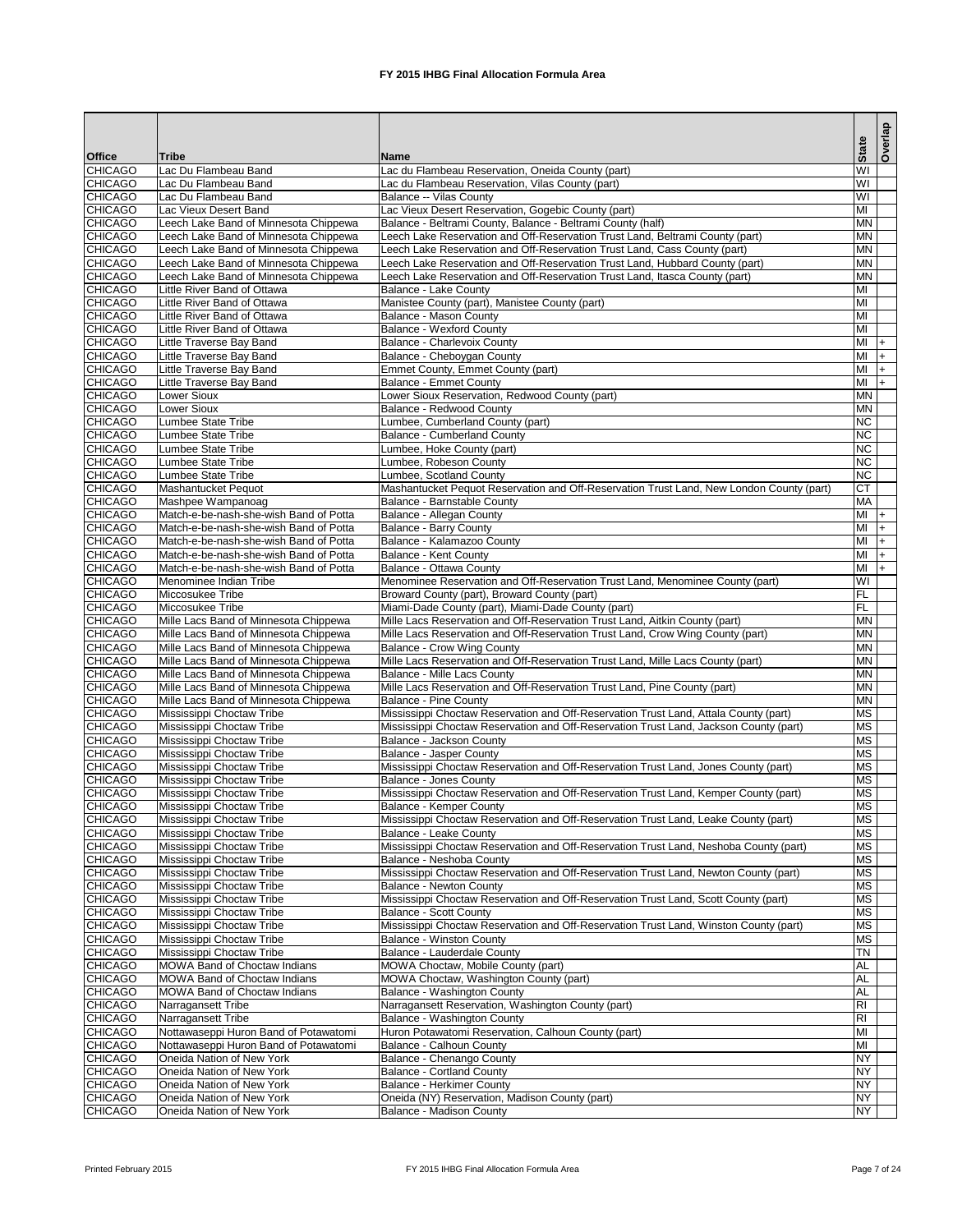# FY 2015 IHBG Final Allocation Formula Area

| Office | Tribe | Name | State | Overlap |
|---|---|---|---|---|
| CHICAGO | Lac Du Flambeau Band | Lac du Flambeau Reservation, Oneida County (part) | WI | |
| CHICAGO | Lac Du Flambeau Band | Lac du Flambeau Reservation, Vilas County (part) | WI | |
| CHICAGO | Lac Du Flambeau Band | Balance -- Vilas County | WI | |
| CHICAGO | Lac Vieux Desert Band | Lac Vieux Desert Reservation, Gogebic County (part) | MI | |
| CHICAGO | Leech Lake Band of Minnesota Chippewa | Balance - Beltrami County, Balance - Beltrami County (half) | MN | |
| CHICAGO | Leech Lake Band of Minnesota Chippewa | Leech Lake Reservation and Off-Reservation Trust Land, Beltrami County (part) | MN | |
| CHICAGO | Leech Lake Band of Minnesota Chippewa | Leech Lake Reservation and Off-Reservation Trust Land, Cass County (part) | MN | |
| CHICAGO | Leech Lake Band of Minnesota Chippewa | Leech Lake Reservation and Off-Reservation Trust Land, Hubbard County (part) | MN | |
| CHICAGO | Leech Lake Band of Minnesota Chippewa | Leech Lake Reservation and Off-Reservation Trust Land, Itasca County (part) | MN | |
| CHICAGO | Little River Band of Ottawa | Balance - Lake County | MI | |
| CHICAGO | Little River Band of Ottawa | Manistee County (part), Manistee County (part) | MI | |
| CHICAGO | Little River Band of Ottawa | Balance - Mason County | MI | |
| CHICAGO | Little River Band of Ottawa | Balance - Wexford County | MI | |
| CHICAGO | Little Traverse Bay Band | Balance - Charlevoix County | MI | + |
| CHICAGO | Little Traverse Bay Band | Balance - Cheboygan County | MI | + |
| CHICAGO | Little Traverse Bay Band | Emmet County, Emmet County (part) | MI | + |
| CHICAGO | Little Traverse Bay Band | Balance - Emmet County | MI | + |
| CHICAGO | Lower Sioux | Lower Sioux Reservation, Redwood County (part) | MN | |
| CHICAGO | Lower Sioux | Balance - Redwood County | MN | |
| CHICAGO | Lumbee State Tribe | Lumbee, Cumberland County (part) | NC | |
| CHICAGO | Lumbee State Tribe | Balance - Cumberland County | NC | |
| CHICAGO | Lumbee State Tribe | Lumbee, Hoke County (part) | NC | |
| CHICAGO | Lumbee State Tribe | Lumbee, Robeson County | NC | |
| CHICAGO | Lumbee State Tribe | Lumbee, Scotland County | NC | |
| CHICAGO | Mashantucket Pequot | Mashantucket Pequot Reservation and Off-Reservation Trust Land, New London County (part) | CT | |
| CHICAGO | Mashpee Wampanoag | Balance - Barnstable County | MA | |
| CHICAGO | Match-e-be-nash-she-wish Band of Potta | Balance - Allegan County | MI | + |
| CHICAGO | Match-e-be-nash-she-wish Band of Potta | Balance - Barry County | MI | + |
| CHICAGO | Match-e-be-nash-she-wish Band of Potta | Balance - Kalamazoo County | MI | + |
| CHICAGO | Match-e-be-nash-she-wish Band of Potta | Balance - Kent County | MI | + |
| CHICAGO | Match-e-be-nash-she-wish Band of Potta | Balance - Ottawa County | MI | + |
| CHICAGO | Menominee Indian Tribe | Menominee Reservation and Off-Reservation Trust Land, Menominee County (part) | WI | |
| CHICAGO | Miccosukee Tribe | Broward County (part), Broward County (part) | FL | |
| CHICAGO | Miccosukee Tribe | Miami-Dade County (part), Miami-Dade County (part) | FL | |
| CHICAGO | Mille Lacs Band of Minnesota Chippewa | Mille Lacs Reservation and Off-Reservation Trust Land, Aitkin County (part) | MN | |
| CHICAGO | Mille Lacs Band of Minnesota Chippewa | Mille Lacs Reservation and Off-Reservation Trust Land, Crow Wing County (part) | MN | |
| CHICAGO | Mille Lacs Band of Minnesota Chippewa | Balance - Crow Wing County | MN | |
| CHICAGO | Mille Lacs Band of Minnesota Chippewa | Mille Lacs Reservation and Off-Reservation Trust Land, Mille Lacs County (part) | MN | |
| CHICAGO | Mille Lacs Band of Minnesota Chippewa | Balance - Mille Lacs County | MN | |
| CHICAGO | Mille Lacs Band of Minnesota Chippewa | Mille Lacs Reservation and Off-Reservation Trust Land, Pine County (part) | MN | |
| CHICAGO | Mille Lacs Band of Minnesota Chippewa | Balance - Pine County | MN | |
| CHICAGO | Mississippi Choctaw Tribe | Mississippi Choctaw Reservation and Off-Reservation Trust Land, Attala County (part) | MS | |
| CHICAGO | Mississippi Choctaw Tribe | Mississippi Choctaw Reservation and Off-Reservation Trust Land, Jackson County (part) | MS | |
| CHICAGO | Mississippi Choctaw Tribe | Balance - Jackson County | MS | |
| CHICAGO | Mississippi Choctaw Tribe | Balance - Jasper County | MS | |
| CHICAGO | Mississippi Choctaw Tribe | Mississippi Choctaw Reservation and Off-Reservation Trust Land, Jones County (part) | MS | |
| CHICAGO | Mississippi Choctaw Tribe | Balance - Jones County | MS | |
| CHICAGO | Mississippi Choctaw Tribe | Mississippi Choctaw Reservation and Off-Reservation Trust Land, Kemper County (part) | MS | |
| CHICAGO | Mississippi Choctaw Tribe | Balance - Kemper County | MS | |
| CHICAGO | Mississippi Choctaw Tribe | Mississippi Choctaw Reservation and Off-Reservation Trust Land, Leake County (part) | MS | |
| CHICAGO | Mississippi Choctaw Tribe | Balance - Leake County | MS | |
| CHICAGO | Mississippi Choctaw Tribe | Mississippi Choctaw Reservation and Off-Reservation Trust Land, Neshoba County (part) | MS | |
| CHICAGO | Mississippi Choctaw Tribe | Balance - Neshoba County | MS | |
| CHICAGO | Mississippi Choctaw Tribe | Mississippi Choctaw Reservation and Off-Reservation Trust Land, Newton County (part) | MS | |
| CHICAGO | Mississippi Choctaw Tribe | Balance - Newton County | MS | |
| CHICAGO | Mississippi Choctaw Tribe | Mississippi Choctaw Reservation and Off-Reservation Trust Land, Scott County (part) | MS | |
| CHICAGO | Mississippi Choctaw Tribe | Balance - Scott County | MS | |
| CHICAGO | Mississippi Choctaw Tribe | Mississippi Choctaw Reservation and Off-Reservation Trust Land, Winston County (part) | MS | |
| CHICAGO | Mississippi Choctaw Tribe | Balance - Winston County | MS | |
| CHICAGO | Mississippi Choctaw Tribe | Balance - Lauderdale County | TN | |
| CHICAGO | MOWA Band of Choctaw Indians | MOWA Choctaw, Mobile County (part) | AL | |
| CHICAGO | MOWA Band of Choctaw Indians | MOWA Choctaw, Washington County (part) | AL | |
| CHICAGO | MOWA Band of Choctaw Indians | Balance - Washington County | AL | |
| CHICAGO | Narragansett Tribe | Narragansett Reservation, Washington County (part) | RI | |
| CHICAGO | Narragansett Tribe | Balance - Washington County | RI | |
| CHICAGO | Nottawaseppi Huron Band of Potawatomi | Huron Potawatomi Reservation, Calhoun County (part) | MI | |
| CHICAGO | Nottawaseppi Huron Band of Potawatomi | Balance - Calhoun County | MI | |
| CHICAGO | Oneida Nation of New York | Balance - Chenango County | NY | |
| CHICAGO | Oneida Nation of New York | Balance - Cortland County | NY | |
| CHICAGO | Oneida Nation of New York | Balance - Herkimer County | NY | |
| CHICAGO | Oneida Nation of New York | Oneida (NY) Reservation, Madison County (part) | NY | |
| CHICAGO | Oneida Nation of New York | Balance - Madison County | NY | |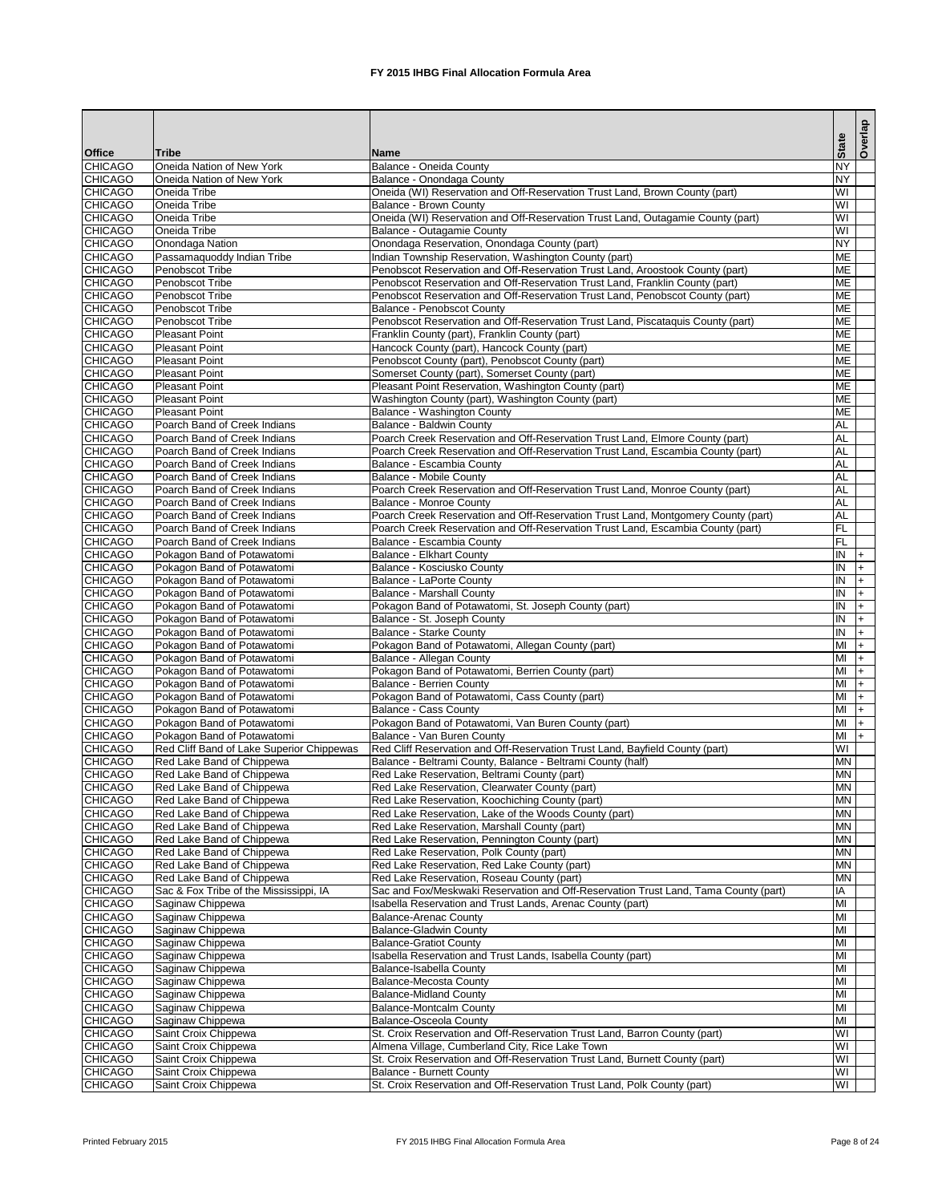# FY 2015 IHBG Final Allocation Formula Area

| Office | Tribe | Name | State | Overlap |
|---|---|---|---|---|
| CHICAGO | Oneida Nation of New York | Balance - Oneida County | NY | |
| CHICAGO | Oneida Nation of New York | Balance - Onondaga County | NY | |
| CHICAGO | Oneida Tribe | Oneida (WI) Reservation and Off-Reservation Trust Land, Brown County (part) | WI | |
| CHICAGO | Oneida Tribe | Balance - Brown County | WI | |
| CHICAGO | Oneida Tribe | Oneida (WI) Reservation and Off-Reservation Trust Land, Outagamie County (part) | WI | |
| CHICAGO | Oneida Tribe | Balance - Outagamie County | WI | |
| CHICAGO | Onondaga Nation | Onondaga Reservation, Onondaga County (part) | NY | |
| CHICAGO | Passamaquoddy Indian Tribe | Indian Township Reservation, Washington County (part) | ME | |
| CHICAGO | Penobscot Tribe | Penobscot Reservation and Off-Reservation Trust Land, Aroostook County (part) | ME | |
| CHICAGO | Penobscot Tribe | Penobscot Reservation and Off-Reservation Trust Land, Franklin County (part) | ME | |
| CHICAGO | Penobscot Tribe | Penobscot Reservation and Off-Reservation Trust Land, Penobscot County (part) | ME | |
| CHICAGO | Penobscot Tribe | Balance - Penobscot County | ME | |
| CHICAGO | Penobscot Tribe | Penobscot Reservation and Off-Reservation Trust Land, Piscataquis County (part) | ME | |
| CHICAGO | Pleasant Point | Franklin County (part), Franklin County (part) | ME | |
| CHICAGO | Pleasant Point | Hancock County (part), Hancock County (part) | ME | |
| CHICAGO | Pleasant Point | Penobscot County (part), Penobscot County (part) | ME | |
| CHICAGO | Pleasant Point | Somerset County (part), Somerset County (part) | ME | |
| CHICAGO | Pleasant Point | Pleasant Point Reservation, Washington County (part) | ME | |
| CHICAGO | Pleasant Point | Washington County (part), Washington County (part) | ME | |
| CHICAGO | Pleasant Point | Balance - Washington County | ME | |
| CHICAGO | Poarch Band of Creek Indians | Balance - Baldwin County | AL | |
| CHICAGO | Poarch Band of Creek Indians | Poarch Creek Reservation and Off-Reservation Trust Land, Elmore County (part) | AL | |
| CHICAGO | Poarch Band of Creek Indians | Poarch Creek Reservation and Off-Reservation Trust Land, Escambia County (part) | AL | |
| CHICAGO | Poarch Band of Creek Indians | Balance - Escambia County | AL | |
| CHICAGO | Poarch Band of Creek Indians | Balance - Mobile County | AL | |
| CHICAGO | Poarch Band of Creek Indians | Poarch Creek Reservation and Off-Reservation Trust Land, Monroe County (part) | AL | |
| CHICAGO | Poarch Band of Creek Indians | Balance - Monroe County | AL | |
| CHICAGO | Poarch Band of Creek Indians | Poarch Creek Reservation and Off-Reservation Trust Land, Montgomery County (part) | AL | |
| CHICAGO | Poarch Band of Creek Indians | Poarch Creek Reservation and Off-Reservation Trust Land, Escambia County (part) | FL | |
| CHICAGO | Poarch Band of Creek Indians | Balance - Escambia County | FL | |
| CHICAGO | Pokagon Band of Potawatomi | Balance - Elkhart County | IN | + |
| CHICAGO | Pokagon Band of Potawatomi | Balance - Kosciusko County | IN | + |
| CHICAGO | Pokagon Band of Potawatomi | Balance - LaPorte County | IN | + |
| CHICAGO | Pokagon Band of Potawatomi | Balance - Marshall County | IN | + |
| CHICAGO | Pokagon Band of Potawatomi | Pokagon Band of Potawatomi, St. Joseph County (part) | IN | + |
| CHICAGO | Pokagon Band of Potawatomi | Balance - St. Joseph County | IN | + |
| CHICAGO | Pokagon Band of Potawatomi | Balance - Starke County | IN | + |
| CHICAGO | Pokagon Band of Potawatomi | Pokagon Band of Potawatomi, Allegan County (part) | MI | + |
| CHICAGO | Pokagon Band of Potawatomi | Balance - Allegan County | MI | + |
| CHICAGO | Pokagon Band of Potawatomi | Pokagon Band of Potawatomi, Berrien County (part) | MI | + |
| CHICAGO | Pokagon Band of Potawatomi | Balance - Berrien County | MI | + |
| CHICAGO | Pokagon Band of Potawatomi | Pokagon Band of Potawatomi, Cass County (part) | MI | + |
| CHICAGO | Pokagon Band of Potawatomi | Balance - Cass County | MI | + |
| CHICAGO | Pokagon Band of Potawatomi | Pokagon Band of Potawatomi, Van Buren County (part) | MI | + |
| CHICAGO | Pokagon Band of Potawatomi | Balance - Van Buren County | MI | + |
| CHICAGO | Red Cliff Band of Lake Superior Chippewas | Red Cliff Reservation and Off-Reservation Trust Land, Bayfield County (part) | WI | |
| CHICAGO | Red Lake Band of Chippewa | Balance - Beltrami County, Balance - Beltrami County (half) | MN | |
| CHICAGO | Red Lake Band of Chippewa | Red Lake Reservation, Beltrami County (part) | MN | |
| CHICAGO | Red Lake Band of Chippewa | Red Lake Reservation, Clearwater County (part) | MN | |
| CHICAGO | Red Lake Band of Chippewa | Red Lake Reservation, Koochiching County (part) | MN | |
| CHICAGO | Red Lake Band of Chippewa | Red Lake Reservation, Lake of the Woods County (part) | MN | |
| CHICAGO | Red Lake Band of Chippewa | Red Lake Reservation, Marshall County (part) | MN | |
| CHICAGO | Red Lake Band of Chippewa | Red Lake Reservation, Pennington County (part) | MN | |
| CHICAGO | Red Lake Band of Chippewa | Red Lake Reservation, Polk County (part) | MN | |
| CHICAGO | Red Lake Band of Chippewa | Red Lake Reservation, Red Lake County (part) | MN | |
| CHICAGO | Red Lake Band of Chippewa | Red Lake Reservation, Roseau County (part) | MN | |
| CHICAGO | Sac & Fox Tribe of the Mississippi, IA | Sac and Fox/Meskwaki Reservation and Off-Reservation Trust Land, Tama County (part) | IA | |
| CHICAGO | Saginaw Chippewa | Isabella Reservation and Trust Lands, Arenac County (part) | MI | |
| CHICAGO | Saginaw Chippewa | Balance-Arenac County | MI | |
| CHICAGO | Saginaw Chippewa | Balance-Gladwin County | MI | |
| CHICAGO | Saginaw Chippewa | Balance-Gratiot County | MI | |
| CHICAGO | Saginaw Chippewa | Isabella Reservation and Trust Lands, Isabella County (part) | MI | |
| CHICAGO | Saginaw Chippewa | Balance-Isabella County | MI | |
| CHICAGO | Saginaw Chippewa | Balance-Mecosta County | MI | |
| CHICAGO | Saginaw Chippewa | Balance-Midland County | MI | |
| CHICAGO | Saginaw Chippewa | Balance-Montcalm County | MI | |
| CHICAGO | Saginaw Chippewa | Balance-Osceola County | MI | |
| CHICAGO | Saint Croix Chippewa | St. Croix Reservation and Off-Reservation Trust Land, Barron County (part) | WI | |
| CHICAGO | Saint Croix Chippewa | Almena Village, Cumberland City, Rice Lake Town | WI | |
| CHICAGO | Saint Croix Chippewa | St. Croix Reservation and Off-Reservation Trust Land, Burnett County (part) | WI | |
| CHICAGO | Saint Croix Chippewa | Balance - Burnett County | WI | |
| CHICAGO | Saint Croix Chippewa | St. Croix Reservation and Off-Reservation Trust Land, Polk County (part) | WI | |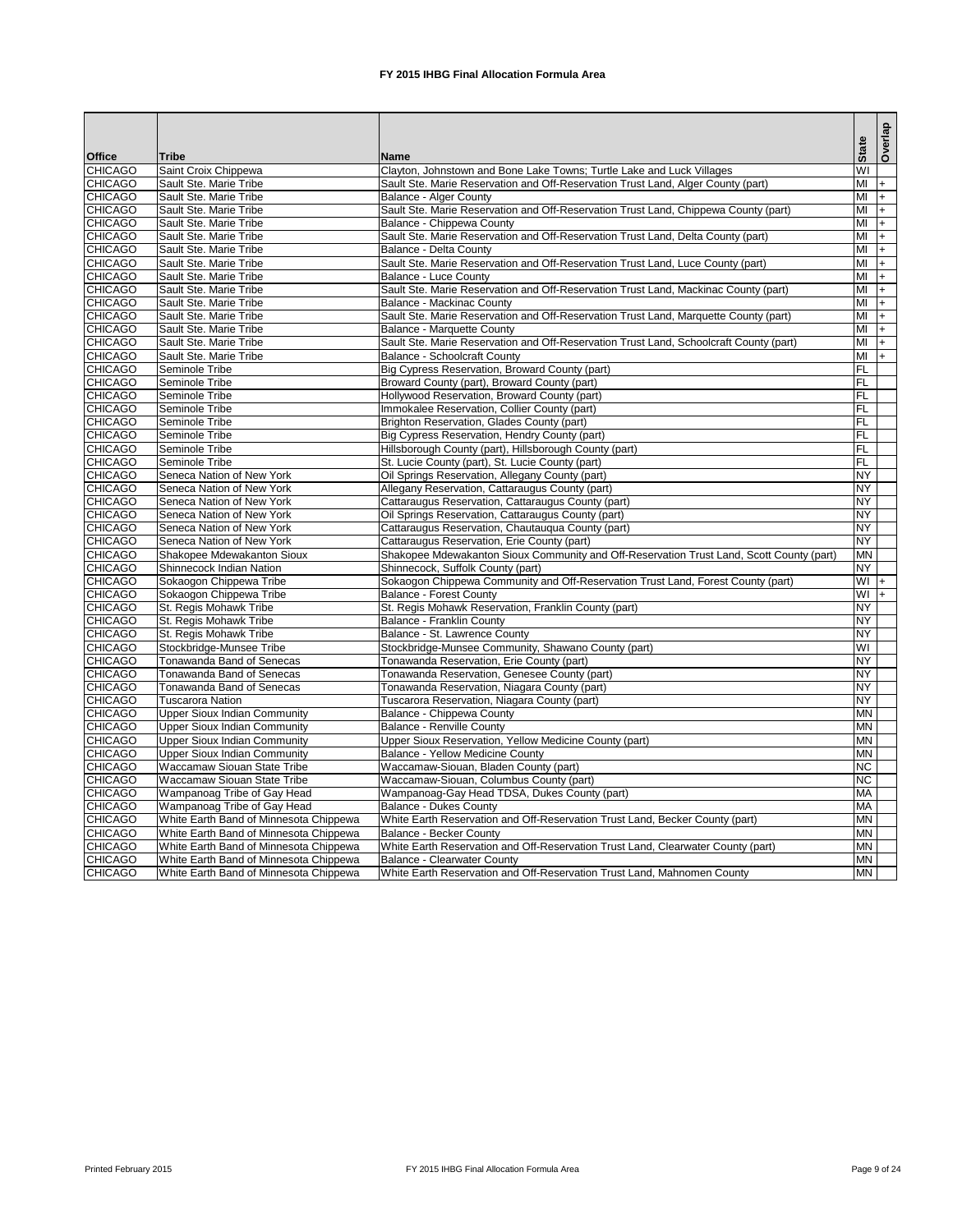# FY 2015 IHBG Final Allocation Formula Area

| Office | Tribe | Name | State | Overlap |
|---|---|---|---|---|
| CHICAGO | Saint Croix Chippewa | Clayton, Johnstown and Bone Lake Towns; Turtle Lake and Luck Villages | WI | |
| CHICAGO | Sault Ste. Marie Tribe | Sault Ste. Marie Reservation and Off-Reservation Trust Land, Alger County (part) | MI | + |
| CHICAGO | Sault Ste. Marie Tribe | Balance - Alger County | MI | + |
| CHICAGO | Sault Ste. Marie Tribe | Sault Ste. Marie Reservation and Off-Reservation Trust Land, Chippewa County (part) | MI | + |
| CHICAGO | Sault Ste. Marie Tribe | Balance - Chippewa County | MI | + |
| CHICAGO | Sault Ste. Marie Tribe | Sault Ste. Marie Reservation and Off-Reservation Trust Land, Delta County (part) | MI | + |
| CHICAGO | Sault Ste. Marie Tribe | Balance - Delta County | MI | + |
| CHICAGO | Sault Ste. Marie Tribe | Sault Ste. Marie Reservation and Off-Reservation Trust Land, Luce County (part) | MI | + |
| CHICAGO | Sault Ste. Marie Tribe | Balance - Luce County | MI | + |
| CHICAGO | Sault Ste. Marie Tribe | Sault Ste. Marie Reservation and Off-Reservation Trust Land, Mackinac County (part) | MI | + |
| CHICAGO | Sault Ste. Marie Tribe | Balance - Mackinac County | MI | + |
| CHICAGO | Sault Ste. Marie Tribe | Sault Ste. Marie Reservation and Off-Reservation Trust Land, Marquette County (part) | MI | + |
| CHICAGO | Sault Ste. Marie Tribe | Balance - Marquette County | MI | + |
| CHICAGO | Sault Ste. Marie Tribe | Sault Ste. Marie Reservation and Off-Reservation Trust Land, Schoolcraft County (part) | MI | + |
| CHICAGO | Sault Ste. Marie Tribe | Balance - Schoolcraft County | MI | + |
| CHICAGO | Seminole Tribe | Big Cypress Reservation, Broward County (part) | FL | |
| CHICAGO | Seminole Tribe | Broward County (part), Broward County (part) | FL | |
| CHICAGO | Seminole Tribe | Hollywood Reservation, Broward County (part) | FL | |
| CHICAGO | Seminole Tribe | Immokalee Reservation, Collier County (part) | FL | |
| CHICAGO | Seminole Tribe | Brighton Reservation, Glades County (part) | FL | |
| CHICAGO | Seminole Tribe | Big Cypress Reservation, Hendry County (part) | FL | |
| CHICAGO | Seminole Tribe | Hillsborough County (part), Hillsborough County (part) | FL | |
| CHICAGO | Seminole Tribe | St. Lucie County (part), St. Lucie County (part) | FL | |
| CHICAGO | Seneca Nation of New York | Oil Springs Reservation, Allegany County (part) | NY | |
| CHICAGO | Seneca Nation of New York | Allegany Reservation, Cattaraugus County (part) | NY | |
| CHICAGO | Seneca Nation of New York | Cattaraugus Reservation, Cattaraugus County (part) | NY | |
| CHICAGO | Seneca Nation of New York | Oil Springs Reservation, Cattaraugus County (part) | NY | |
| CHICAGO | Seneca Nation of New York | Cattaraugus Reservation, Chautauqua County (part) | NY | |
| CHICAGO | Seneca Nation of New York | Cattaraugus Reservation, Erie County (part) | NY | |
| CHICAGO | Shakopee Mdewakanton Sioux | Shakopee Mdewakanton Sioux Community and Off-Reservation Trust Land, Scott County (part) | MN | |
| CHICAGO | Shinnecock Indian Nation | Shinnecock, Suffolk County (part) | NY | |
| CHICAGO | Sokaogon Chippewa Tribe | Sokaogon Chippewa Community and Off-Reservation Trust Land, Forest County (part) | WI | + |
| CHICAGO | Sokaogon Chippewa Tribe | Balance - Forest County | WI | + |
| CHICAGO | St. Regis Mohawk Tribe | St. Regis Mohawk Reservation, Franklin County (part) | NY | |
| CHICAGO | St. Regis Mohawk Tribe | Balance - Franklin County | NY | |
| CHICAGO | St. Regis Mohawk Tribe | Balance - St. Lawrence County | NY | |
| CHICAGO | Stockbridge-Munsee Tribe | Stockbridge-Munsee Community, Shawano County (part) | WI | |
| CHICAGO | Tonawanda Band of Senecas | Tonawanda Reservation, Erie County (part) | NY | |
| CHICAGO | Tonawanda Band of Senecas | Tonawanda Reservation, Genesee County (part) | NY | |
| CHICAGO | Tonawanda Band of Senecas | Tonawanda Reservation, Niagara County (part) | NY | |
| CHICAGO | Tuscarora Nation | Tuscarora Reservation, Niagara County (part) | NY | |
| CHICAGO | Upper Sioux Indian Community | Balance - Chippewa County | MN | |
| CHICAGO | Upper Sioux Indian Community | Balance - Renville County | MN | |
| CHICAGO | Upper Sioux Indian Community | Upper Sioux Reservation, Yellow Medicine County (part) | MN | |
| CHICAGO | Upper Sioux Indian Community | Balance - Yellow Medicine County | MN | |
| CHICAGO | Waccamaw Siouan State Tribe | Waccamaw-Siouan, Bladen County (part) | NC | |
| CHICAGO | Waccamaw Siouan State Tribe | Waccamaw-Siouan, Columbus County (part) | NC | |
| CHICAGO | Wampanoag Tribe of Gay Head | Wampanoag-Gay Head TDSA, Dukes County (part) | MA | |
| CHICAGO | Wampanoag Tribe of Gay Head | Balance - Dukes County | MA | |
| CHICAGO | White Earth Band of Minnesota Chippewa | White Earth Reservation and Off-Reservation Trust Land, Becker County (part) | MN | |
| CHICAGO | White Earth Band of Minnesota Chippewa | Balance - Becker County | MN | |
| CHICAGO | White Earth Band of Minnesota Chippewa | White Earth Reservation and Off-Reservation Trust Land, Clearwater County (part) | MN | |
| CHICAGO | White Earth Band of Minnesota Chippewa | Balance - Clearwater County | MN | |
| CHICAGO | White Earth Band of Minnesota Chippewa | White Earth Reservation and Off-Reservation Trust Land, Mahnomen County | MN | |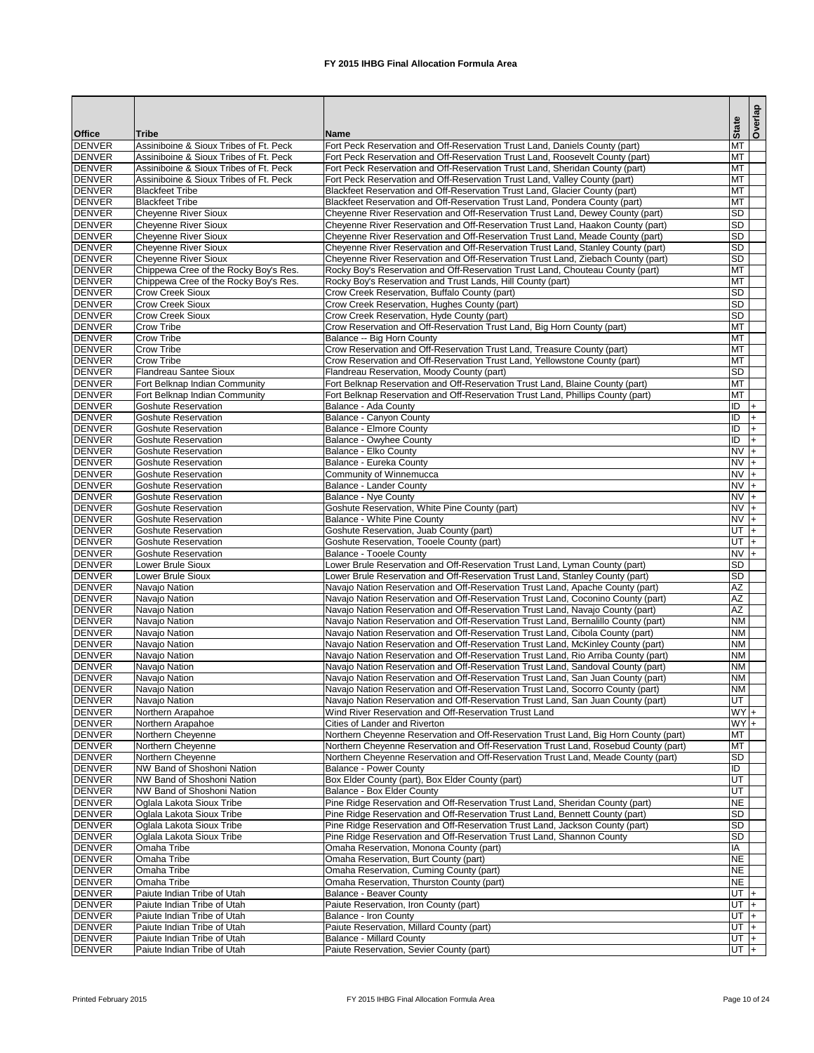# FY 2015 IHBG Final Allocation Formula Area

| Office | Tribe | Name | State | Overlap |
|---|---|---|---|---|
| DENVER | Assiniboine & Sioux Tribes of Ft. Peck | Fort Peck Reservation and Off-Reservation Trust Land, Daniels County (part) | MT | |
| DENVER | Assiniboine & Sioux Tribes of Ft. Peck | Fort Peck Reservation and Off-Reservation Trust Land, Roosevelt County (part) | MT | |
| DENVER | Assiniboine & Sioux Tribes of Ft. Peck | Fort Peck Reservation and Off-Reservation Trust Land, Sheridan County (part) | MT | |
| DENVER | Assiniboine & Sioux Tribes of Ft. Peck | Fort Peck Reservation and Off-Reservation Trust Land, Valley County (part) | MT | |
| DENVER | Blackfeet Tribe | Blackfeet Reservation and Off-Reservation Trust Land, Glacier County (part) | MT | |
| DENVER | Blackfeet Tribe | Blackfeet Reservation and Off-Reservation Trust Land, Pondera County (part) | MT | |
| DENVER | Cheyenne River Sioux | Cheyenne River Reservation and Off-Reservation Trust Land, Dewey County (part) | SD | |
| DENVER | Cheyenne River Sioux | Cheyenne River Reservation and Off-Reservation Trust Land, Haakon County (part) | SD | |
| DENVER | Cheyenne River Sioux | Cheyenne River Reservation and Off-Reservation Trust Land, Meade County (part) | SD | |
| DENVER | Cheyenne River Sioux | Cheyenne River Reservation and Off-Reservation Trust Land, Stanley County (part) | SD | |
| DENVER | Cheyenne River Sioux | Cheyenne River Reservation and Off-Reservation Trust Land, Ziebach County (part) | SD | |
| DENVER | Chippewa Cree of the Rocky Boy's Res. | Rocky Boy's Reservation and Off-Reservation Trust Land, Chouteau County (part) | MT | |
| DENVER | Chippewa Cree of the Rocky Boy's Res. | Rocky Boy's Reservation and Trust Lands, Hill County (part) | MT | |
| DENVER | Crow Creek Sioux | Crow Creek Reservation, Buffalo County (part) | SD | |
| DENVER | Crow Creek Sioux | Crow Creek Reservation, Hughes County (part) | SD | |
| DENVER | Crow Creek Sioux | Crow Creek Reservation, Hyde County (part) | SD | |
| DENVER | Crow Tribe | Crow Reservation and Off-Reservation Trust Land, Big Horn County (part) | MT | |
| DENVER | Crow Tribe | Balance -- Big Horn County | MT | |
| DENVER | Crow Tribe | Crow Reservation and Off-Reservation Trust Land, Treasure County (part) | MT | |
| DENVER | Crow Tribe | Crow Reservation and Off-Reservation Trust Land, Yellowstone County (part) | MT | |
| DENVER | Flandreau Santee Sioux | Flandreau Reservation, Moody County (part) | SD | |
| DENVER | Fort Belknap Indian Community | Fort Belknap Reservation and Off-Reservation Trust Land, Blaine County (part) | MT | |
| DENVER | Fort Belknap Indian Community | Fort Belknap Reservation and Off-Reservation Trust Land, Phillips County (part) | MT | |
| DENVER | Goshute Reservation | Balance - Ada County | ID | + |
| DENVER | Goshute Reservation | Balance - Canyon County | ID | + |
| DENVER | Goshute Reservation | Balance - Elmore County | ID | + |
| DENVER | Goshute Reservation | Balance - Owyhee County | ID | + |
| DENVER | Goshute Reservation | Balance - Elko County | NV | + |
| DENVER | Goshute Reservation | Balance - Eureka County | NV | + |
| DENVER | Goshute Reservation | Community of Winnemucca | NV | + |
| DENVER | Goshute Reservation | Balance - Lander County | NV | + |
| DENVER | Goshute Reservation | Balance - Nye County | NV | + |
| DENVER | Goshute Reservation | Goshute Reservation, White Pine County (part) | NV | + |
| DENVER | Goshute Reservation | Balance - White Pine County | NV | + |
| DENVER | Goshute Reservation | Goshute Reservation, Juab County (part) | UT | + |
| DENVER | Goshute Reservation | Goshute Reservation, Tooele County (part) | UT | + |
| DENVER | Goshute Reservation | Balance - Tooele County | NV | + |
| DENVER | Lower Brule Sioux | Lower Brule Reservation and Off-Reservation Trust Land, Lyman County (part) | SD | |
| DENVER | Lower Brule Sioux | Lower Brule Reservation and Off-Reservation Trust Land, Stanley County (part) | SD | |
| DENVER | Navajo Nation | Navajo Nation Reservation and Off-Reservation Trust Land, Apache County (part) | AZ | |
| DENVER | Navajo Nation | Navajo Nation Reservation and Off-Reservation Trust Land, Coconino County (part) | AZ | |
| DENVER | Navajo Nation | Navajo Nation Reservation and Off-Reservation Trust Land, Navajo County (part) | AZ | |
| DENVER | Navajo Nation | Navajo Nation Reservation and Off-Reservation Trust Land, Bernalillo County (part) | NM | |
| DENVER | Navajo Nation | Navajo Nation Reservation and Off-Reservation Trust Land, Cibola County (part) | NM | |
| DENVER | Navajo Nation | Navajo Nation Reservation and Off-Reservation Trust Land, McKinley County (part) | NM | |
| DENVER | Navajo Nation | Navajo Nation Reservation and Off-Reservation Trust Land, Rio Arriba County (part) | NM | |
| DENVER | Navajo Nation | Navajo Nation Reservation and Off-Reservation Trust Land, Sandoval County (part) | NM | |
| DENVER | Navajo Nation | Navajo Nation Reservation and Off-Reservation Trust Land, San Juan County (part) | NM | |
| DENVER | Navajo Nation | Navajo Nation Reservation and Off-Reservation Trust Land, Socorro County (part) | NM | |
| DENVER | Navajo Nation | Navajo Nation Reservation and Off-Reservation Trust Land, San Juan County (part) | UT | |
| DENVER | Northern Arapahoe | Wind River Reservation and Off-Reservation Trust Land | WY | + |
| DENVER | Northern Arapahoe | Cities of Lander and Riverton | WY | + |
| DENVER | Northern Cheyenne | Northern Cheyenne Reservation and Off-Reservation Trust Land, Big Horn County (part) | MT | |
| DENVER | Northern Cheyenne | Northern Cheyenne Reservation and Off-Reservation Trust Land, Rosebud County (part) | MT | |
| DENVER | Northern Cheyenne | Northern Cheyenne Reservation and Off-Reservation Trust Land, Meade County (part) | SD | |
| DENVER | NW Band of Shoshoni Nation | Balance - Power County | ID | |
| DENVER | NW Band of Shoshoni Nation | Box Elder County (part), Box Elder County (part) | UT | |
| DENVER | NW Band of Shoshoni Nation | Balance - Box Elder County | UT | |
| DENVER | Oglala Lakota Sioux Tribe | Pine Ridge Reservation and Off-Reservation Trust Land, Sheridan County (part) | NE | |
| DENVER | Oglala Lakota Sioux Tribe | Pine Ridge Reservation and Off-Reservation Trust Land, Bennett County (part) | SD | |
| DENVER | Oglala Lakota Sioux Tribe | Pine Ridge Reservation and Off-Reservation Trust Land, Jackson County (part) | SD | |
| DENVER | Oglala Lakota Sioux Tribe | Pine Ridge Reservation and Off-Reservation Trust Land, Shannon County | SD | |
| DENVER | Omaha Tribe | Omaha Reservation, Monona County (part) | IA | |
| DENVER | Omaha Tribe | Omaha Reservation, Burt County (part) | NE | |
| DENVER | Omaha Tribe | Omaha Reservation, Cuming County (part) | NE | |
| DENVER | Omaha Tribe | Omaha Reservation, Thurston County (part) | NE | |
| DENVER | Paiute Indian Tribe of Utah | Balance - Beaver County | UT | + |
| DENVER | Paiute Indian Tribe of Utah | Paiute Reservation, Iron County (part) | UT | + |
| DENVER | Paiute Indian Tribe of Utah | Balance - Iron County | UT | + |
| DENVER | Paiute Indian Tribe of Utah | Paiute Reservation, Millard County (part) | UT | + |
| DENVER | Paiute Indian Tribe of Utah | Balance - Millard County | UT | + |
| DENVER | Paiute Indian Tribe of Utah | Paiute Reservation, Sevier County (part) | UT | + |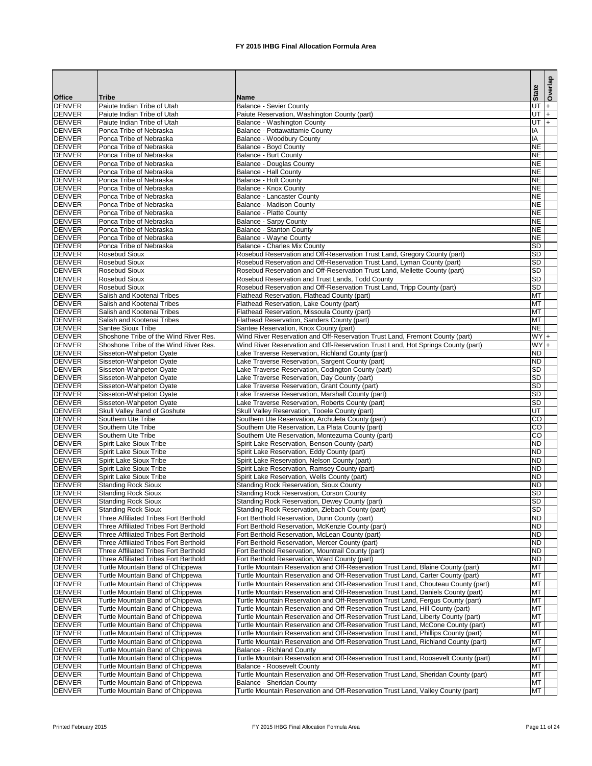# FY 2015 IHBG Final Allocation Formula Area

| Office | Tribe | Name | State | Overlap |
|---|---|---|---|---|
| DENVER | Paiute Indian Tribe of Utah | Balance - Sevier County | UT | + |
| DENVER | Paiute Indian Tribe of Utah | Paiute Reservation, Washington County (part) | UT | + |
| DENVER | Paiute Indian Tribe of Utah | Balance - Washington County | UT | + |
| DENVER | Ponca Tribe of Nebraska | Balance - Pottawattamie County | IA | |
| DENVER | Ponca Tribe of Nebraska | Balance - Woodbury County | IA | |
| DENVER | Ponca Tribe of Nebraska | Balance - Boyd County | NE | |
| DENVER | Ponca Tribe of Nebraska | Balance - Burt County | NE | |
| DENVER | Ponca Tribe of Nebraska | Balance - Douglas County | NE | |
| DENVER | Ponca Tribe of Nebraska | Balance - Hall County | NE | |
| DENVER | Ponca Tribe of Nebraska | Balance - Holt County | NE | |
| DENVER | Ponca Tribe of Nebraska | Balance - Knox County | NE | |
| DENVER | Ponca Tribe of Nebraska | Balance - Lancaster County | NE | |
| DENVER | Ponca Tribe of Nebraska | Balance - Madison County | NE | |
| DENVER | Ponca Tribe of Nebraska | Balance - Platte County | NE | |
| DENVER | Ponca Tribe of Nebraska | Balance - Sarpy County | NE | |
| DENVER | Ponca Tribe of Nebraska | Balance - Stanton County | NE | |
| DENVER | Ponca Tribe of Nebraska | Balance - Wayne County | NE | |
| DENVER | Ponca Tribe of Nebraska | Balance - Charles Mix County | SD | |
| DENVER | Rosebud Sioux | Rosebud Reservation and Off-Reservation Trust Land, Gregory County (part) | SD | |
| DENVER | Rosebud Sioux | Rosebud Reservation and Off-Reservation Trust Land, Lyman County (part) | SD | |
| DENVER | Rosebud Sioux | Rosebud Reservation and Off-Reservation Trust Land, Mellette County (part) | SD | |
| DENVER | Rosebud Sioux | Rosebud Reservation and Trust Lands, Todd County | SD | |
| DENVER | Rosebud Sioux | Rosebud Reservation and Off-Reservation Trust Land, Tripp County (part) | SD | |
| DENVER | Salish and Kootenai Tribes | Flathead Reservation, Flathead County (part) | MT | |
| DENVER | Salish and Kootenai Tribes | Flathead Reservation, Lake County (part) | MT | |
| DENVER | Salish and Kootenai Tribes | Flathead Reservation, Missoula County (part) | MT | |
| DENVER | Salish and Kootenai Tribes | Flathead Reservation, Sanders County (part) | MT | |
| DENVER | Santee Sioux Tribe | Santee Reservation, Knox County (part) | NE | |
| DENVER | Shoshone Tribe of the Wind River Res. | Wind River Reservation and Off-Reservation Trust Land, Fremont County (part) | WY | + |
| DENVER | Shoshone Tribe of the Wind River Res. | Wind River Reservation and Off-Reservation Trust Land, Hot Springs County (part) | WY | + |
| DENVER | Sisseton-Wahpeton Oyate | Lake Traverse Reservation, Richland County (part) | ND | |
| DENVER | Sisseton-Wahpeton Oyate | Lake Traverse Reservation, Sargent County (part) | ND | |
| DENVER | Sisseton-Wahpeton Oyate | Lake Traverse Reservation, Codington County (part) | SD | |
| DENVER | Sisseton-Wahpeton Oyate | Lake Traverse Reservation, Day County (part) | SD | |
| DENVER | Sisseton-Wahpeton Oyate | Lake Traverse Reservation, Grant County (part) | SD | |
| DENVER | Sisseton-Wahpeton Oyate | Lake Traverse Reservation, Marshall County (part) | SD | |
| DENVER | Sisseton-Wahpeton Oyate | Lake Traverse Reservation, Roberts County (part) | SD | |
| DENVER | Skull Valley Band of Goshute | Skull Valley Reservation, Tooele County (part) | UT | |
| DENVER | Southern Ute Tribe | Southern Ute Reservation, Archuleta County (part) | CO | |
| DENVER | Southern Ute Tribe | Southern Ute Reservation, La Plata County (part) | CO | |
| DENVER | Southern Ute Tribe | Southern Ute Reservation, Montezuma County (part) | CO | |
| DENVER | Spirit Lake Sioux Tribe | Spirit Lake Reservation, Benson County (part) | ND | |
| DENVER | Spirit Lake Sioux Tribe | Spirit Lake Reservation, Eddy County (part) | ND | |
| DENVER | Spirit Lake Sioux Tribe | Spirit Lake Reservation, Nelson County (part) | ND | |
| DENVER | Spirit Lake Sioux Tribe | Spirit Lake Reservation, Ramsey County (part) | ND | |
| DENVER | Spirit Lake Sioux Tribe | Spirit Lake Reservation, Wells County (part) | ND | |
| DENVER | Standing Rock Sioux | Standing Rock Reservation, Sioux County | ND | |
| DENVER | Standing Rock Sioux | Standing Rock Reservation, Corson County | SD | |
| DENVER | Standing Rock Sioux | Standing Rock Reservation, Dewey County (part) | SD | |
| DENVER | Standing Rock Sioux | Standing Rock Reservation, Ziebach County (part) | SD | |
| DENVER | Three Affiliated Tribes Fort Berthold | Fort Berthold Reservation, Dunn County (part) | ND | |
| DENVER | Three Affiliated Tribes Fort Berthold | Fort Berthold Reservation, McKenzie County (part) | ND | |
| DENVER | Three Affiliated Tribes Fort Berthold | Fort Berthold Reservation, McLean County (part) | ND | |
| DENVER | Three Affiliated Tribes Fort Berthold | Fort Berthold Reservation, Mercer County (part) | ND | |
| DENVER | Three Affiliated Tribes Fort Berthold | Fort Berthold Reservation, Mountrail County (part) | ND | |
| DENVER | Three Affiliated Tribes Fort Berthold | Fort Berthold Reservation, Ward County (part) | ND | |
| DENVER | Turtle Mountain Band of Chippewa | Turtle Mountain Reservation and Off-Reservation Trust Land, Blaine County (part) | MT | |
| DENVER | Turtle Mountain Band of Chippewa | Turtle Mountain Reservation and Off-Reservation Trust Land, Carter County (part) | MT | |
| DENVER | Turtle Mountain Band of Chippewa | Turtle Mountain Reservation and Off-Reservation Trust Land, Chouteau County (part) | MT | |
| DENVER | Turtle Mountain Band of Chippewa | Turtle Mountain Reservation and Off-Reservation Trust Land, Daniels County (part) | MT | |
| DENVER | Turtle Mountain Band of Chippewa | Turtle Mountain Reservation and Off-Reservation Trust Land, Fergus County (part) | MT | |
| DENVER | Turtle Mountain Band of Chippewa | Turtle Mountain Reservation and Off-Reservation Trust Land, Hill County (part) | MT | |
| DENVER | Turtle Mountain Band of Chippewa | Turtle Mountain Reservation and Off-Reservation Trust Land, Liberty County (part) | MT | |
| DENVER | Turtle Mountain Band of Chippewa | Turtle Mountain Reservation and Off-Reservation Trust Land, McCone County (part) | MT | |
| DENVER | Turtle Mountain Band of Chippewa | Turtle Mountain Reservation and Off-Reservation Trust Land, Phillips County (part) | MT | |
| DENVER | Turtle Mountain Band of Chippewa | Turtle Mountain Reservation and Off-Reservation Trust Land, Richland County (part) | MT | |
| DENVER | Turtle Mountain Band of Chippewa | Balance - Richland County | MT | |
| DENVER | Turtle Mountain Band of Chippewa | Turtle Mountain Reservation and Off-Reservation Trust Land, Roosevelt County (part) | MT | |
| DENVER | Turtle Mountain Band of Chippewa | Balance - Roosevelt County | MT | |
| DENVER | Turtle Mountain Band of Chippewa | Turtle Mountain Reservation and Off-Reservation Trust Land, Sheridan County (part) | MT | |
| DENVER | Turtle Mountain Band of Chippewa | Balance - Sheridan County | MT | |
| DENVER | Turtle Mountain Band of Chippewa | Turtle Mountain Reservation and Off-Reservation Trust Land, Valley County (part) | MT | |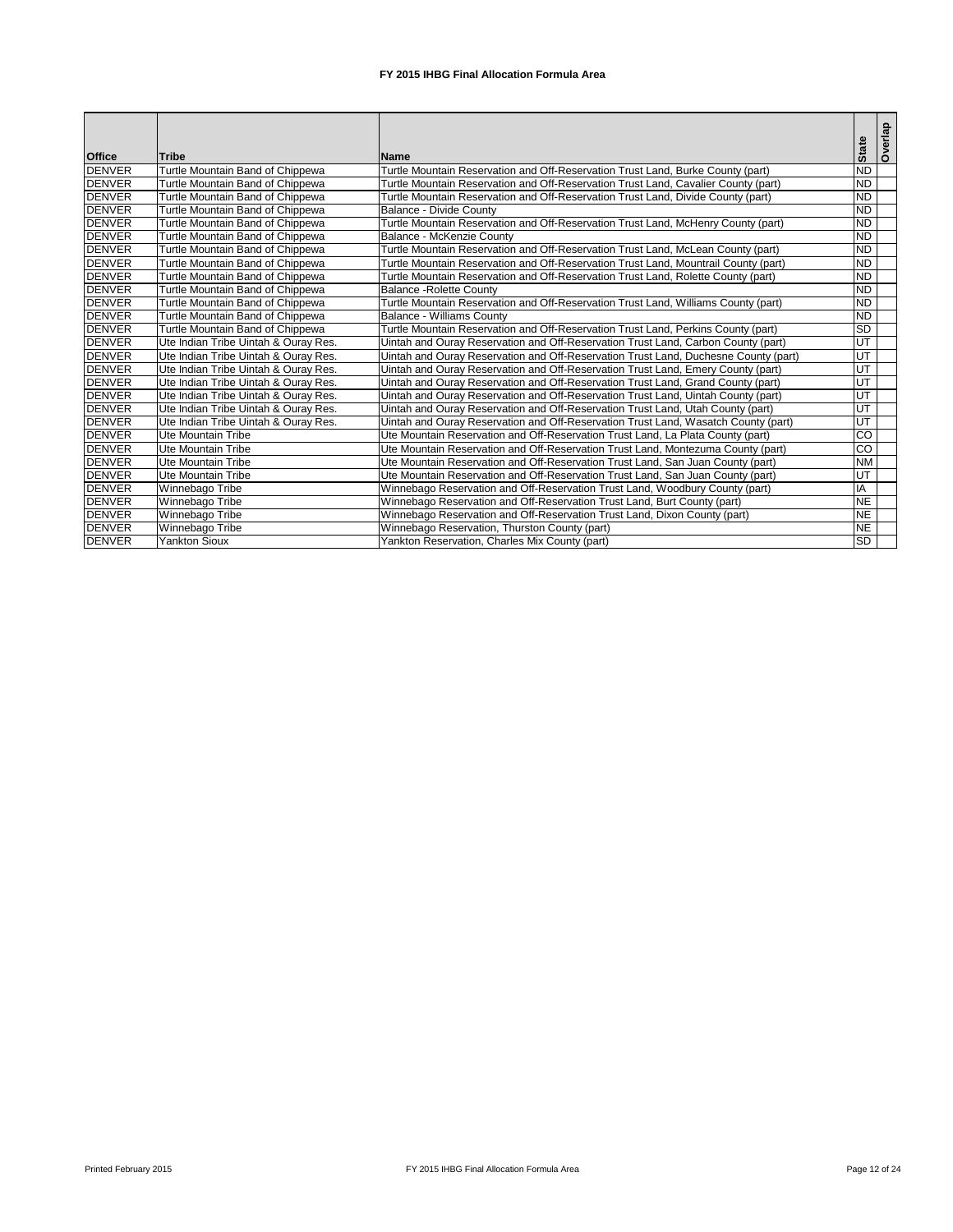# FY 2015 IHBG Final Allocation Formula Area

| Office | Tribe | Name | State | Overlap |
|---|---|---|---|---|
| DENVER | Turtle Mountain Band of Chippewa | Turtle Mountain Reservation and Off-Reservation Trust Land, Burke County (part) | ND | |
| DENVER | Turtle Mountain Band of Chippewa | Turtle Mountain Reservation and Off-Reservation Trust Land, Cavalier County (part) | ND | |
| DENVER | Turtle Mountain Band of Chippewa | Turtle Mountain Reservation and Off-Reservation Trust Land, Divide County (part) | ND | |
| DENVER | Turtle Mountain Band of Chippewa | Balance - Divide County | ND | |
| DENVER | Turtle Mountain Band of Chippewa | Turtle Mountain Reservation and Off-Reservation Trust Land, McHenry County (part) | ND | |
| DENVER | Turtle Mountain Band of Chippewa | Balance - McKenzie County | ND | |
| DENVER | Turtle Mountain Band of Chippewa | Turtle Mountain Reservation and Off-Reservation Trust Land, McLean County (part) | ND | |
| DENVER | Turtle Mountain Band of Chippewa | Turtle Mountain Reservation and Off-Reservation Trust Land, Mountrail County (part) | ND | |
| DENVER | Turtle Mountain Band of Chippewa | Turtle Mountain Reservation and Off-Reservation Trust Land, Rolette County (part) | ND | |
| DENVER | Turtle Mountain Band of Chippewa | Balance -Rolette County | ND | |
| DENVER | Turtle Mountain Band of Chippewa | Turtle Mountain Reservation and Off-Reservation Trust Land, Williams County (part) | ND | |
| DENVER | Turtle Mountain Band of Chippewa | Balance - Williams County | ND | |
| DENVER | Turtle Mountain Band of Chippewa | Turtle Mountain Reservation and Off-Reservation Trust Land, Perkins County (part) | SD | |
| DENVER | Ute Indian Tribe Uintah & Ouray Res. | Uintah and Ouray Reservation and Off-Reservation Trust Land, Carbon County (part) | UT | |
| DENVER | Ute Indian Tribe Uintah & Ouray Res. | Uintah and Ouray Reservation and Off-Reservation Trust Land, Duchesne County (part) | UT | |
| DENVER | Ute Indian Tribe Uintah & Ouray Res. | Uintah and Ouray Reservation and Off-Reservation Trust Land, Emery County (part) | UT | |
| DENVER | Ute Indian Tribe Uintah & Ouray Res. | Uintah and Ouray Reservation and Off-Reservation Trust Land, Grand County (part) | UT | |
| DENVER | Ute Indian Tribe Uintah & Ouray Res. | Uintah and Ouray Reservation and Off-Reservation Trust Land, Uintah County (part) | UT | |
| DENVER | Ute Indian Tribe Uintah & Ouray Res. | Uintah and Ouray Reservation and Off-Reservation Trust Land, Utah County (part) | UT | |
| DENVER | Ute Indian Tribe Uintah & Ouray Res. | Uintah and Ouray Reservation and Off-Reservation Trust Land, Wasatch County (part) | UT | |
| DENVER | Ute Mountain Tribe | Ute Mountain Reservation and Off-Reservation Trust Land, La Plata County (part) | CO | |
| DENVER | Ute Mountain Tribe | Ute Mountain Reservation and Off-Reservation Trust Land, Montezuma County (part) | CO | |
| DENVER | Ute Mountain Tribe | Ute Mountain Reservation and Off-Reservation Trust Land, San Juan County (part) | NM | |
| DENVER | Ute Mountain Tribe | Ute Mountain Reservation and Off-Reservation Trust Land, San Juan County (part) | UT | |
| DENVER | Winnebago Tribe | Winnebago Reservation and Off-Reservation Trust Land, Woodbury County (part) | IA | |
| DENVER | Winnebago Tribe | Winnebago Reservation and Off-Reservation Trust Land, Burt County (part) | NE | |
| DENVER | Winnebago Tribe | Winnebago Reservation and Off-Reservation Trust Land, Dixon County (part) | NE | |
| DENVER | Winnebago Tribe | Winnebago Reservation, Thurston County (part) | NE | |
| DENVER | Yankton Sioux | Yankton Reservation, Charles Mix County (part) | SD | |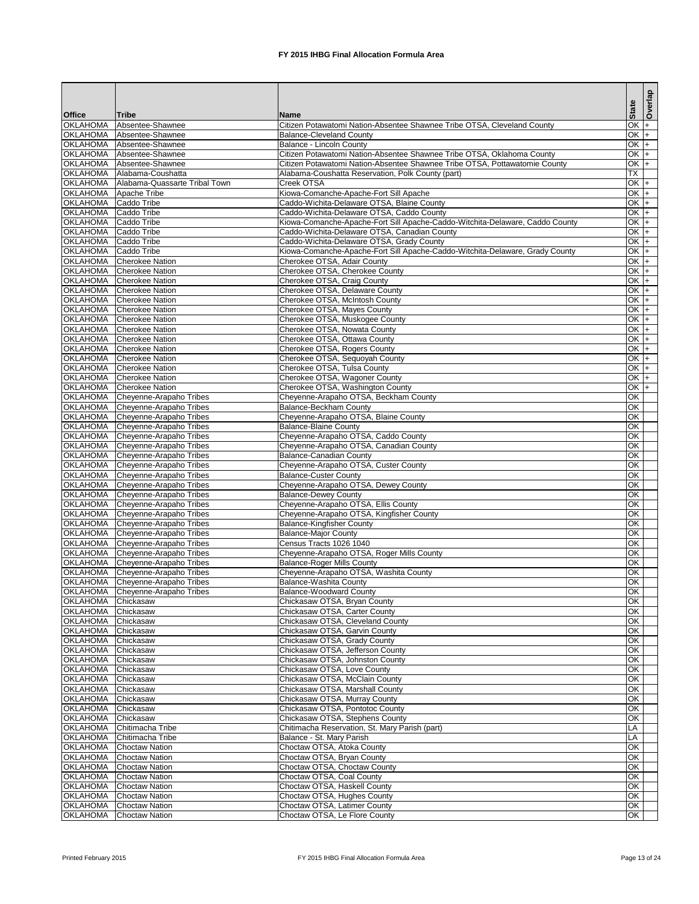# FY 2015 IHBG Final Allocation Formula Area

| Office | Tribe | Name | State | Overlap |
|---|---|---|---|---|
| OKLAHOMA | Absentee-Shawnee | Citizen Potawatomi Nation-Absentee Shawnee Tribe OTSA, Cleveland County | OK | + |
| OKLAHOMA | Absentee-Shawnee | Balance-Cleveland County | OK | + |
| OKLAHOMA | Absentee-Shawnee | Balance - Lincoln County | OK | + |
| OKLAHOMA | Absentee-Shawnee | Citizen Potawatomi Nation-Absentee Shawnee Tribe OTSA, Oklahoma County | OK | + |
| OKLAHOMA | Absentee-Shawnee | Citizen Potawatomi Nation-Absentee Shawnee Tribe OTSA, Pottawatomie County | OK | + |
| OKLAHOMA | Alabama-Coushatta | Alabama-Coushatta Reservation, Polk County (part) | TX | |
| OKLAHOMA | Alabama-Quassarte Tribal Town | Creek OTSA | OK | + |
| OKLAHOMA | Apache Tribe | Kiowa-Comanche-Apache-Fort Sill Apache | OK | + |
| OKLAHOMA | Caddo Tribe | Caddo-Wichita-Delaware OTSA, Blaine County | OK | + |
| OKLAHOMA | Caddo Tribe | Caddo-Wichita-Delaware OTSA, Caddo County | OK | + |
| OKLAHOMA | Caddo Tribe | Kiowa-Comanche-Apache-Fort Sill Apache-Caddo-Witchita-Delaware, Caddo County | OK | + |
| OKLAHOMA | Caddo Tribe | Caddo-Wichita-Delaware OTSA, Canadian County | OK | + |
| OKLAHOMA | Caddo Tribe | Caddo-Wichita-Delaware OTSA, Grady County | OK | + |
| OKLAHOMA | Caddo Tribe | Kiowa-Comanche-Apache-Fort Sill Apache-Caddo-Witchita-Delaware, Grady County | OK | + |
| OKLAHOMA | Cherokee Nation | Cherokee OTSA, Adair County | OK | + |
| OKLAHOMA | Cherokee Nation | Cherokee OTSA, Cherokee County | OK | + |
| OKLAHOMA | Cherokee Nation | Cherokee OTSA, Craig County | OK | + |
| OKLAHOMA | Cherokee Nation | Cherokee OTSA, Delaware County | OK | + |
| OKLAHOMA | Cherokee Nation | Cherokee OTSA, McIntosh County | OK | + |
| OKLAHOMA | Cherokee Nation | Cherokee OTSA, Mayes County | OK | + |
| OKLAHOMA | Cherokee Nation | Cherokee OTSA, Muskogee County | OK | + |
| OKLAHOMA | Cherokee Nation | Cherokee OTSA, Nowata County | OK | + |
| OKLAHOMA | Cherokee Nation | Cherokee OTSA, Ottawa County | OK | + |
| OKLAHOMA | Cherokee Nation | Cherokee OTSA, Rogers County | OK | + |
| OKLAHOMA | Cherokee Nation | Cherokee OTSA, Sequoyah County | OK | + |
| OKLAHOMA | Cherokee Nation | Cherokee OTSA, Tulsa County | OK | + |
| OKLAHOMA | Cherokee Nation | Cherokee OTSA, Wagoner County | OK | + |
| OKLAHOMA | Cherokee Nation | Cherokee OTSA, Washington County | OK | + |
| OKLAHOMA | Cheyenne-Arapaho Tribes | Cheyenne-Arapaho OTSA, Beckham County | OK | |
| OKLAHOMA | Cheyenne-Arapaho Tribes | Balance-Beckham County | OK | |
| OKLAHOMA | Cheyenne-Arapaho Tribes | Cheyenne-Arapaho OTSA, Blaine County | OK | |
| OKLAHOMA | Cheyenne-Arapaho Tribes | Balance-Blaine County | OK | |
| OKLAHOMA | Cheyenne-Arapaho Tribes | Cheyenne-Arapaho OTSA, Caddo County | OK | |
| OKLAHOMA | Cheyenne-Arapaho Tribes | Cheyenne-Arapaho OTSA, Canadian County | OK | |
| OKLAHOMA | Cheyenne-Arapaho Tribes | Balance-Canadian County | OK | |
| OKLAHOMA | Cheyenne-Arapaho Tribes | Cheyenne-Arapaho OTSA, Custer County | OK | |
| OKLAHOMA | Cheyenne-Arapaho Tribes | Balance-Custer County | OK | |
| OKLAHOMA | Cheyenne-Arapaho Tribes | Cheyenne-Arapaho OTSA, Dewey County | OK | |
| OKLAHOMA | Cheyenne-Arapaho Tribes | Balance-Dewey County | OK | |
| OKLAHOMA | Cheyenne-Arapaho Tribes | Cheyenne-Arapaho OTSA, Ellis County | OK | |
| OKLAHOMA | Cheyenne-Arapaho Tribes | Cheyenne-Arapaho OTSA, Kingfisher County | OK | |
| OKLAHOMA | Cheyenne-Arapaho Tribes | Balance-Kingfisher County | OK | |
| OKLAHOMA | Cheyenne-Arapaho Tribes | Balance-Major County | OK | |
| OKLAHOMA | Cheyenne-Arapaho Tribes | Census Tracts 1026 1040 | OK | |
| OKLAHOMA | Cheyenne-Arapaho Tribes | Cheyenne-Arapaho OTSA, Roger Mills County | OK | |
| OKLAHOMA | Cheyenne-Arapaho Tribes | Balance-Roger Mills County | OK | |
| OKLAHOMA | Cheyenne-Arapaho Tribes | Cheyenne-Arapaho OTSA, Washita County | OK | |
| OKLAHOMA | Cheyenne-Arapaho Tribes | Balance-Washita County | OK | |
| OKLAHOMA | Cheyenne-Arapaho Tribes | Balance-Woodward County | OK | |
| OKLAHOMA | Chickasaw | Chickasaw OTSA, Bryan County | OK | |
| OKLAHOMA | Chickasaw | Chickasaw OTSA, Carter County | OK | |
| OKLAHOMA | Chickasaw | Chickasaw OTSA, Cleveland County | OK | |
| OKLAHOMA | Chickasaw | Chickasaw OTSA, Garvin County | OK | |
| OKLAHOMA | Chickasaw | Chickasaw OTSA, Grady County | OK | |
| OKLAHOMA | Chickasaw | Chickasaw OTSA, Jefferson County | OK | |
| OKLAHOMA | Chickasaw | Chickasaw OTSA, Johnston County | OK | |
| OKLAHOMA | Chickasaw | Chickasaw OTSA, Love County | OK | |
| OKLAHOMA | Chickasaw | Chickasaw OTSA, McClain County | OK | |
| OKLAHOMA | Chickasaw | Chickasaw OTSA, Marshall County | OK | |
| OKLAHOMA | Chickasaw | Chickasaw OTSA, Murray County | OK | |
| OKLAHOMA | Chickasaw | Chickasaw OTSA, Pontotoc County | OK | |
| OKLAHOMA | Chickasaw | Chickasaw OTSA, Stephens County | OK | |
| OKLAHOMA | Chitimacha Tribe | Chitimacha Reservation, St. Mary Parish (part) | LA | |
| OKLAHOMA | Chitimacha Tribe | Balance - St. Mary Parish | LA | |
| OKLAHOMA | Choctaw Nation | Choctaw OTSA, Atoka County | OK | |
| OKLAHOMA | Choctaw Nation | Choctaw OTSA, Bryan County | OK | |
| OKLAHOMA | Choctaw Nation | Choctaw OTSA, Choctaw County | OK | |
| OKLAHOMA | Choctaw Nation | Choctaw OTSA, Coal County | OK | |
| OKLAHOMA | Choctaw Nation | Choctaw OTSA, Haskell County | OK | |
| OKLAHOMA | Choctaw Nation | Choctaw OTSA, Hughes County | OK | |
| OKLAHOMA | Choctaw Nation | Choctaw OTSA, Latimer County | OK | |
| OKLAHOMA | Choctaw Nation | Choctaw OTSA, Le Flore County | OK | |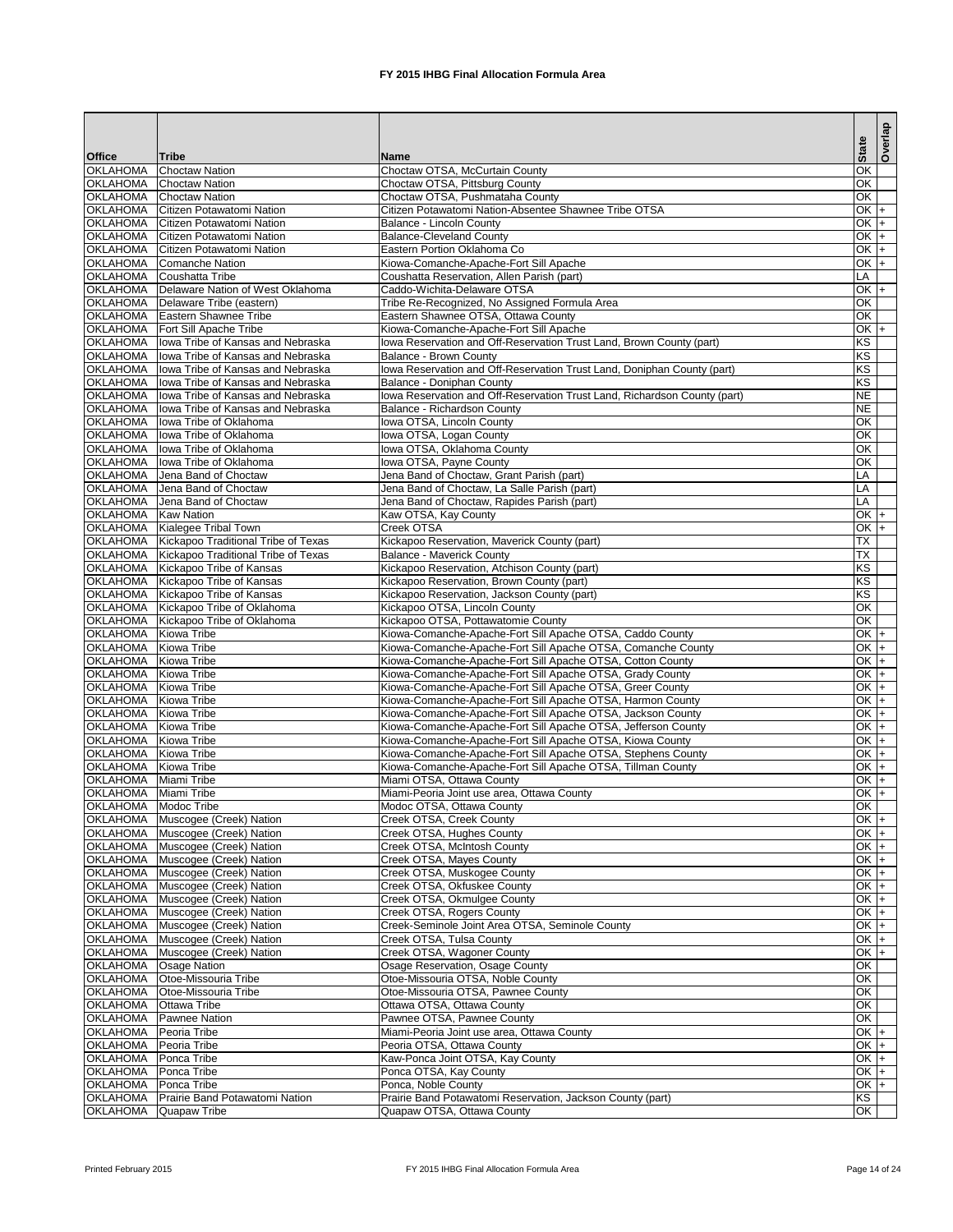# FY 2015 IHBG Final Allocation Formula Area

| Office | Tribe | Name | State | Overlap |
|---|---|---|---|---|
| OKLAHOMA | Choctaw Nation | Choctaw OTSA, McCurtain County | OK | |
| OKLAHOMA | Choctaw Nation | Choctaw OTSA, Pittsburg County | OK | |
| OKLAHOMA | Choctaw Nation | Choctaw OTSA, Pushmataha County | OK | |
| OKLAHOMA | Citizen Potawatomi Nation | Citizen Potawatomi Nation-Absentee Shawnee Tribe OTSA | OK | + |
| OKLAHOMA | Citizen Potawatomi Nation | Balance - Lincoln County | OK | + |
| OKLAHOMA | Citizen Potawatomi Nation | Balance-Cleveland County | OK | + |
| OKLAHOMA | Citizen Potawatomi Nation | Eastern Portion Oklahoma Co | OK | + |
| OKLAHOMA | Comanche Nation | Kiowa-Comanche-Apache-Fort Sill Apache | OK | + |
| OKLAHOMA | Coushatta Tribe | Coushatta Reservation, Allen Parish (part) | LA | |
| OKLAHOMA | Delaware Nation of West Oklahoma | Caddo-Wichita-Delaware OTSA | OK | + |
| OKLAHOMA | Delaware Tribe (eastern) | Tribe Re-Recognized, No Assigned Formula Area | OK | |
| OKLAHOMA | Eastern Shawnee Tribe | Eastern Shawnee OTSA, Ottawa County | OK | |
| OKLAHOMA | Fort Sill Apache Tribe | Kiowa-Comanche-Apache-Fort Sill Apache | OK | + |
| OKLAHOMA | Iowa Tribe of Kansas and Nebraska | Iowa Reservation and Off-Reservation Trust Land, Brown County (part) | KS | |
| OKLAHOMA | Iowa Tribe of Kansas and Nebraska | Balance - Brown County | KS | |
| OKLAHOMA | Iowa Tribe of Kansas and Nebraska | Iowa Reservation and Off-Reservation Trust Land, Doniphan County (part) | KS | |
| OKLAHOMA | Iowa Tribe of Kansas and Nebraska | Balance - Doniphan County | KS | |
| OKLAHOMA | Iowa Tribe of Kansas and Nebraska | Iowa Reservation and Off-Reservation Trust Land, Richardson County (part) | NE | |
| OKLAHOMA | Iowa Tribe of Kansas and Nebraska | Balance - Richardson County | NE | |
| OKLAHOMA | Iowa Tribe of Oklahoma | Iowa OTSA, Lincoln County | OK | |
| OKLAHOMA | Iowa Tribe of Oklahoma | Iowa OTSA, Logan County | OK | |
| OKLAHOMA | Iowa Tribe of Oklahoma | Iowa OTSA, Oklahoma County | OK | |
| OKLAHOMA | Iowa Tribe of Oklahoma | Iowa OTSA, Payne County | OK | |
| OKLAHOMA | Jena Band of Choctaw | Jena Band of Choctaw, Grant Parish (part) | LA | |
| OKLAHOMA | Jena Band of Choctaw | Jena Band of Choctaw, La Salle Parish (part) | LA | |
| OKLAHOMA | Jena Band of Choctaw | Jena Band of Choctaw, Rapides Parish (part) | LA | |
| OKLAHOMA | Kaw Nation | Kaw OTSA, Kay County | OK | + |
| OKLAHOMA | Kialegee Tribal Town | Creek OTSA | OK | + |
| OKLAHOMA | Kickapoo Traditional Tribe of Texas | Kickapoo Reservation, Maverick County (part) | TX | |
| OKLAHOMA | Kickapoo Traditional Tribe of Texas | Balance - Maverick County | TX | |
| OKLAHOMA | Kickapoo Tribe of Kansas | Kickapoo Reservation, Atchison County (part) | KS | |
| OKLAHOMA | Kickapoo Tribe of Kansas | Kickapoo Reservation, Brown County (part) | KS | |
| OKLAHOMA | Kickapoo Tribe of Kansas | Kickapoo Reservation, Jackson County (part) | KS | |
| OKLAHOMA | Kickapoo Tribe of Oklahoma | Kickapoo OTSA, Lincoln County | OK | |
| OKLAHOMA | Kickapoo Tribe of Oklahoma | Kickapoo OTSA, Pottawatomie County | OK | |
| OKLAHOMA | Kiowa Tribe | Kiowa-Comanche-Apache-Fort Sill Apache OTSA, Caddo County | OK | + |
| OKLAHOMA | Kiowa Tribe | Kiowa-Comanche-Apache-Fort Sill Apache OTSA, Comanche County | OK | + |
| OKLAHOMA | Kiowa Tribe | Kiowa-Comanche-Apache-Fort Sill Apache OTSA, Cotton County | OK | + |
| OKLAHOMA | Kiowa Tribe | Kiowa-Comanche-Apache-Fort Sill Apache OTSA, Grady County | OK | + |
| OKLAHOMA | Kiowa Tribe | Kiowa-Comanche-Apache-Fort Sill Apache OTSA, Greer County | OK | + |
| OKLAHOMA | Kiowa Tribe | Kiowa-Comanche-Apache-Fort Sill Apache OTSA, Harmon County | OK | + |
| OKLAHOMA | Kiowa Tribe | Kiowa-Comanche-Apache-Fort Sill Apache OTSA, Jackson County | OK | + |
| OKLAHOMA | Kiowa Tribe | Kiowa-Comanche-Apache-Fort Sill Apache OTSA, Jefferson County | OK | + |
| OKLAHOMA | Kiowa Tribe | Kiowa-Comanche-Apache-Fort Sill Apache OTSA, Kiowa County | OK | + |
| OKLAHOMA | Kiowa Tribe | Kiowa-Comanche-Apache-Fort Sill Apache OTSA, Stephens County | OK | + |
| OKLAHOMA | Kiowa Tribe | Kiowa-Comanche-Apache-Fort Sill Apache OTSA, Tillman County | OK | + |
| OKLAHOMA | Miami Tribe | Miami OTSA, Ottawa County | OK | + |
| OKLAHOMA | Miami Tribe | Miami-Peoria Joint use area, Ottawa County | OK | + |
| OKLAHOMA | Modoc Tribe | Modoc OTSA, Ottawa County | OK | |
| OKLAHOMA | Muscogee (Creek) Nation | Creek OTSA, Creek County | OK | + |
| OKLAHOMA | Muscogee (Creek) Nation | Creek OTSA, Hughes County | OK | + |
| OKLAHOMA | Muscogee (Creek) Nation | Creek OTSA, McIntosh County | OK | + |
| OKLAHOMA | Muscogee (Creek) Nation | Creek OTSA, Mayes County | OK | + |
| OKLAHOMA | Muscogee (Creek) Nation | Creek OTSA, Muskogee County | OK | + |
| OKLAHOMA | Muscogee (Creek) Nation | Creek OTSA, Okfuskee County | OK | + |
| OKLAHOMA | Muscogee (Creek) Nation | Creek OTSA, Okmulgee County | OK | + |
| OKLAHOMA | Muscogee (Creek) Nation | Creek OTSA, Rogers County | OK | + |
| OKLAHOMA | Muscogee (Creek) Nation | Creek-Seminole Joint Area OTSA, Seminole County | OK | + |
| OKLAHOMA | Muscogee (Creek) Nation | Creek OTSA, Tulsa County | OK | + |
| OKLAHOMA | Muscogee (Creek) Nation | Creek OTSA, Wagoner County | OK | + |
| OKLAHOMA | Osage Nation | Osage Reservation, Osage County | OK | |
| OKLAHOMA | Otoe-Missouria Tribe | Otoe-Missouria OTSA, Noble County | OK | |
| OKLAHOMA | Otoe-Missouria Tribe | Otoe-Missouria OTSA, Pawnee County | OK | |
| OKLAHOMA | Ottawa Tribe | Ottawa OTSA, Ottawa County | OK | |
| OKLAHOMA | Pawnee Nation | Pawnee OTSA, Pawnee County | OK | |
| OKLAHOMA | Peoria Tribe | Miami-Peoria Joint use area, Ottawa County | OK | + |
| OKLAHOMA | Peoria Tribe | Peoria OTSA, Ottawa County | OK | + |
| OKLAHOMA | Ponca Tribe | Kaw-Ponca Joint OTSA, Kay County | OK | + |
| OKLAHOMA | Ponca Tribe | Ponca OTSA, Kay County | OK | + |
| OKLAHOMA | Ponca Tribe | Ponca, Noble County | OK | + |
| OKLAHOMA | Prairie Band Potawatomi Nation | Prairie Band Potawatomi Reservation, Jackson County (part) | KS | |
| OKLAHOMA | Quapaw Tribe | Quapaw OTSA, Ottawa County | OK | |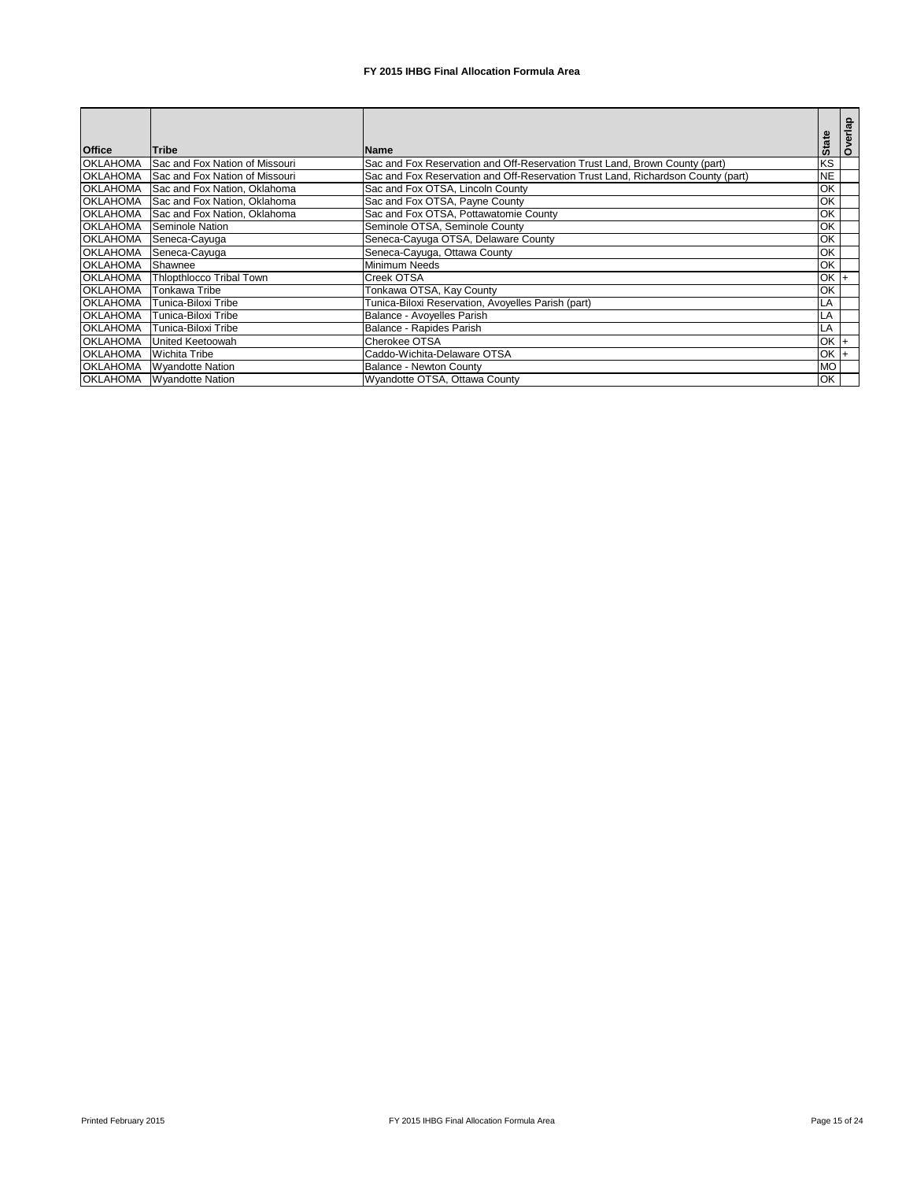**FY 2015 IHBG Final Allocation Formula Area**

| Office | Tribe | Name | State | Overlap |
|---|---|---|---|---|
| OKLAHOMA | Sac and Fox Nation of Missouri | Sac and Fox Reservation and Off-Reservation Trust Land, Brown County (part) | KS | |
| OKLAHOMA | Sac and Fox Nation of Missouri | Sac and Fox Reservation and Off-Reservation Trust Land, Richardson County (part) | NE | |
| OKLAHOMA | Sac and Fox Nation, Oklahoma | Sac and Fox OTSA, Lincoln County | OK | |
| OKLAHOMA | Sac and Fox Nation, Oklahoma | Sac and Fox OTSA, Payne County | OK | |
| OKLAHOMA | Sac and Fox Nation, Oklahoma | Sac and Fox OTSA, Pottawatomie County | OK | |
| OKLAHOMA | Seminole Nation | Seminole OTSA, Seminole County | OK | |
| OKLAHOMA | Seneca-Cayuga | Seneca-Cayuga OTSA, Delaware County | OK | |
| OKLAHOMA | Seneca-Cayuga | Seneca-Cayuga, Ottawa County | OK | |
| OKLAHOMA | Shawnee | Minimum Needs | OK | |
| OKLAHOMA | Thlopthlocco Tribal Town | Creek OTSA | OK | + |
| OKLAHOMA | Tonkawa Tribe | Tonkawa OTSA, Kay County | OK | |
| OKLAHOMA | Tunica-Biloxi Tribe | Tunica-Biloxi Reservation, Avoyelles Parish (part) | LA | |
| OKLAHOMA | Tunica-Biloxi Tribe | Balance - Avoyelles Parish | LA | |
| OKLAHOMA | Tunica-Biloxi Tribe | Balance - Rapides Parish | LA | |
| OKLAHOMA | United Keetoowah | Cherokee OTSA | OK | + |
| OKLAHOMA | Wichita Tribe | Caddo-Wichita-Delaware OTSA | OK | + |
| OKLAHOMA | Wyandotte Nation | Balance - Newton County | MO | |
| OKLAHOMA | Wyandotte Nation | Wyandotte OTSA, Ottawa County | OK | |

Printed February 2015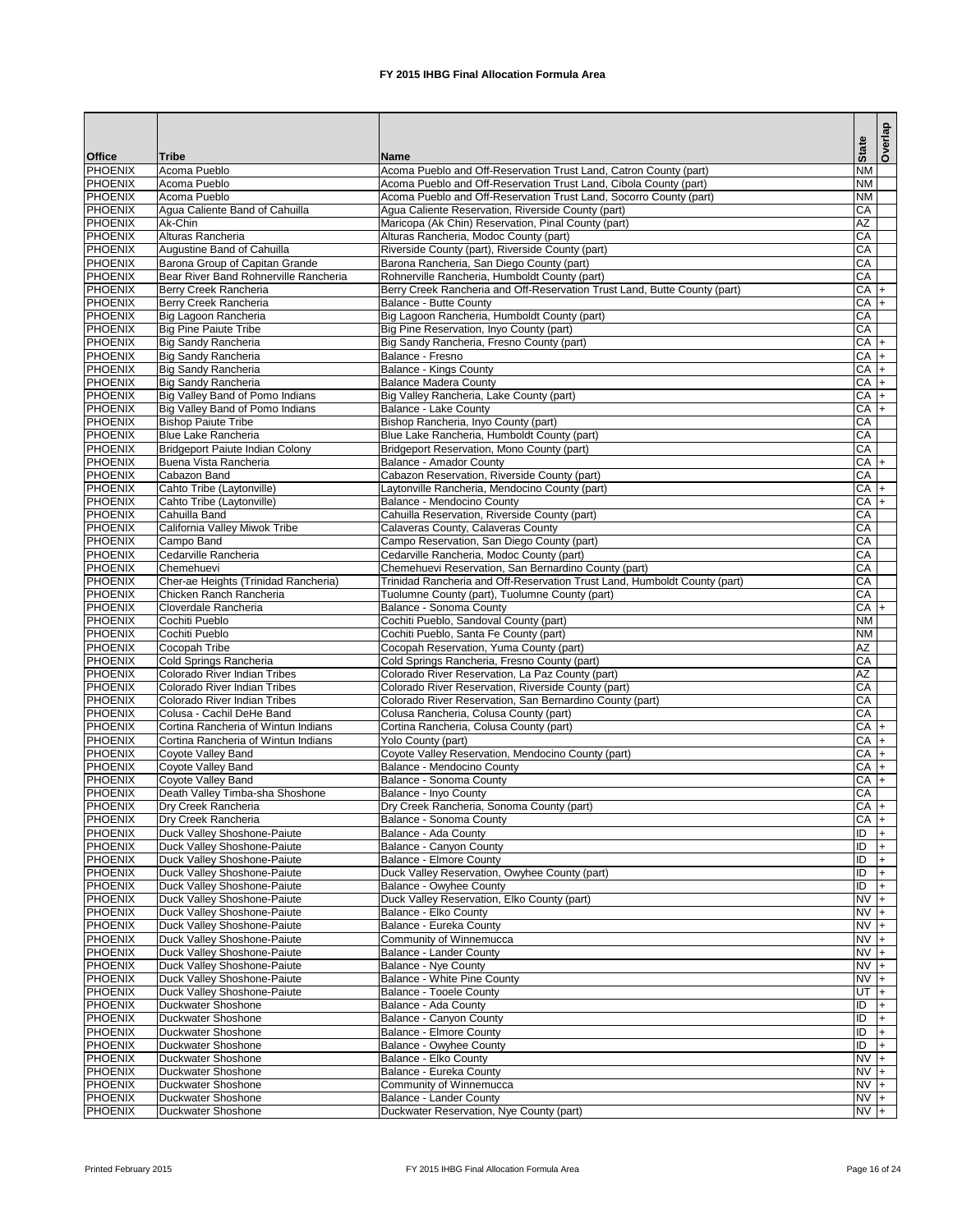# FY 2015 IHBG Final Allocation Formula Area

| Office | Tribe | Name | State | Overlap |
|---|---|---|---|---|
| PHOENIX | Acoma Pueblo | Acoma Pueblo and Off-Reservation Trust Land, Catron County (part) | NM | |
| PHOENIX | Acoma Pueblo | Acoma Pueblo and Off-Reservation Trust Land, Cibola County (part) | NM | |
| PHOENIX | Acoma Pueblo | Acoma Pueblo and Off-Reservation Trust Land, Socorro County (part) | NM | |
| PHOENIX | Agua Caliente Band of Cahuilla | Agua Caliente Reservation, Riverside County (part) | CA | |
| PHOENIX | Ak-Chin | Maricopa (Ak Chin) Reservation, Pinal County (part) | AZ | |
| PHOENIX | Alturas Rancheria | Alturas Rancheria, Modoc County (part) | CA | |
| PHOENIX | Augustine Band of Cahuilla | Riverside County (part), Riverside County (part) | CA | |
| PHOENIX | Barona Group of Capitan Grande | Barona Rancheria, San Diego County (part) | CA | |
| PHOENIX | Bear River Band Rohnerville Rancheria | Rohnerville Rancheria, Humboldt County (part) | CA | |
| PHOENIX | Berry Creek Rancheria | Berry Creek Rancheria and Off-Reservation Trust Land, Butte County (part) | CA | + |
| PHOENIX | Berry Creek Rancheria | Balance - Butte County | CA | + |
| PHOENIX | Big Lagoon Rancheria | Big Lagoon Rancheria, Humboldt County (part) | CA | |
| PHOENIX | Big Pine Paiute Tribe | Big Pine Reservation, Inyo County (part) | CA | |
| PHOENIX | Big Sandy Rancheria | Big Sandy Rancheria, Fresno County (part) | CA | + |
| PHOENIX | Big Sandy Rancheria | Balance - Fresno | CA | + |
| PHOENIX | Big Sandy Rancheria | Balance - Kings County | CA | + |
| PHOENIX | Big Sandy Rancheria | Balance Madera County | CA | + |
| PHOENIX | Big Valley Band of Pomo Indians | Big Valley Rancheria, Lake County (part) | CA | + |
| PHOENIX | Big Valley Band of Pomo Indians | Balance - Lake County | CA | + |
| PHOENIX | Bishop Paiute Tribe | Bishop Rancheria, Inyo County (part) | CA | |
| PHOENIX | Blue Lake Rancheria | Blue Lake Rancheria, Humboldt County (part) | CA | |
| PHOENIX | Bridgeport Paiute Indian Colony | Bridgeport Reservation, Mono County (part) | CA | |
| PHOENIX | Buena Vista Rancheria | Balance - Amador County | CA | + |
| PHOENIX | Cabazon Band | Cabazon Reservation, Riverside County (part) | CA | |
| PHOENIX | Cahto Tribe (Laytonville) | Laytonville Rancheria, Mendocino County (part) | CA | + |
| PHOENIX | Cahto Tribe (Laytonville) | Balance - Mendocino County | CA | + |
| PHOENIX | Cahuilla Band | Cahuilla Reservation, Riverside County (part) | CA | |
| PHOENIX | California Valley Miwok Tribe | Calaveras County, Calaveras County | CA | |
| PHOENIX | Campo Band | Campo Reservation, San Diego County (part) | CA | |
| PHOENIX | Cedarville Rancheria | Cedarville Rancheria, Modoc County (part) | CA | |
| PHOENIX | Chemehuevi | Chemehuevi Reservation, San Bernardino County (part) | CA | |
| PHOENIX | Cher-ae Heights (Trinidad Rancheria) | Trinidad Rancheria and Off-Reservation Trust Land, Humboldt County (part) | CA | |
| PHOENIX | Chicken Ranch Rancheria | Tuolumne County (part), Tuolumne County (part) | CA | |
| PHOENIX | Cloverdale Rancheria | Balance - Sonoma County | CA | + |
| PHOENIX | Cochiti Pueblo | Cochiti Pueblo, Sandoval County (part) | NM | |
| PHOENIX | Cochiti Pueblo | Cochiti Pueblo, Santa Fe County (part) | NM | |
| PHOENIX | Cocopah Tribe | Cocopah Reservation, Yuma County (part) | AZ | |
| PHOENIX | Cold Springs Rancheria | Cold Springs Rancheria, Fresno County (part) | CA | |
| PHOENIX | Colorado River Indian Tribes | Colorado River Reservation, La Paz County (part) | AZ | |
| PHOENIX | Colorado River Indian Tribes | Colorado River Reservation, Riverside County (part) | CA | |
| PHOENIX | Colorado River Indian Tribes | Colorado River Reservation, San Bernardino County (part) | CA | |
| PHOENIX | Colusa - Cachil DeHe Band | Colusa Rancheria, Colusa County (part) | CA | |
| PHOENIX | Cortina Rancheria of Wintun Indians | Cortina Rancheria, Colusa County (part) | CA | + |
| PHOENIX | Cortina Rancheria of Wintun Indians | Yolo County (part) | CA | + |
| PHOENIX | Coyote Valley Band | Coyote Valley Reservation, Mendocino County (part) | CA | + |
| PHOENIX | Coyote Valley Band | Balance - Mendocino County | CA | + |
| PHOENIX | Coyote Valley Band | Balance - Sonoma County | CA | + |
| PHOENIX | Death Valley Timba-sha Shoshone | Balance - Inyo County | CA | |
| PHOENIX | Dry Creek Rancheria | Dry Creek Rancheria, Sonoma County (part) | CA | + |
| PHOENIX | Dry Creek Rancheria | Balance - Sonoma County | CA | + |
| PHOENIX | Duck Valley Shoshone-Paiute | Balance - Ada County | ID | + |
| PHOENIX | Duck Valley Shoshone-Paiute | Balance - Canyon County | ID | + |
| PHOENIX | Duck Valley Shoshone-Paiute | Balance - Elmore County | ID | + |
| PHOENIX | Duck Valley Shoshone-Paiute | Duck Valley Reservation, Owyhee County (part) | ID | + |
| PHOENIX | Duck Valley Shoshone-Paiute | Balance - Owyhee County | ID | + |
| PHOENIX | Duck Valley Shoshone-Paiute | Duck Valley Reservation, Elko County (part) | NV | + |
| PHOENIX | Duck Valley Shoshone-Paiute | Balance - Elko County | NV | + |
| PHOENIX | Duck Valley Shoshone-Paiute | Balance - Eureka County | NV | + |
| PHOENIX | Duck Valley Shoshone-Paiute | Community of Winnemucca | NV | + |
| PHOENIX | Duck Valley Shoshone-Paiute | Balance - Lander County | NV | + |
| PHOENIX | Duck Valley Shoshone-Paiute | Balance - Nye County | NV | + |
| PHOENIX | Duck Valley Shoshone-Paiute | Balance - White Pine County | NV | + |
| PHOENIX | Duck Valley Shoshone-Paiute | Balance - Tooele County | UT | + |
| PHOENIX | Duckwater Shoshone | Balance - Ada County | ID | + |
| PHOENIX | Duckwater Shoshone | Balance - Canyon County | ID | + |
| PHOENIX | Duckwater Shoshone | Balance - Elmore County | ID | + |
| PHOENIX | Duckwater Shoshone | Balance - Owyhee County | ID | + |
| PHOENIX | Duckwater Shoshone | Balance - Elko County | NV | + |
| PHOENIX | Duckwater Shoshone | Balance - Eureka County | NV | + |
| PHOENIX | Duckwater Shoshone | Community of Winnemucca | NV | + |
| PHOENIX | Duckwater Shoshone | Balance - Lander County | NV | + |
| PHOENIX | Duckwater Shoshone | Duckwater Reservation, Nye County (part) | NV | + |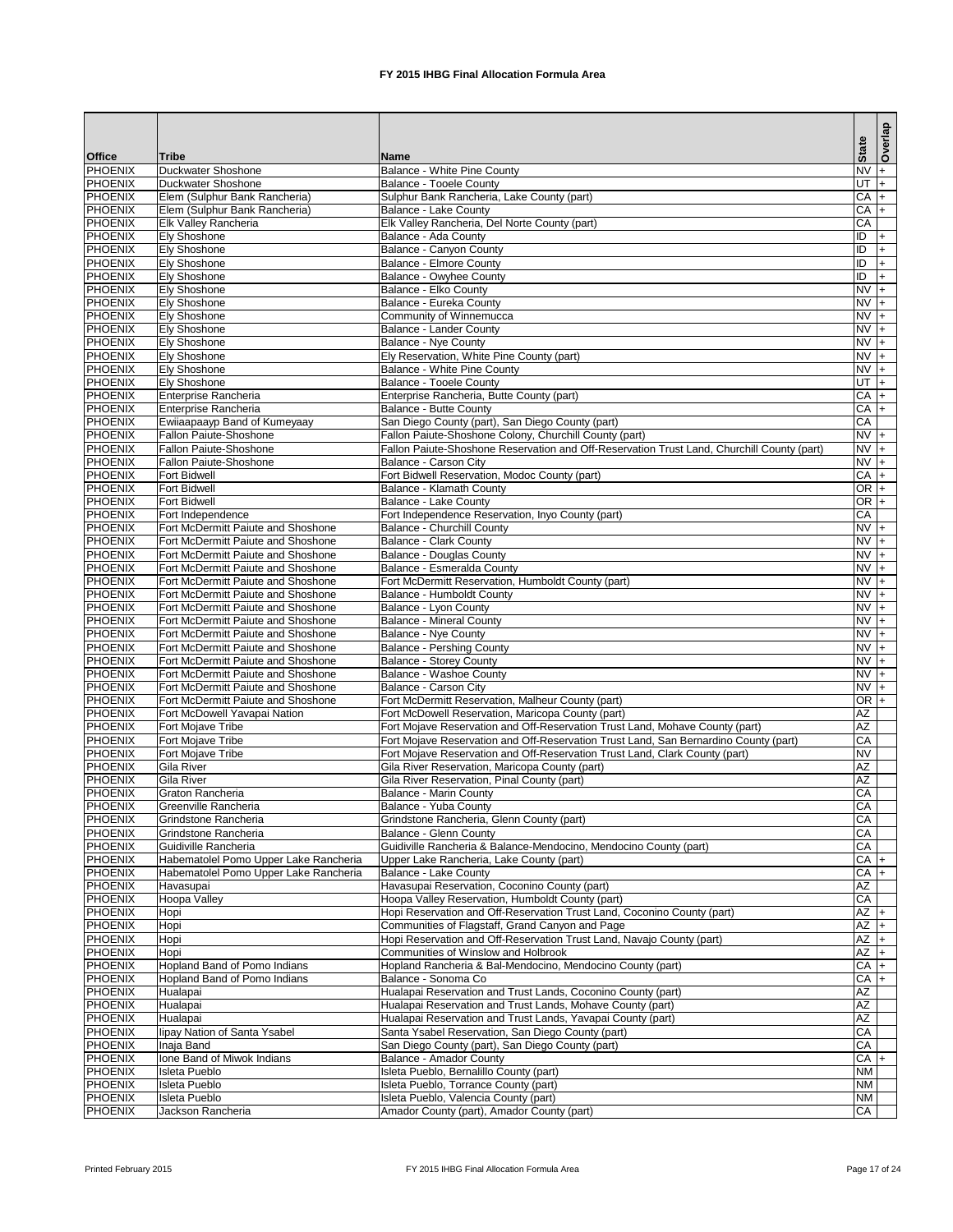# FY 2015 IHBG Final Allocation Formula Area

| Office | Tribe | Name | State | Overlap |
|---|---|---|---|---|
| PHOENIX | Duckwater Shoshone | Balance - White Pine County | NV | + |
| PHOENIX | Duckwater Shoshone | Balance - Tooele County | UT | + |
| PHOENIX | Elem (Sulphur Bank Rancheria) | Sulphur Bank Rancheria, Lake County (part) | CA | + |
| PHOENIX | Elem (Sulphur Bank Rancheria) | Balance - Lake County | CA | + |
| PHOENIX | Elk Valley Rancheria | Elk Valley Rancheria, Del Norte County (part) | CA | |
| PHOENIX | Ely Shoshone | Balance - Ada County | ID | + |
| PHOENIX | Ely Shoshone | Balance - Canyon County | ID | + |
| PHOENIX | Ely Shoshone | Balance - Elmore County | ID | + |
| PHOENIX | Ely Shoshone | Balance - Owyhee County | ID | + |
| PHOENIX | Ely Shoshone | Balance - Elko County | NV | + |
| PHOENIX | Ely Shoshone | Balance - Eureka County | NV | + |
| PHOENIX | Ely Shoshone | Community of Winnemucca | NV | + |
| PHOENIX | Ely Shoshone | Balance - Lander County | NV | + |
| PHOENIX | Ely Shoshone | Balance - Nye County | NV | + |
| PHOENIX | Ely Shoshone | Ely Reservation, White Pine County (part) | NV | + |
| PHOENIX | Ely Shoshone | Balance - White Pine County | NV | + |
| PHOENIX | Ely Shoshone | Balance - Tooele County | UT | + |
| PHOENIX | Enterprise Rancheria | Enterprise Rancheria, Butte County (part) | CA | + |
| PHOENIX | Enterprise Rancheria | Balance - Butte County | CA | + |
| PHOENIX | Ewiiaapaayp Band of Kumeyaay | San Diego County (part), San Diego County (part) | CA | |
| PHOENIX | Fallon Paiute-Shoshone | Fallon Paiute-Shoshone Colony, Churchill County (part) | NV | + |
| PHOENIX | Fallon Paiute-Shoshone | Fallon Paiute-Shoshone Reservation and Off-Reservation Trust Land, Churchill County (part) | NV | + |
| PHOENIX | Fallon Paiute-Shoshone | Balance - Carson City | NV | + |
| PHOENIX | Fort Bidwell | Fort Bidwell Reservation, Modoc County (part) | CA | + |
| PHOENIX | Fort Bidwell | Balance - Klamath County | OR | + |
| PHOENIX | Fort Bidwell | Balance - Lake County | OR | + |
| PHOENIX | Fort Independence | Fort Independence Reservation, Inyo County (part) | CA | |
| PHOENIX | Fort McDermitt Paiute and Shoshone | Balance - Churchill County | NV | + |
| PHOENIX | Fort McDermitt Paiute and Shoshone | Balance - Clark County | NV | + |
| PHOENIX | Fort McDermitt Paiute and Shoshone | Balance - Douglas County | NV | + |
| PHOENIX | Fort McDermitt Paiute and Shoshone | Balance - Esmeralda County | NV | + |
| PHOENIX | Fort McDermitt Paiute and Shoshone | Fort McDermitt Reservation, Humboldt County (part) | NV | + |
| PHOENIX | Fort McDermitt Paiute and Shoshone | Balance - Humboldt County | NV | + |
| PHOENIX | Fort McDermitt Paiute and Shoshone | Balance - Lyon County | NV | + |
| PHOENIX | Fort McDermitt Paiute and Shoshone | Balance - Mineral County | NV | + |
| PHOENIX | Fort McDermitt Paiute and Shoshone | Balance - Nye County | NV | + |
| PHOENIX | Fort McDermitt Paiute and Shoshone | Balance - Pershing County | NV | + |
| PHOENIX | Fort McDermitt Paiute and Shoshone | Balance - Storey County | NV | + |
| PHOENIX | Fort McDermitt Paiute and Shoshone | Balance - Washoe County | NV | + |
| PHOENIX | Fort McDermitt Paiute and Shoshone | Balance - Carson City | NV | + |
| PHOENIX | Fort McDermitt Paiute and Shoshone | Fort McDermitt Reservation, Malheur County (part) | OR | + |
| PHOENIX | Fort McDowell Yavapai Nation | Fort McDowell Reservation, Maricopa County (part) | AZ | |
| PHOENIX | Fort Mojave Tribe | Fort Mojave Reservation and Off-Reservation Trust Land, Mohave County (part) | AZ | |
| PHOENIX | Fort Mojave Tribe | Fort Mojave Reservation and Off-Reservation Trust Land, San Bernardino County (part) | CA | |
| PHOENIX | Fort Mojave Tribe | Fort Mojave Reservation and Off-Reservation Trust Land, Clark County (part) | NV | |
| PHOENIX | Gila River | Gila River Reservation, Maricopa County (part) | AZ | |
| PHOENIX | Gila River | Gila River Reservation, Pinal County (part) | AZ | |
| PHOENIX | Graton Rancheria | Balance - Marin County | CA | |
| PHOENIX | Greenville Rancheria | Balance - Yuba County | CA | |
| PHOENIX | Grindstone Rancheria | Grindstone Rancheria, Glenn County (part) | CA | |
| PHOENIX | Grindstone Rancheria | Balance - Glenn County | CA | |
| PHOENIX | Guidiville Rancheria | Guidiville Rancheria & Balance-Mendocino, Mendocino County (part) | CA | |
| PHOENIX | Habematolel Pomo Upper Lake Rancheria | Upper Lake Rancheria, Lake County (part) | CA | + |
| PHOENIX | Habematolel Pomo Upper Lake Rancheria | Balance - Lake County | CA | + |
| PHOENIX | Havasupai | Havasupai Reservation, Coconino County (part) | AZ | |
| PHOENIX | Hoopa Valley | Hoopa Valley Reservation, Humboldt County (part) | CA | |
| PHOENIX | Hopi | Hopi Reservation and Off-Reservation Trust Land, Coconino County (part) | AZ | + |
| PHOENIX | Hopi | Communities of Flagstaff, Grand Canyon and Page | AZ | + |
| PHOENIX | Hopi | Hopi Reservation and Off-Reservation Trust Land, Navajo County (part) | AZ | + |
| PHOENIX | Hopi | Communities of Winslow and Holbrook | AZ | + |
| PHOENIX | Hopland Band of Pomo Indians | Hopland Rancheria & Bal-Mendocino, Mendocino County (part) | CA | + |
| PHOENIX | Hopland Band of Pomo Indians | Balance - Sonoma Co | CA | + |
| PHOENIX | Hualapai | Hualapai Reservation and Trust Lands, Coconino County (part) | AZ | |
| PHOENIX | Hualapai | Hualapai Reservation and Trust Lands, Mohave County (part) | AZ | |
| PHOENIX | Hualapai | Hualapai Reservation and Trust Lands, Yavapai County (part) | AZ | |
| PHOENIX | Iipay Nation of Santa Ysabel | Santa Ysabel Reservation, San Diego County (part) | CA | |
| PHOENIX | Inaja Band | San Diego County (part), San Diego County (part) | CA | |
| PHOENIX | Ione Band of Miwok Indians | Balance - Amador County | CA | + |
| PHOENIX | Isleta Pueblo | Isleta Pueblo, Bernalillo County (part) | NM | |
| PHOENIX | Isleta Pueblo | Isleta Pueblo, Torrance County (part) | NM | |
| PHOENIX | Isleta Pueblo | Isleta Pueblo, Valencia County (part) | NM | |
| PHOENIX | Jackson Rancheria | Amador County (part), Amador County (part) | CA | |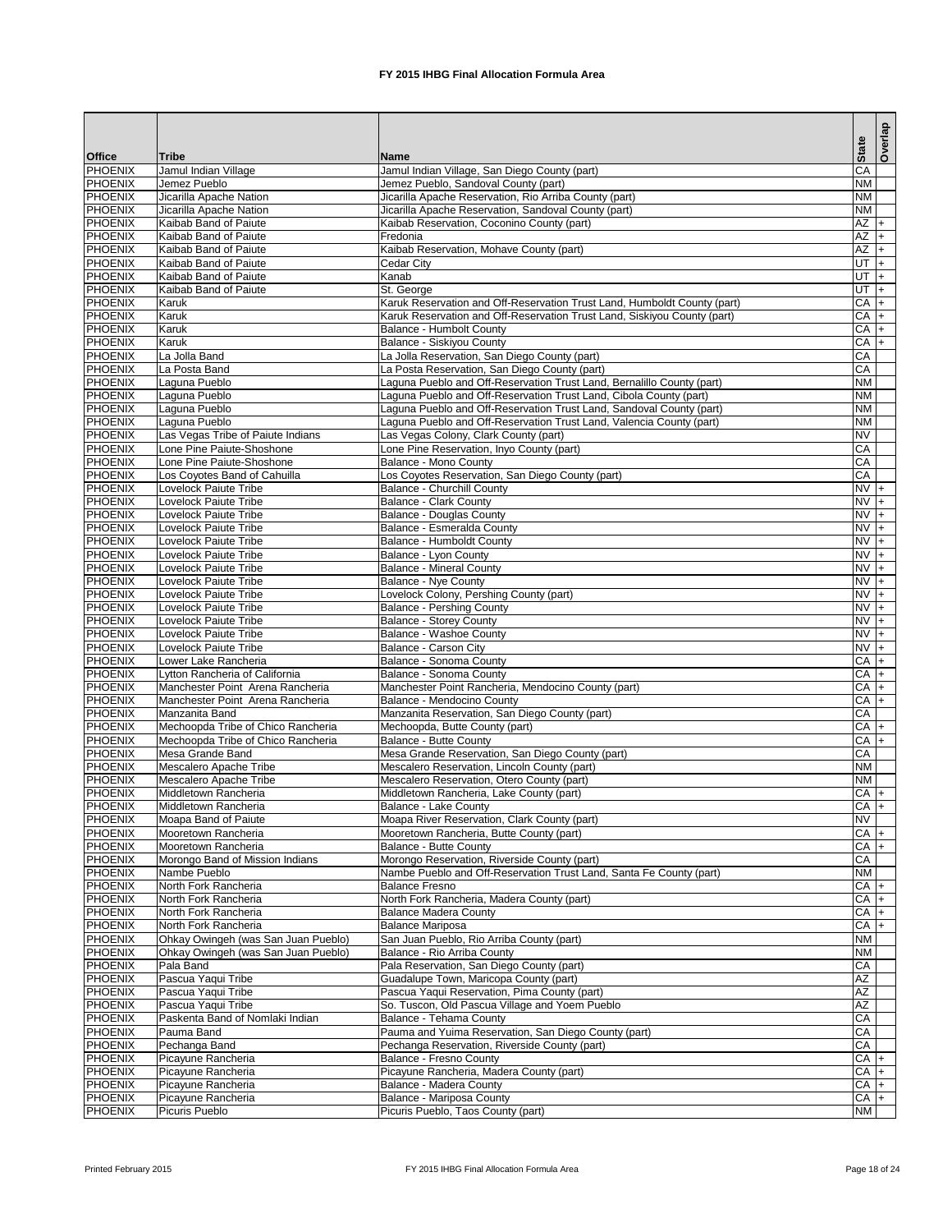# FY 2015 IHBG Final Allocation Formula Area

| Office | Tribe | Name | State | Overlap |
|---|---|---|---|---|
| PHOENIX | Jamul Indian Village | Jamul Indian Village, San Diego County (part) | CA | |
| PHOENIX | Jemez Pueblo | Jemez Pueblo, Sandoval County (part) | NM | |
| PHOENIX | Jicarilla Apache Nation | Jicarilla Apache Reservation, Rio Arriba County (part) | NM | |
| PHOENIX | Jicarilla Apache Nation | Jicarilla Apache Reservation, Sandoval County (part) | NM | |
| PHOENIX | Kaibab Band of Paiute | Kaibab Reservation, Coconino County (part) | AZ | + |
| PHOENIX | Kaibab Band of Paiute | Fredonia | AZ | + |
| PHOENIX | Kaibab Band of Paiute | Kaibab Reservation, Mohave County (part) | AZ | + |
| PHOENIX | Kaibab Band of Paiute | Cedar City | UT | + |
| PHOENIX | Kaibab Band of Paiute | Kanab | UT | + |
| PHOENIX | Kaibab Band of Paiute | St. George | UT | + |
| PHOENIX | Karuk | Karuk Reservation and Off-Reservation Trust Land, Humboldt County (part) | CA | + |
| PHOENIX | Karuk | Karuk Reservation and Off-Reservation Trust Land, Siskiyou County (part) | CA | + |
| PHOENIX | Karuk | Balance - Humbolt County | CA | + |
| PHOENIX | Karuk | Balance - Siskiyou County | CA | + |
| PHOENIX | La Jolla Band | La Jolla Reservation, San Diego County (part) | CA | |
| PHOENIX | La Posta Band | La Posta Reservation, San Diego County (part) | CA | |
| PHOENIX | Laguna Pueblo | Laguna Pueblo and Off-Reservation Trust Land, Bernalillo County (part) | NM | |
| PHOENIX | Laguna Pueblo | Laguna Pueblo and Off-Reservation Trust Land, Cibola County (part) | NM | |
| PHOENIX | Laguna Pueblo | Laguna Pueblo and Off-Reservation Trust Land, Sandoval County (part) | NM | |
| PHOENIX | Laguna Pueblo | Laguna Pueblo and Off-Reservation Trust Land, Valencia County (part) | NM | |
| PHOENIX | Las Vegas Tribe of Paiute Indians | Las Vegas Colony, Clark County (part) | NV | |
| PHOENIX | Lone Pine Paiute-Shoshone | Lone Pine Reservation, Inyo County (part) | CA | |
| PHOENIX | Lone Pine Paiute-Shoshone | Balance - Mono County | CA | |
| PHOENIX | Los Coyotes Band of Cahuilla | Los Coyotes Reservation, San Diego County (part) | CA | |
| PHOENIX | Lovelock Paiute Tribe | Balance - Churchill County | NV | + |
| PHOENIX | Lovelock Paiute Tribe | Balance - Clark County | NV | + |
| PHOENIX | Lovelock Paiute Tribe | Balance - Douglas County | NV | + |
| PHOENIX | Lovelock Paiute Tribe | Balance - Esmeralda County | NV | + |
| PHOENIX | Lovelock Paiute Tribe | Balance - Humboldt County | NV | + |
| PHOENIX | Lovelock Paiute Tribe | Balance - Lyon County | NV | + |
| PHOENIX | Lovelock Paiute Tribe | Balance - Mineral County | NV | + |
| PHOENIX | Lovelock Paiute Tribe | Balance - Nye County | NV | + |
| PHOENIX | Lovelock Paiute Tribe | Lovelock Colony, Pershing County (part) | NV | + |
| PHOENIX | Lovelock Paiute Tribe | Balance - Pershing County | NV | + |
| PHOENIX | Lovelock Paiute Tribe | Balance - Storey County | NV | + |
| PHOENIX | Lovelock Paiute Tribe | Balance - Washoe County | NV | + |
| PHOENIX | Lovelock Paiute Tribe | Balance - Carson City | NV | + |
| PHOENIX | Lower Lake Rancheria | Balance - Sonoma County | CA | + |
| PHOENIX | Lytton Rancheria of California | Balance - Sonoma County | CA | + |
| PHOENIX | Manchester Point Arena Rancheria | Manchester Point Rancheria, Mendocino County (part) | CA | + |
| PHOENIX | Manchester Point Arena Rancheria | Balance - Mendocino County | CA | + |
| PHOENIX | Manzanita Band | Manzanita Reservation, San Diego County (part) | CA | |
| PHOENIX | Mechoopda Tribe of Chico Rancheria | Mechoopda, Butte County (part) | CA | + |
| PHOENIX | Mechoopda Tribe of Chico Rancheria | Balance - Butte County | CA | + |
| PHOENIX | Mesa Grande Band | Mesa Grande Reservation, San Diego County (part) | CA | |
| PHOENIX | Mescalero Apache Tribe | Mescalero Reservation, Lincoln County (part) | NM | |
| PHOENIX | Mescalero Apache Tribe | Mescalero Reservation, Otero County (part) | NM | |
| PHOENIX | Middletown Rancheria | Middletown Rancheria, Lake County (part) | CA | + |
| PHOENIX | Middletown Rancheria | Balance - Lake County | CA | + |
| PHOENIX | Moapa Band of Paiute | Moapa River Reservation, Clark County (part) | NV | |
| PHOENIX | Mooretown Rancheria | Mooretown Rancheria, Butte County (part) | CA | + |
| PHOENIX | Mooretown Rancheria | Balance - Butte County | CA | + |
| PHOENIX | Morongo Band of Mission Indians | Morongo Reservation, Riverside County (part) | CA | |
| PHOENIX | Nambe Pueblo | Nambe Pueblo and Off-Reservation Trust Land, Santa Fe County (part) | NM | |
| PHOENIX | North Fork Rancheria | Balance Fresno | CA | + |
| PHOENIX | North Fork Rancheria | North Fork Rancheria, Madera County (part) | CA | + |
| PHOENIX | North Fork Rancheria | Balance Madera County | CA | + |
| PHOENIX | North Fork Rancheria | Balance Mariposa | CA | + |
| PHOENIX | Ohkay Owingeh (was San Juan Pueblo) | San Juan Pueblo, Rio Arriba County (part) | NM | |
| PHOENIX | Ohkay Owingeh (was San Juan Pueblo) | Balance - Rio Arriba County | NM | |
| PHOENIX | Pala Band | Pala Reservation, San Diego County (part) | CA | |
| PHOENIX | Pascua Yaqui Tribe | Guadalupe Town, Maricopa County (part) | AZ | |
| PHOENIX | Pascua Yaqui Tribe | Pascua Yaqui Reservation, Pima County (part) | AZ | |
| PHOENIX | Pascua Yaqui Tribe | So. Tuscon, Old Pascua Village and Yoem Pueblo | AZ | |
| PHOENIX | Paskenta Band of Nomlaki Indian | Balance - Tehama County | CA | |
| PHOENIX | Pauma Band | Pauma and Yuima Reservation, San Diego County (part) | CA | |
| PHOENIX | Pechanga Band | Pechanga Reservation, Riverside County (part) | CA | |
| PHOENIX | Picayune Rancheria | Balance - Fresno County | CA | + |
| PHOENIX | Picayune Rancheria | Picayune Rancheria, Madera County (part) | CA | + |
| PHOENIX | Picayune Rancheria | Balance - Madera County | CA | + |
| PHOENIX | Picayune Rancheria | Balance - Mariposa County | CA | + |
| PHOENIX | Picuris Pueblo | Picuris Pueblo, Taos County (part) | NM | |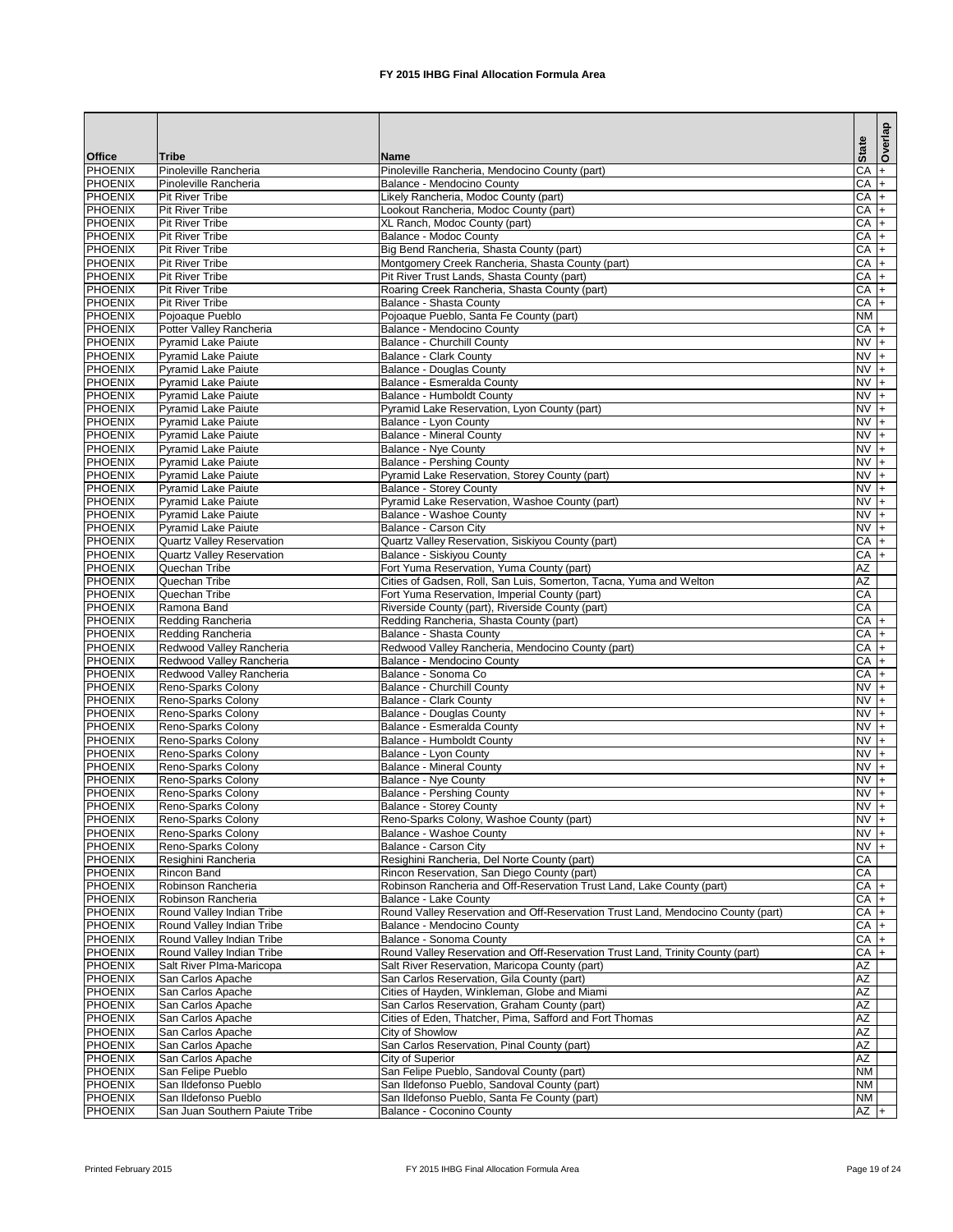# FY 2015 IHBG Final Allocation Formula Area

| Office | Tribe | Name | State | Overlap |
|---|---|---|---|---|
| PHOENIX | Pinoleville Rancheria | Pinoleville Rancheria, Mendocino County (part) | CA | + |
| PHOENIX | Pinoleville Rancheria | Balance - Mendocino County | CA | + |
| PHOENIX | Pit River Tribe | Likely Rancheria, Modoc County (part) | CA | + |
| PHOENIX | Pit River Tribe | Lookout Rancheria, Modoc County (part) | CA | + |
| PHOENIX | Pit River Tribe | XL Ranch, Modoc County (part) | CA | + |
| PHOENIX | Pit River Tribe | Balance - Modoc County | CA | + |
| PHOENIX | Pit River Tribe | Big Bend Rancheria, Shasta County (part) | CA | + |
| PHOENIX | Pit River Tribe | Montgomery Creek Rancheria, Shasta County (part) | CA | + |
| PHOENIX | Pit River Tribe | Pit River Trust Lands, Shasta County (part) | CA | + |
| PHOENIX | Pit River Tribe | Roaring Creek Rancheria, Shasta County (part) | CA | + |
| PHOENIX | Pit River Tribe | Balance - Shasta County | CA | + |
| PHOENIX | Pojoaque Pueblo | Pojoaque Pueblo, Santa Fe County (part) | NM | |
| PHOENIX | Potter Valley Rancheria | Balance - Mendocino County | CA | + |
| PHOENIX | Pyramid Lake Paiute | Balance - Churchill County | NV | + |
| PHOENIX | Pyramid Lake Paiute | Balance - Clark County | NV | + |
| PHOENIX | Pyramid Lake Paiute | Balance - Douglas County | NV | + |
| PHOENIX | Pyramid Lake Paiute | Balance - Esmeralda County | NV | + |
| PHOENIX | Pyramid Lake Paiute | Balance - Humboldt County | NV | + |
| PHOENIX | Pyramid Lake Paiute | Pyramid Lake Reservation, Lyon County (part) | NV | + |
| PHOENIX | Pyramid Lake Paiute | Balance - Lyon County | NV | + |
| PHOENIX | Pyramid Lake Paiute | Balance - Mineral County | NV | + |
| PHOENIX | Pyramid Lake Paiute | Balance - Nye County | NV | + |
| PHOENIX | Pyramid Lake Paiute | Balance - Pershing County | NV | + |
| PHOENIX | Pyramid Lake Paiute | Pyramid Lake Reservation, Storey County (part) | NV | + |
| PHOENIX | Pyramid Lake Paiute | Balance - Storey County | NV | + |
| PHOENIX | Pyramid Lake Paiute | Pyramid Lake Reservation, Washoe County (part) | NV | + |
| PHOENIX | Pyramid Lake Paiute | Balance - Washoe County | NV | + |
| PHOENIX | Pyramid Lake Paiute | Balance - Carson City | NV | + |
| PHOENIX | Quartz Valley Reservation | Quartz Valley Reservation, Siskiyou County (part) | CA | + |
| PHOENIX | Quartz Valley Reservation | Balance - Siskiyou County | CA | + |
| PHOENIX | Quechan Tribe | Fort Yuma Reservation, Yuma County (part) | AZ | |
| PHOENIX | Quechan Tribe | Cities of Gadsen, Roll, San Luis, Somerton, Tacna, Yuma and Welton | AZ | |
| PHOENIX | Quechan Tribe | Fort Yuma Reservation, Imperial County (part) | CA | |
| PHOENIX | Ramona Band | Riverside County (part), Riverside County (part) | CA | |
| PHOENIX | Redding Rancheria | Redding Rancheria, Shasta County (part) | CA | + |
| PHOENIX | Redding Rancheria | Balance - Shasta County | CA | + |
| PHOENIX | Redwood Valley Rancheria | Redwood Valley Rancheria, Mendocino County (part) | CA | + |
| PHOENIX | Redwood Valley Rancheria | Balance - Mendocino County | CA | + |
| PHOENIX | Redwood Valley Rancheria | Balance - Sonoma Co | CA | + |
| PHOENIX | Reno-Sparks Colony | Balance - Churchill County | NV | + |
| PHOENIX | Reno-Sparks Colony | Balance - Clark County | NV | + |
| PHOENIX | Reno-Sparks Colony | Balance - Douglas County | NV | + |
| PHOENIX | Reno-Sparks Colony | Balance - Esmeralda County | NV | + |
| PHOENIX | Reno-Sparks Colony | Balance - Humboldt County | NV | + |
| PHOENIX | Reno-Sparks Colony | Balance - Lyon County | NV | + |
| PHOENIX | Reno-Sparks Colony | Balance - Mineral County | NV | + |
| PHOENIX | Reno-Sparks Colony | Balance - Nye County | NV | + |
| PHOENIX | Reno-Sparks Colony | Balance - Pershing County | NV | + |
| PHOENIX | Reno-Sparks Colony | Balance - Storey County | NV | + |
| PHOENIX | Reno-Sparks Colony | Reno-Sparks Colony, Washoe County (part) | NV | + |
| PHOENIX | Reno-Sparks Colony | Balance - Washoe County | NV | + |
| PHOENIX | Reno-Sparks Colony | Balance - Carson City | NV | + |
| PHOENIX | Resighini Rancheria | Resighini Rancheria, Del Norte County (part) | CA | |
| PHOENIX | Rincon Band | Rincon Reservation, San Diego County (part) | CA | |
| PHOENIX | Robinson Rancheria | Robinson Rancheria and Off-Reservation Trust Land, Lake County (part) | CA | + |
| PHOENIX | Robinson Rancheria | Balance - Lake County | CA | + |
| PHOENIX | Round Valley Indian Tribe | Round Valley Reservation and Off-Reservation Trust Land, Mendocino County (part) | CA | + |
| PHOENIX | Round Valley Indian Tribe | Balance - Mendocino County | CA | + |
| PHOENIX | Round Valley Indian Tribe | Balance - Sonoma County | CA | + |
| PHOENIX | Round Valley Indian Tribe | Round Valley Reservation and Off-Reservation Trust Land, Trinity County (part) | CA | + |
| PHOENIX | Salt River PIma-Maricopa | Salt River Reservation, Maricopa County (part) | AZ | |
| PHOENIX | San Carlos Apache | San Carlos Reservation, Gila County (part) | AZ | |
| PHOENIX | San Carlos Apache | Cities of Hayden, Winkleman, Globe and Miami | AZ | |
| PHOENIX | San Carlos Apache | San Carlos Reservation, Graham County (part) | AZ | |
| PHOENIX | San Carlos Apache | Cities of Eden, Thatcher, Pima, Safford and Fort Thomas | AZ | |
| PHOENIX | San Carlos Apache | City of Showlow | AZ | |
| PHOENIX | San Carlos Apache | San Carlos Reservation, Pinal County (part) | AZ | |
| PHOENIX | San Carlos Apache | City of Superior | AZ | |
| PHOENIX | San Felipe Pueblo | San Felipe Pueblo, Sandoval County (part) | NM | |
| PHOENIX | San Ildefonso Pueblo | San Ildefonso Pueblo, Sandoval County (part) | NM | |
| PHOENIX | San Ildefonso Pueblo | San Ildefonso Pueblo, Santa Fe County (part) | NM | |
| PHOENIX | San Juan Southern Paiute Tribe | Balance - Coconino County | AZ | + |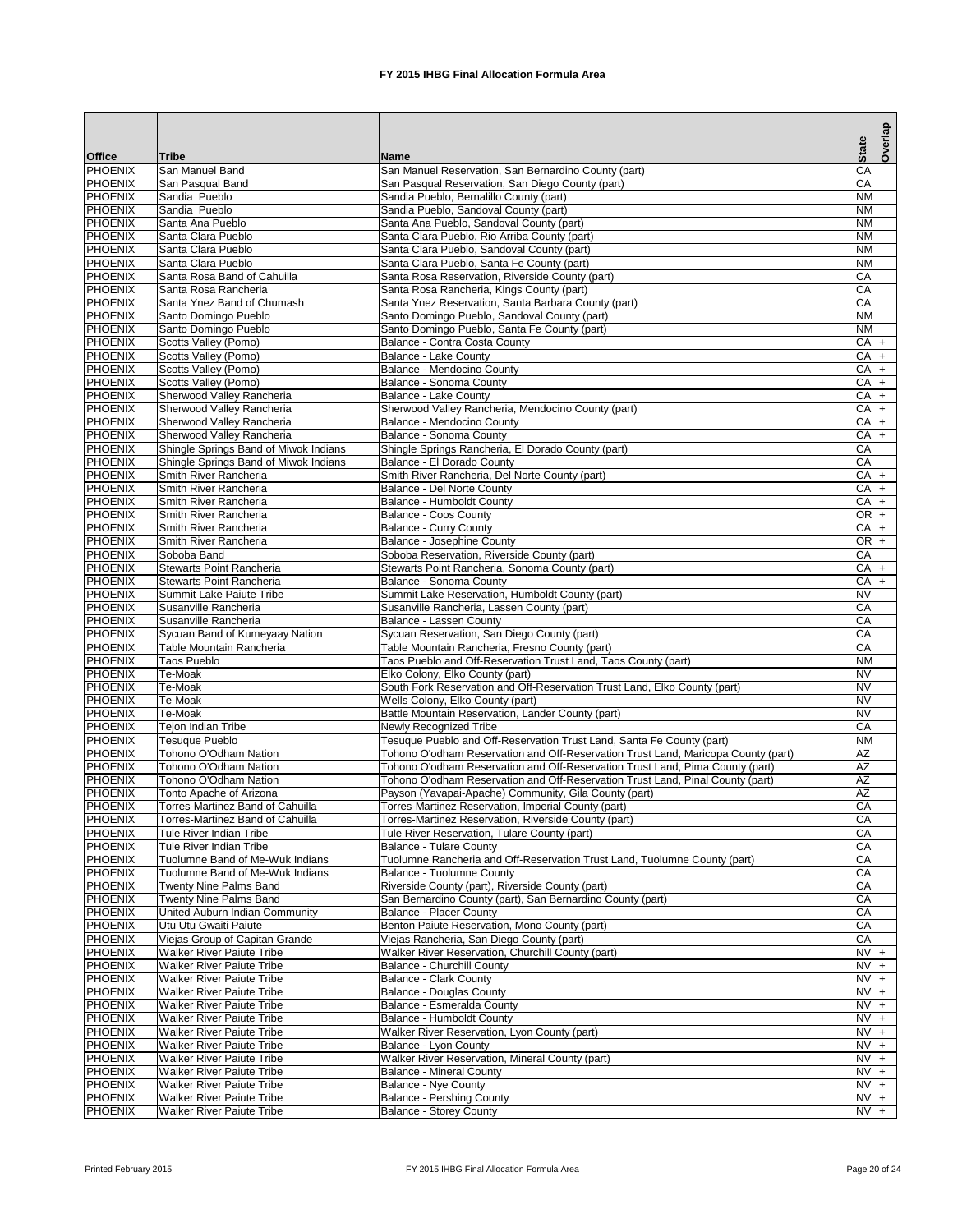# FY 2015 IHBG Final Allocation Formula Area

| Office | Tribe | Name | State | Overlap |
|---|---|---|---|---|
| PHOENIX | San Manuel Band | San Manuel Reservation, San Bernardino County (part) | CA | |
| PHOENIX | San Pasqual Band | San Pasqual Reservation, San Diego County (part) | CA | |
| PHOENIX | Sandia Pueblo | Sandia Pueblo, Bernalillo County (part) | NM | |
| PHOENIX | Sandia Pueblo | Sandia Pueblo, Sandoval County (part) | NM | |
| PHOENIX | Santa Ana Pueblo | Santa Ana Pueblo, Sandoval County (part) | NM | |
| PHOENIX | Santa Clara Pueblo | Santa Clara Pueblo, Rio Arriba County (part) | NM | |
| PHOENIX | Santa Clara Pueblo | Santa Clara Pueblo, Sandoval County (part) | NM | |
| PHOENIX | Santa Clara Pueblo | Santa Clara Pueblo, Santa Fe County (part) | NM | |
| PHOENIX | Santa Rosa Band of Cahuilla | Santa Rosa Reservation, Riverside County (part) | CA | |
| PHOENIX | Santa Rosa Rancheria | Santa Rosa Rancheria, Kings County (part) | CA | |
| PHOENIX | Santa Ynez Band of Chumash | Santa Ynez Reservation, Santa Barbara County (part) | CA | |
| PHOENIX | Santo Domingo Pueblo | Santo Domingo Pueblo, Sandoval County (part) | NM | |
| PHOENIX | Santo Domingo Pueblo | Santo Domingo Pueblo, Santa Fe County (part) | NM | |
| PHOENIX | Scotts Valley (Pomo) | Balance - Contra Costa County | CA | + |
| PHOENIX | Scotts Valley (Pomo) | Balance - Lake County | CA | + |
| PHOENIX | Scotts Valley (Pomo) | Balance - Mendocino County | CA | + |
| PHOENIX | Scotts Valley (Pomo) | Balance - Sonoma County | CA | + |
| PHOENIX | Sherwood Valley Rancheria | Balance - Lake County | CA | + |
| PHOENIX | Sherwood Valley Rancheria | Sherwood Valley Rancheria, Mendocino County (part) | CA | + |
| PHOENIX | Sherwood Valley Rancheria | Balance - Mendocino County | CA | + |
| PHOENIX | Sherwood Valley Rancheria | Balance - Sonoma County | CA | + |
| PHOENIX | Shingle Springs Band of Miwok Indians | Shingle Springs Rancheria, El Dorado County (part) | CA | |
| PHOENIX | Shingle Springs Band of Miwok Indians | Balance - El Dorado County | CA | |
| PHOENIX | Smith River Rancheria | Smith River Rancheria, Del Norte County (part) | CA | + |
| PHOENIX | Smith River Rancheria | Balance - Del Norte County | CA | + |
| PHOENIX | Smith River Rancheria | Balance - Humboldt County | CA | + |
| PHOENIX | Smith River Rancheria | Balance - Coos County | OR | + |
| PHOENIX | Smith River Rancheria | Balance - Curry County | CA | + |
| PHOENIX | Smith River Rancheria | Balance - Josephine County | OR | + |
| PHOENIX | Soboba Band | Soboba Reservation, Riverside County (part) | CA | |
| PHOENIX | Stewarts Point Rancheria | Stewarts Point Rancheria, Sonoma County (part) | CA | + |
| PHOENIX | Stewarts Point Rancheria | Balance - Sonoma County | CA | + |
| PHOENIX | Summit Lake Paiute Tribe | Summit Lake Reservation, Humboldt County (part) | NV | |
| PHOENIX | Susanville Rancheria | Susanville Rancheria, Lassen County (part) | CA | |
| PHOENIX | Susanville Rancheria | Balance - Lassen County | CA | |
| PHOENIX | Sycuan Band of Kumeyaay Nation | Sycuan Reservation, San Diego County (part) | CA | |
| PHOENIX | Table Mountain Rancheria | Table Mountain Rancheria, Fresno County (part) | CA | |
| PHOENIX | Taos Pueblo | Taos Pueblo and Off-Reservation Trust Land, Taos County (part) | NM | |
| PHOENIX | Te-Moak | Elko Colony, Elko County (part) | NV | |
| PHOENIX | Te-Moak | South Fork Reservation and Off-Reservation Trust Land, Elko County (part) | NV | |
| PHOENIX | Te-Moak | Wells Colony, Elko County (part) | NV | |
| PHOENIX | Te-Moak | Battle Mountain Reservation, Lander County (part) | NV | |
| PHOENIX | Tejon Indian Tribe | Newly Recognized Tribe | CA | |
| PHOENIX | Tesuque Pueblo | Tesuque Pueblo and Off-Reservation Trust Land, Santa Fe County (part) | NM | |
| PHOENIX | Tohono O'Odham Nation | Tohono O'odham Reservation and Off-Reservation Trust Land, Maricopa County (part) | AZ | |
| PHOENIX | Tohono O'Odham Nation | Tohono O'odham Reservation and Off-Reservation Trust Land, Pima County (part) | AZ | |
| PHOENIX | Tohono O'Odham Nation | Tohono O'odham Reservation and Off-Reservation Trust Land, Pinal County (part) | AZ | |
| PHOENIX | Tonto Apache of Arizona | Payson (Yavapai-Apache) Community, Gila County (part) | AZ | |
| PHOENIX | Torres-Martinez Band of Cahuilla | Torres-Martinez Reservation, Imperial County (part) | CA | |
| PHOENIX | Torres-Martinez Band of Cahuilla | Torres-Martinez Reservation, Riverside County (part) | CA | |
| PHOENIX | Tule River Indian Tribe | Tule River Reservation, Tulare County (part) | CA | |
| PHOENIX | Tule River Indian Tribe | Balance - Tulare County | CA | |
| PHOENIX | Tuolumne Band of Me-Wuk Indians | Tuolumne Rancheria and Off-Reservation Trust Land, Tuolumne County (part) | CA | |
| PHOENIX | Tuolumne Band of Me-Wuk Indians | Balance - Tuolumne County | CA | |
| PHOENIX | Twenty Nine Palms Band | Riverside County (part), Riverside County (part) | CA | |
| PHOENIX | Twenty Nine Palms Band | San Bernardino County (part), San Bernardino County (part) | CA | |
| PHOENIX | United Auburn Indian Community | Balance - Placer County | CA | |
| PHOENIX | Utu Utu Gwaiti Paiute | Benton Paiute Reservation, Mono County (part) | CA | |
| PHOENIX | Viejas Group of Capitan Grande | Viejas Rancheria, San Diego County (part) | CA | |
| PHOENIX | Walker River Paiute Tribe | Walker River Reservation, Churchill County (part) | NV | + |
| PHOENIX | Walker River Paiute Tribe | Balance - Churchill County | NV | + |
| PHOENIX | Walker River Paiute Tribe | Balance - Clark County | NV | + |
| PHOENIX | Walker River Paiute Tribe | Balance - Douglas County | NV | + |
| PHOENIX | Walker River Paiute Tribe | Balance - Esmeralda County | NV | + |
| PHOENIX | Walker River Paiute Tribe | Balance - Humboldt County | NV | + |
| PHOENIX | Walker River Paiute Tribe | Walker River Reservation, Lyon County (part) | NV | + |
| PHOENIX | Walker River Paiute Tribe | Balance - Lyon County | NV | + |
| PHOENIX | Walker River Paiute Tribe | Walker River Reservation, Mineral County (part) | NV | + |
| PHOENIX | Walker River Paiute Tribe | Balance - Mineral County | NV | + |
| PHOENIX | Walker River Paiute Tribe | Balance - Nye County | NV | + |
| PHOENIX | Walker River Paiute Tribe | Balance - Pershing County | NV | + |
| PHOENIX | Walker River Paiute Tribe | Balance - Storey County | NV | + |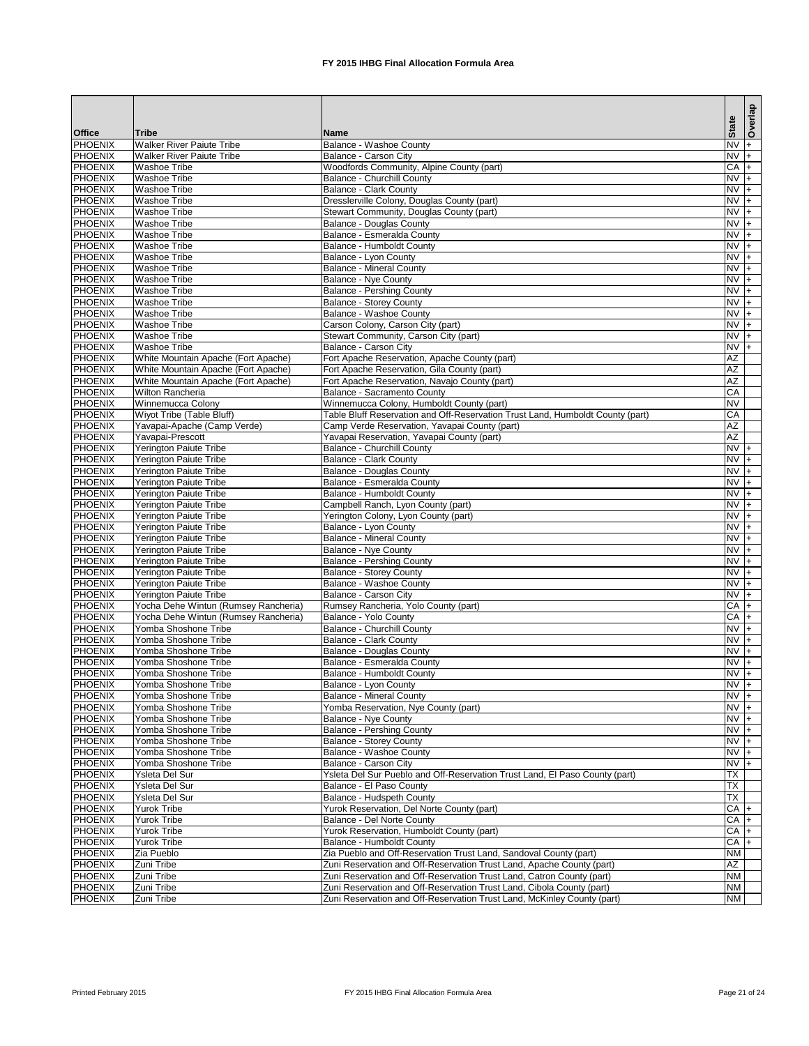# FY 2015 IHBG Final Allocation Formula Area

| Office | Tribe | Name | State | Overlap |
|---|---|---|---|---|
| PHOENIX | Walker River Paiute Tribe | Balance - Washoe County | NV | + |
| PHOENIX | Walker River Paiute Tribe | Balance - Carson City | NV | + |
| PHOENIX | Washoe Tribe | Woodfords Community, Alpine County (part) | CA | + |
| PHOENIX | Washoe Tribe | Balance - Churchill County | NV | + |
| PHOENIX | Washoe Tribe | Balance - Clark County | NV | + |
| PHOENIX | Washoe Tribe | Dresslerville Colony, Douglas County (part) | NV | + |
| PHOENIX | Washoe Tribe | Stewart Community, Douglas County (part) | NV | + |
| PHOENIX | Washoe Tribe | Balance - Douglas County | NV | + |
| PHOENIX | Washoe Tribe | Balance - Esmeralda County | NV | + |
| PHOENIX | Washoe Tribe | Balance - Humboldt County | NV | + |
| PHOENIX | Washoe Tribe | Balance - Lyon County | NV | + |
| PHOENIX | Washoe Tribe | Balance - Mineral County | NV | + |
| PHOENIX | Washoe Tribe | Balance - Nye County | NV | + |
| PHOENIX | Washoe Tribe | Balance - Pershing County | NV | + |
| PHOENIX | Washoe Tribe | Balance - Storey County | NV | + |
| PHOENIX | Washoe Tribe | Balance - Washoe County | NV | + |
| PHOENIX | Washoe Tribe | Carson Colony, Carson City (part) | NV | + |
| PHOENIX | Washoe Tribe | Stewart Community, Carson City (part) | NV | + |
| PHOENIX | Washoe Tribe | Balance - Carson City | NV | + |
| PHOENIX | White Mountain Apache (Fort Apache) | Fort Apache Reservation, Apache County (part) | AZ | |
| PHOENIX | White Mountain Apache (Fort Apache) | Fort Apache Reservation, Gila County (part) | AZ | |
| PHOENIX | White Mountain Apache (Fort Apache) | Fort Apache Reservation, Navajo County (part) | AZ | |
| PHOENIX | Wilton Rancheria | Balance - Sacramento County | CA | |
| PHOENIX | Winnemucca Colony | Winnemucca Colony, Humboldt County (part) | NV | |
| PHOENIX | Wiyot Tribe (Table Bluff) | Table Bluff Reservation and Off-Reservation Trust Land, Humboldt County (part) | CA | |
| PHOENIX | Yavapai-Apache (Camp Verde) | Camp Verde Reservation, Yavapai County (part) | AZ | |
| PHOENIX | Yavapai-Prescott | Yavapai Reservation, Yavapai County (part) | AZ | |
| PHOENIX | Yerington Paiute Tribe | Balance - Churchill County | NV | + |
| PHOENIX | Yerington Paiute Tribe | Balance - Clark County | NV | + |
| PHOENIX | Yerington Paiute Tribe | Balance - Douglas County | NV | + |
| PHOENIX | Yerington Paiute Tribe | Balance - Esmeralda County | NV | + |
| PHOENIX | Yerington Paiute Tribe | Balance - Humboldt County | NV | + |
| PHOENIX | Yerington Paiute Tribe | Campbell Ranch, Lyon County (part) | NV | + |
| PHOENIX | Yerington Paiute Tribe | Yerington Colony, Lyon County (part) | NV | + |
| PHOENIX | Yerington Paiute Tribe | Balance - Lyon County | NV | + |
| PHOENIX | Yerington Paiute Tribe | Balance - Mineral County | NV | + |
| PHOENIX | Yerington Paiute Tribe | Balance - Nye County | NV | + |
| PHOENIX | Yerington Paiute Tribe | Balance - Pershing County | NV | + |
| PHOENIX | Yerington Paiute Tribe | Balance - Storey County | NV | + |
| PHOENIX | Yerington Paiute Tribe | Balance - Washoe County | NV | + |
| PHOENIX | Yerington Paiute Tribe | Balance - Carson City | NV | + |
| PHOENIX | Yocha Dehe Wintun (Rumsey Rancheria) | Rumsey Rancheria, Yolo County (part) | CA | + |
| PHOENIX | Yocha Dehe Wintun (Rumsey Rancheria) | Balance - Yolo County | CA | + |
| PHOENIX | Yomba Shoshone Tribe | Balance - Churchill County | NV | + |
| PHOENIX | Yomba Shoshone Tribe | Balance - Clark County | NV | + |
| PHOENIX | Yomba Shoshone Tribe | Balance - Douglas County | NV | + |
| PHOENIX | Yomba Shoshone Tribe | Balance - Esmeralda County | NV | + |
| PHOENIX | Yomba Shoshone Tribe | Balance - Humboldt County | NV | + |
| PHOENIX | Yomba Shoshone Tribe | Balance - Lyon County | NV | + |
| PHOENIX | Yomba Shoshone Tribe | Balance - Mineral County | NV | + |
| PHOENIX | Yomba Shoshone Tribe | Yomba Reservation, Nye County (part) | NV | + |
| PHOENIX | Yomba Shoshone Tribe | Balance - Nye County | NV | + |
| PHOENIX | Yomba Shoshone Tribe | Balance - Pershing County | NV | + |
| PHOENIX | Yomba Shoshone Tribe | Balance - Storey County | NV | + |
| PHOENIX | Yomba Shoshone Tribe | Balance - Washoe County | NV | + |
| PHOENIX | Yomba Shoshone Tribe | Balance - Carson City | NV | + |
| PHOENIX | Ysleta Del Sur | Ysleta Del Sur Pueblo and Off-Reservation Trust Land, El Paso County (part) | TX | |
| PHOENIX | Ysleta Del Sur | Balance - El Paso County | TX | |
| PHOENIX | Ysleta Del Sur | Balance - Hudspeth County | TX | |
| PHOENIX | Yurok Tribe | Yurok Reservation, Del Norte County (part) | CA | + |
| PHOENIX | Yurok Tribe | Balance - Del Norte County | CA | + |
| PHOENIX | Yurok Tribe | Yurok Reservation, Humboldt County (part) | CA | + |
| PHOENIX | Yurok Tribe | Balance - Humboldt County | CA | + |
| PHOENIX | Zia Pueblo | Zia Pueblo and Off-Reservation Trust Land, Sandoval County (part) | NM | |
| PHOENIX | Zuni Tribe | Zuni Reservation and Off-Reservation Trust Land, Apache County (part) | AZ | |
| PHOENIX | Zuni Tribe | Zuni Reservation and Off-Reservation Trust Land, Catron County (part) | NM | |
| PHOENIX | Zuni Tribe | Zuni Reservation and Off-Reservation Trust Land, Cibola County (part) | NM | |
| PHOENIX | Zuni Tribe | Zuni Reservation and Off-Reservation Trust Land, McKinley County (part) | NM | |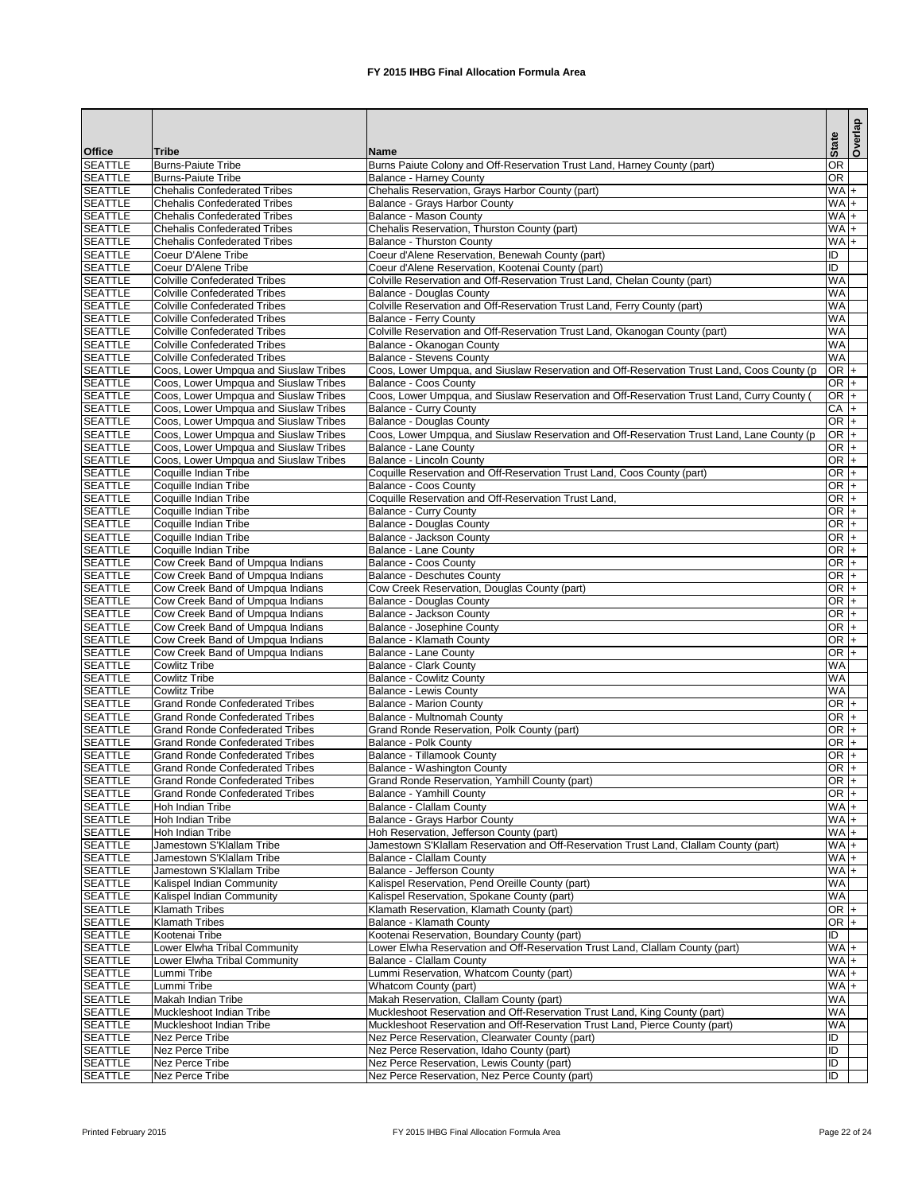# FY 2015 IHBG Final Allocation Formula Area

| Office | Tribe | Name | State | Overlap |
|---|---|---|---|---|
| SEATTLE | Burns-Paiute Tribe | Burns Paiute Colony and Off-Reservation Trust Land, Harney County (part) | OR | |
| SEATTLE | Burns-Paiute Tribe | Balance - Harney County | OR | |
| SEATTLE | Chehalis Confederated Tribes | Chehalis Reservation, Grays Harbor County (part) | WA | + |
| SEATTLE | Chehalis Confederated Tribes | Balance - Grays Harbor County | WA | + |
| SEATTLE | Chehalis Confederated Tribes | Balance - Mason County | WA | + |
| SEATTLE | Chehalis Confederated Tribes | Chehalis Reservation, Thurston County (part) | WA | + |
| SEATTLE | Chehalis Confederated Tribes | Balance - Thurston County | WA | + |
| SEATTLE | Coeur D'Alene Tribe | Coeur d'Alene Reservation, Benewah County (part) | ID | |
| SEATTLE | Coeur D'Alene Tribe | Coeur d'Alene Reservation, Kootenai County (part) | ID | |
| SEATTLE | Colville Confederated Tribes | Colville Reservation and Off-Reservation Trust Land, Chelan County (part) | WA | |
| SEATTLE | Colville Confederated Tribes | Balance - Douglas County | WA | |
| SEATTLE | Colville Confederated Tribes | Colville Reservation and Off-Reservation Trust Land, Ferry County (part) | WA | |
| SEATTLE | Colville Confederated Tribes | Balance - Ferry County | WA | |
| SEATTLE | Colville Confederated Tribes | Colville Reservation and Off-Reservation Trust Land, Okanogan County (part) | WA | |
| SEATTLE | Colville Confederated Tribes | Balance - Okanogan County | WA | |
| SEATTLE | Colville Confederated Tribes | Balance - Stevens County | WA | |
| SEATTLE | Coos, Lower Umpqua and Siuslaw Tribes | Coos, Lower Umpqua, and Siuslaw Reservation and Off-Reservation Trust Land, Coos County (p | OR | + |
| SEATTLE | Coos, Lower Umpqua and Siuslaw Tribes | Balance - Coos County | OR | + |
| SEATTLE | Coos, Lower Umpqua and Siuslaw Tribes | Coos, Lower Umpqua, and Siuslaw Reservation and Off-Reservation Trust Land, Curry County ( | OR | + |
| SEATTLE | Coos, Lower Umpqua and Siuslaw Tribes | Balance - Curry County | CA | + |
| SEATTLE | Coos, Lower Umpqua and Siuslaw Tribes | Balance - Douglas County | OR | + |
| SEATTLE | Coos, Lower Umpqua and Siuslaw Tribes | Coos, Lower Umpqua, and Siuslaw Reservation and Off-Reservation Trust Land, Lane County (p | OR | + |
| SEATTLE | Coos, Lower Umpqua and Siuslaw Tribes | Balance - Lane County | OR | + |
| SEATTLE | Coos, Lower Umpqua and Siuslaw Tribes | Balance - Lincoln County | OR | + |
| SEATTLE | Coquille Indian Tribe | Coquille Reservation and Off-Reservation Trust Land, Coos County (part) | OR | + |
| SEATTLE | Coquille Indian Tribe | Balance - Coos County | OR | + |
| SEATTLE | Coquille Indian Tribe | Coquille Reservation and Off-Reservation Trust Land, | OR | + |
| SEATTLE | Coquille Indian Tribe | Balance - Curry County | OR | + |
| SEATTLE | Coquille Indian Tribe | Balance - Douglas County | OR | + |
| SEATTLE | Coquille Indian Tribe | Balance - Jackson County | OR | + |
| SEATTLE | Coquille Indian Tribe | Balance - Lane County | OR | + |
| SEATTLE | Cow Creek Band of Umpqua Indians | Balance - Coos County | OR | + |
| SEATTLE | Cow Creek Band of Umpqua Indians | Balance - Deschutes County | OR | + |
| SEATTLE | Cow Creek Band of Umpqua Indians | Cow Creek Reservation, Douglas County (part) | OR | + |
| SEATTLE | Cow Creek Band of Umpqua Indians | Balance - Douglas County | OR | + |
| SEATTLE | Cow Creek Band of Umpqua Indians | Balance - Jackson County | OR | + |
| SEATTLE | Cow Creek Band of Umpqua Indians | Balance - Josephine County | OR | + |
| SEATTLE | Cow Creek Band of Umpqua Indians | Balance - Klamath County | OR | + |
| SEATTLE | Cow Creek Band of Umpqua Indians | Balance - Lane County | OR | + |
| SEATTLE | Cowlitz Tribe | Balance - Clark County | WA | |
| SEATTLE | Cowlitz Tribe | Balance - Cowlitz County | WA | |
| SEATTLE | Cowlitz Tribe | Balance - Lewis County | WA | |
| SEATTLE | Grand Ronde Confederated Tribes | Balance - Marion County | OR | + |
| SEATTLE | Grand Ronde Confederated Tribes | Balance - Multnomah County | OR | + |
| SEATTLE | Grand Ronde Confederated Tribes | Grand Ronde Reservation, Polk County (part) | OR | + |
| SEATTLE | Grand Ronde Confederated Tribes | Balance - Polk County | OR | + |
| SEATTLE | Grand Ronde Confederated Tribes | Balance - Tillamook County | OR | + |
| SEATTLE | Grand Ronde Confederated Tribes | Balance - Washington County | OR | + |
| SEATTLE | Grand Ronde Confederated Tribes | Grand Ronde Reservation, Yamhill County (part) | OR | + |
| SEATTLE | Grand Ronde Confederated Tribes | Balance - Yamhill County | OR | + |
| SEATTLE | Hoh Indian Tribe | Balance - Clallam County | WA | + |
| SEATTLE | Hoh Indian Tribe | Balance - Grays Harbor County | WA | + |
| SEATTLE | Hoh Indian Tribe | Hoh Reservation, Jefferson County (part) | WA | + |
| SEATTLE | Jamestown S'Klallam Tribe | Jamestown S'Klallam Reservation and Off-Reservation Trust Land, Clallam County (part) | WA | + |
| SEATTLE | Jamestown S'Klallam Tribe | Balance - Clallam County | WA | + |
| SEATTLE | Jamestown S'Klallam Tribe | Balance - Jefferson County | WA | + |
| SEATTLE | Kalispel Indian Community | Kalispel Reservation, Pend Oreille County (part) | WA | |
| SEATTLE | Kalispel Indian Community | Kalispel Reservation, Spokane County (part) | WA | |
| SEATTLE | Klamath Tribes | Klamath Reservation, Klamath County (part) | OR | + |
| SEATTLE | Klamath Tribes | Balance - Klamath County | OR | + |
| SEATTLE | Kootenai Tribe | Kootenai Reservation, Boundary County (part) | ID | |
| SEATTLE | Lower Elwha Tribal Community | Lower Elwha Reservation and Off-Reservation Trust Land, Clallam County (part) | WA | + |
| SEATTLE | Lower Elwha Tribal Community | Balance - Clallam County | WA | + |
| SEATTLE | Lummi Tribe | Lummi Reservation, Whatcom County (part) | WA | + |
| SEATTLE | Lummi Tribe | Whatcom County (part) | WA | + |
| SEATTLE | Makah Indian Tribe | Makah Reservation, Clallam County (part) | WA | |
| SEATTLE | Muckleshoot Indian Tribe | Muckleshoot Reservation and Off-Reservation Trust Land, King County (part) | WA | |
| SEATTLE | Muckleshoot Indian Tribe | Muckleshoot Reservation and Off-Reservation Trust Land, Pierce County (part) | WA | |
| SEATTLE | Nez Perce Tribe | Nez Perce Reservation, Clearwater County (part) | ID | |
| SEATTLE | Nez Perce Tribe | Nez Perce Reservation, Idaho County (part) | ID | |
| SEATTLE | Nez Perce Tribe | Nez Perce Reservation, Lewis County (part) | ID | |
| SEATTLE | Nez Perce Tribe | Nez Perce Reservation, Nez Perce County (part) | ID | |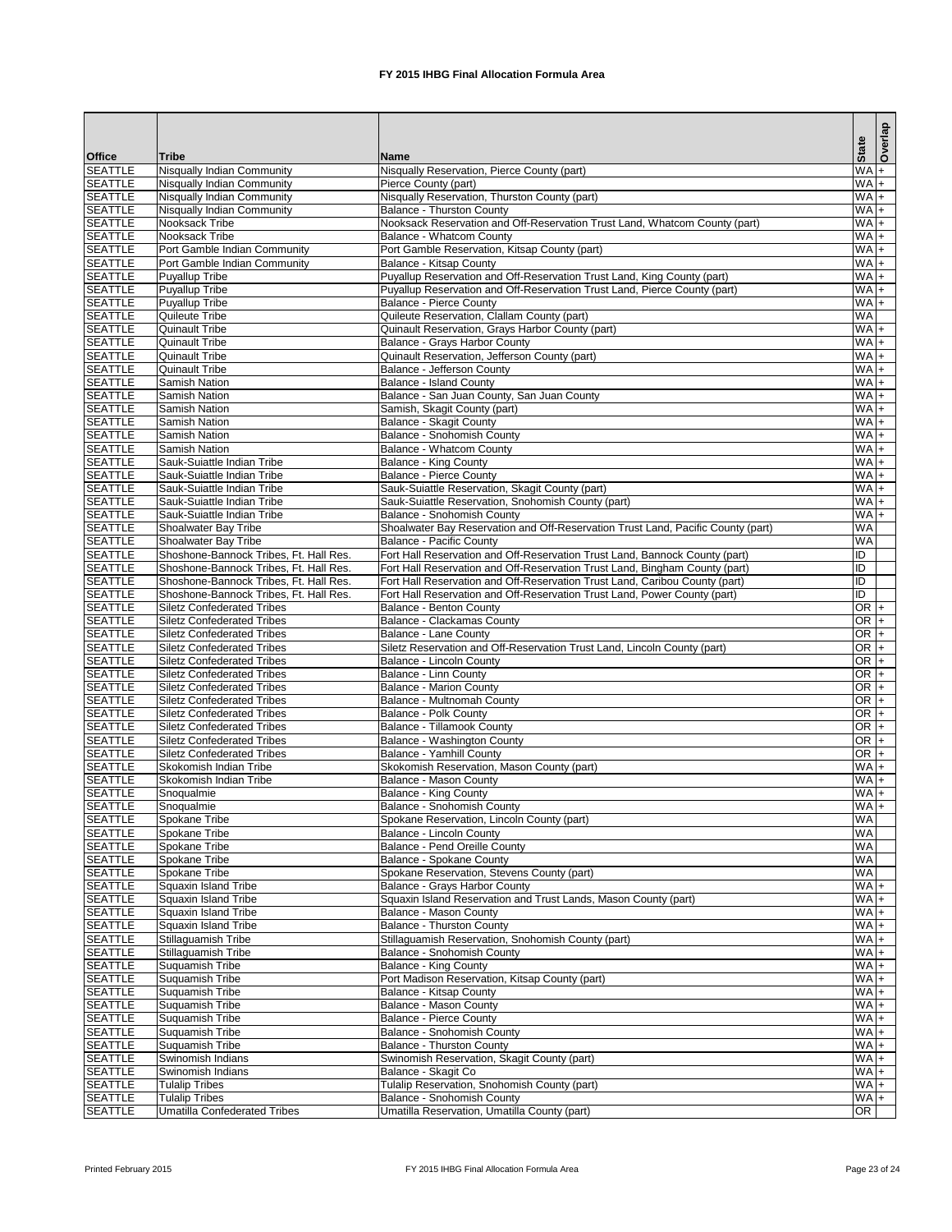# FY 2015 IHBG Final Allocation Formula Area

| Office | Tribe | Name | State | Overlap |
|---|---|---|---|---|
| SEATTLE | Nisqually Indian Community | Nisqually Reservation, Pierce County (part) | WA | + |
| SEATTLE | Nisqually Indian Community | Pierce County (part) | WA | + |
| SEATTLE | Nisqually Indian Community | Nisqually Reservation, Thurston County (part) | WA | + |
| SEATTLE | Nisqually Indian Community | Balance - Thurston County | WA | + |
| SEATTLE | Nooksack Tribe | Nooksack Reservation and Off-Reservation Trust Land, Whatcom County (part) | WA | + |
| SEATTLE | Nooksack Tribe | Balance - Whatcom County | WA | + |
| SEATTLE | Port Gamble Indian Community | Port Gamble Reservation, Kitsap County (part) | WA | + |
| SEATTLE | Port Gamble Indian Community | Balance - Kitsap County | WA | + |
| SEATTLE | Puyallup Tribe | Puyallup Reservation and Off-Reservation Trust Land, King County (part) | WA | + |
| SEATTLE | Puyallup Tribe | Puyallup Reservation and Off-Reservation Trust Land, Pierce County (part) | WA | + |
| SEATTLE | Puyallup Tribe | Balance - Pierce County | WA | + |
| SEATTLE | Quileute Tribe | Quileute Reservation, Clallam County (part) | WA | |
| SEATTLE | Quinault Tribe | Quinault Reservation, Grays Harbor County (part) | WA | + |
| SEATTLE | Quinault Tribe | Balance - Grays Harbor County | WA | + |
| SEATTLE | Quinault Tribe | Quinault Reservation, Jefferson County (part) | WA | + |
| SEATTLE | Quinault Tribe | Balance - Jefferson County | WA | + |
| SEATTLE | Samish Nation | Balance - Island County | WA | + |
| SEATTLE | Samish Nation | Balance - San Juan County, San Juan County | WA | + |
| SEATTLE | Samish Nation | Samish, Skagit County (part) | WA | + |
| SEATTLE | Samish Nation | Balance - Skagit County | WA | + |
| SEATTLE | Samish Nation | Balance - Snohomish County | WA | + |
| SEATTLE | Samish Nation | Balance - Whatcom County | WA | + |
| SEATTLE | Sauk-Suiattle Indian Tribe | Balance - King County | WA | + |
| SEATTLE | Sauk-Suiattle Indian Tribe | Balance - Pierce County | WA | + |
| SEATTLE | Sauk-Suiattle Indian Tribe | Sauk-Suiattle Reservation, Skagit County (part) | WA | + |
| SEATTLE | Sauk-Suiattle Indian Tribe | Sauk-Suiattle Reservation, Snohomish County (part) | WA | + |
| SEATTLE | Sauk-Suiattle Indian Tribe | Balance - Snohomish County | WA | + |
| SEATTLE | Shoalwater Bay Tribe | Shoalwater Bay Reservation and Off-Reservation Trust Land, Pacific County (part) | WA | |
| SEATTLE | Shoalwater Bay Tribe | Balance - Pacific County | WA | |
| SEATTLE | Shoshone-Bannock Tribes, Ft. Hall Res. | Fort Hall Reservation and Off-Reservation Trust Land, Bannock County (part) | ID | |
| SEATTLE | Shoshone-Bannock Tribes, Ft. Hall Res. | Fort Hall Reservation and Off-Reservation Trust Land, Bingham County (part) | ID | |
| SEATTLE | Shoshone-Bannock Tribes, Ft. Hall Res. | Fort Hall Reservation and Off-Reservation Trust Land, Caribou County (part) | ID | |
| SEATTLE | Shoshone-Bannock Tribes, Ft. Hall Res. | Fort Hall Reservation and Off-Reservation Trust Land, Power County (part) | ID | |
| SEATTLE | Siletz Confederated Tribes | Balance - Benton County | OR | + |
| SEATTLE | Siletz Confederated Tribes | Balance - Clackamas County | OR | + |
| SEATTLE | Siletz Confederated Tribes | Balance - Lane County | OR | + |
| SEATTLE | Siletz Confederated Tribes | Siletz Reservation and Off-Reservation Trust Land, Lincoln County (part) | OR | + |
| SEATTLE | Siletz Confederated Tribes | Balance - Lincoln County | OR | + |
| SEATTLE | Siletz Confederated Tribes | Balance - Linn County | OR | + |
| SEATTLE | Siletz Confederated Tribes | Balance - Marion County | OR | + |
| SEATTLE | Siletz Confederated Tribes | Balance - Multnomah County | OR | + |
| SEATTLE | Siletz Confederated Tribes | Balance - Polk County | OR | + |
| SEATTLE | Siletz Confederated Tribes | Balance - Tillamook County | OR | + |
| SEATTLE | Siletz Confederated Tribes | Balance - Washington County | OR | + |
| SEATTLE | Siletz Confederated Tribes | Balance - Yamhill County | OR | + |
| SEATTLE | Skokomish Indian Tribe | Skokomish Reservation, Mason County (part) | WA | + |
| SEATTLE | Skokomish Indian Tribe | Balance - Mason County | WA | + |
| SEATTLE | Snoqualmie | Balance - King County | WA | + |
| SEATTLE | Snoqualmie | Balance - Snohomish County | WA | + |
| SEATTLE | Spokane Tribe | Spokane Reservation, Lincoln County (part) | WA | |
| SEATTLE | Spokane Tribe | Balance - Lincoln County | WA | |
| SEATTLE | Spokane Tribe | Balance - Pend Oreille County | WA | |
| SEATTLE | Spokane Tribe | Balance - Spokane County | WA | |
| SEATTLE | Spokane Tribe | Spokane Reservation, Stevens County (part) | WA | |
| SEATTLE | Squaxin Island Tribe | Balance - Grays Harbor County | WA | + |
| SEATTLE | Squaxin Island Tribe | Squaxin Island Reservation and Trust Lands, Mason County (part) | WA | + |
| SEATTLE | Squaxin Island Tribe | Balance - Mason County | WA | + |
| SEATTLE | Squaxin Island Tribe | Balance - Thurston County | WA | + |
| SEATTLE | Stillaguamish Tribe | Stillaguamish Reservation, Snohomish County (part) | WA | + |
| SEATTLE | Stillaguamish Tribe | Balance - Snohomish County | WA | + |
| SEATTLE | Suquamish Tribe | Balance - King County | WA | + |
| SEATTLE | Suquamish Tribe | Port Madison Reservation, Kitsap County (part) | WA | + |
| SEATTLE | Suquamish Tribe | Balance - Kitsap County | WA | + |
| SEATTLE | Suquamish Tribe | Balance - Mason County | WA | + |
| SEATTLE | Suquamish Tribe | Balance - Pierce County | WA | + |
| SEATTLE | Suquamish Tribe | Balance - Snohomish County | WA | + |
| SEATTLE | Suquamish Tribe | Balance - Thurston County | WA | + |
| SEATTLE | Swinomish Indians | Swinomish Reservation, Skagit County (part) | WA | + |
| SEATTLE | Swinomish Indians | Balance - Skagit Co | WA | + |
| SEATTLE | Tulalip Tribes | Tulalip Reservation, Snohomish County (part) | WA | + |
| SEATTLE | Tulalip Tribes | Balance - Snohomish County | WA | + |
| SEATTLE | Umatilla Confederated Tribes | Umatilla Reservation, Umatilla County (part) | OR | |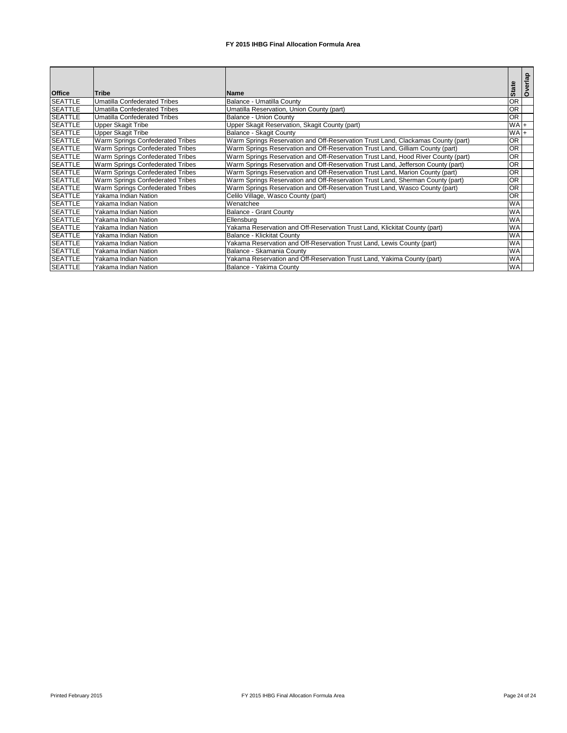**FY 2015 IHBG Final Allocation Formula Area**

| Office | Tribe | Name | State | Overlap |
|---|---|---|---|---|
| SEATTLE | Umatilla Confederated Tribes | Balance - Umatilla County | OR | |
| SEATTLE | Umatilla Confederated Tribes | Umatilla Reservation, Union County (part) | OR | |
| SEATTLE | Umatilla Confederated Tribes | Balance - Union County | OR | |
| SEATTLE | Upper Skagit Tribe | Upper Skagit Reservation, Skagit County (part) | WA | + |
| SEATTLE | Upper Skagit Tribe | Balance - Skagit County | WA | + |
| SEATTLE | Warm Springs Confederated Tribes | Warm Springs Reservation and Off-Reservation Trust Land, Clackamas County (part) | OR | |
| SEATTLE | Warm Springs Confederated Tribes | Warm Springs Reservation and Off-Reservation Trust Land, Gilliam County (part) | OR | |
| SEATTLE | Warm Springs Confederated Tribes | Warm Springs Reservation and Off-Reservation Trust Land, Hood River County (part) | OR | |
| SEATTLE | Warm Springs Confederated Tribes | Warm Springs Reservation and Off-Reservation Trust Land, Jefferson County (part) | OR | |
| SEATTLE | Warm Springs Confederated Tribes | Warm Springs Reservation and Off-Reservation Trust Land, Marion County (part) | OR | |
| SEATTLE | Warm Springs Confederated Tribes | Warm Springs Reservation and Off-Reservation Trust Land, Sherman County (part) | OR | |
| SEATTLE | Warm Springs Confederated Tribes | Warm Springs Reservation and Off-Reservation Trust Land, Wasco County (part) | OR | |
| SEATTLE | Yakama Indian Nation | Celilo Village, Wasco County (part) | OR | |
| SEATTLE | Yakama Indian Nation | Wenatchee | WA | |
| SEATTLE | Yakama Indian Nation | Balance - Grant County | WA | |
| SEATTLE | Yakama Indian Nation | Ellensburg | WA | |
| SEATTLE | Yakama Indian Nation | Yakama Reservation and Off-Reservation Trust Land, Klickitat County (part) | WA | |
| SEATTLE | Yakama Indian Nation | Balance - Klickitat County | WA | |
| SEATTLE | Yakama Indian Nation | Yakama Reservation and Off-Reservation Trust Land, Lewis County (part) | WA | |
| SEATTLE | Yakama Indian Nation | Balance - Skamania County | WA | |
| SEATTLE | Yakama Indian Nation | Yakama Reservation and Off-Reservation Trust Land, Yakima County (part) | WA | |
| SEATTLE | Yakama Indian Nation | Balance - Yakima County | WA | |